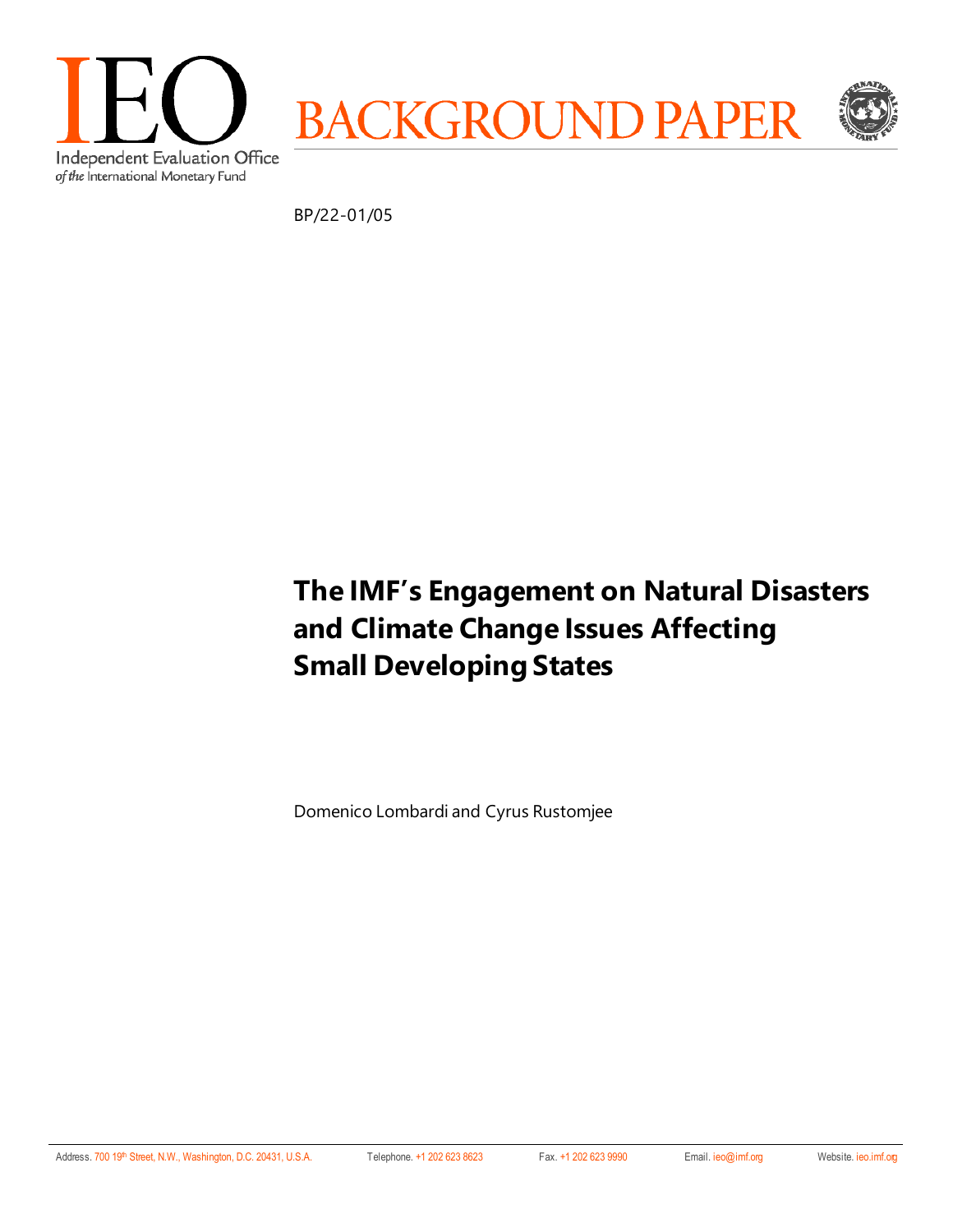IEO

Independent Evaluation Office of the International Monetary Fund

BACKGROUND PAPER

BP/22-01/05

# The IMF's Engagement on Natural Disasters and Climate Change Issues Affecting Small Developing States

Domenico Lombardi and Cyrus Rustomjee

Address. 700 19th Street, N.W., Washington, D.C. 20431, U.S.A. Telephone. +1 202 623 8623 Fax. +1 202 623 9990 Email. ieo@imf.org Website. ieo.imf.org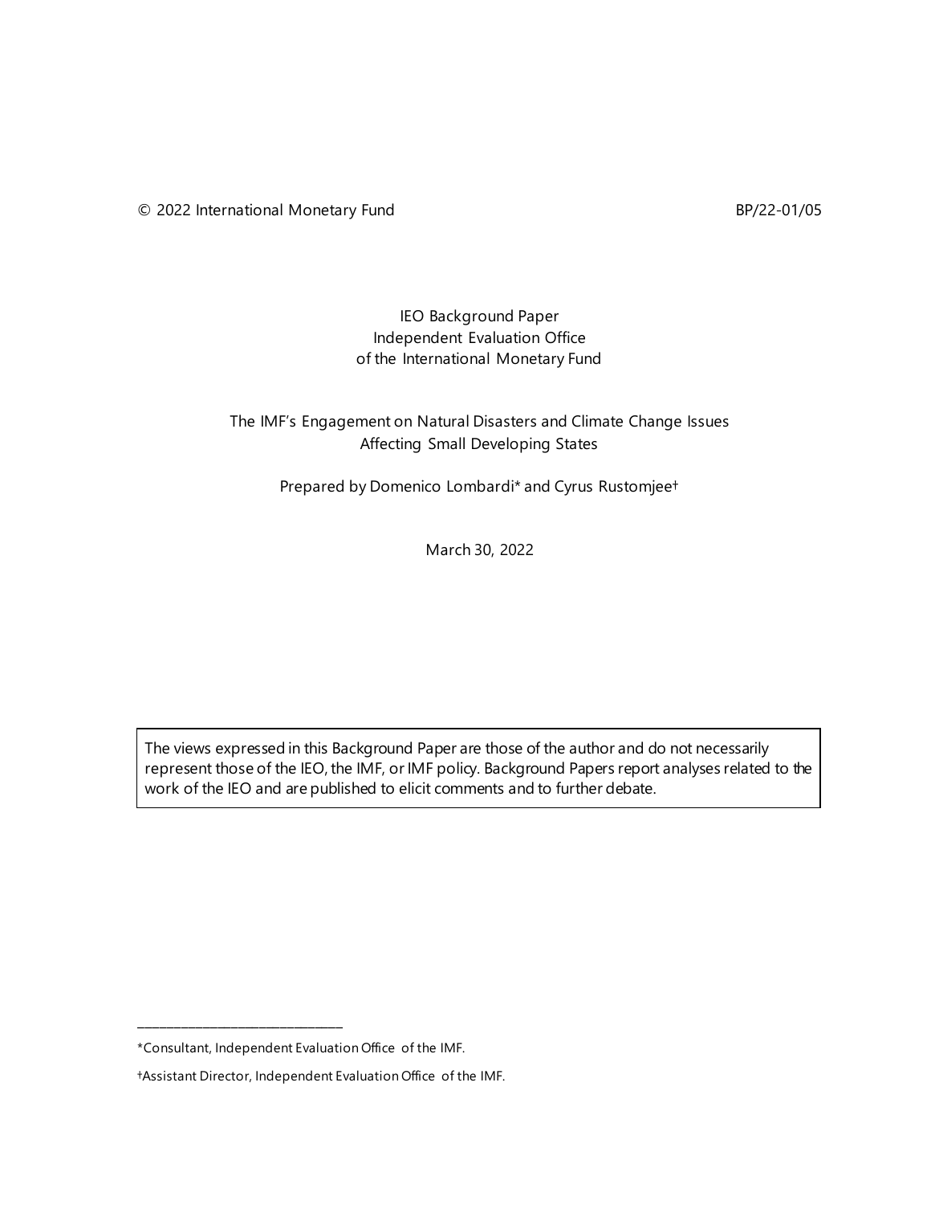© 2022 International Monetary Fund BP/22-01/05

IEO Background Paper
Independent Evaluation Office
of the International Monetary Fund

# The IMF's Engagement on Natural Disasters and Climate Change Issues Affecting Small Developing States

Prepared by Domenico Lombardi* and Cyrus Rustomjee†

March 30, 2022

The views expressed in this Background Paper are those of the author and do not necessarily represent those of the IEO, the IMF, or IMF policy. Background Papers report analyses related to the work of the IEO and are published to elicit comments and to further debate.

---

*Consultant, Independent Evaluation Office of the IMF.

†Assistant Director, Independent Evaluation Office of the IMF.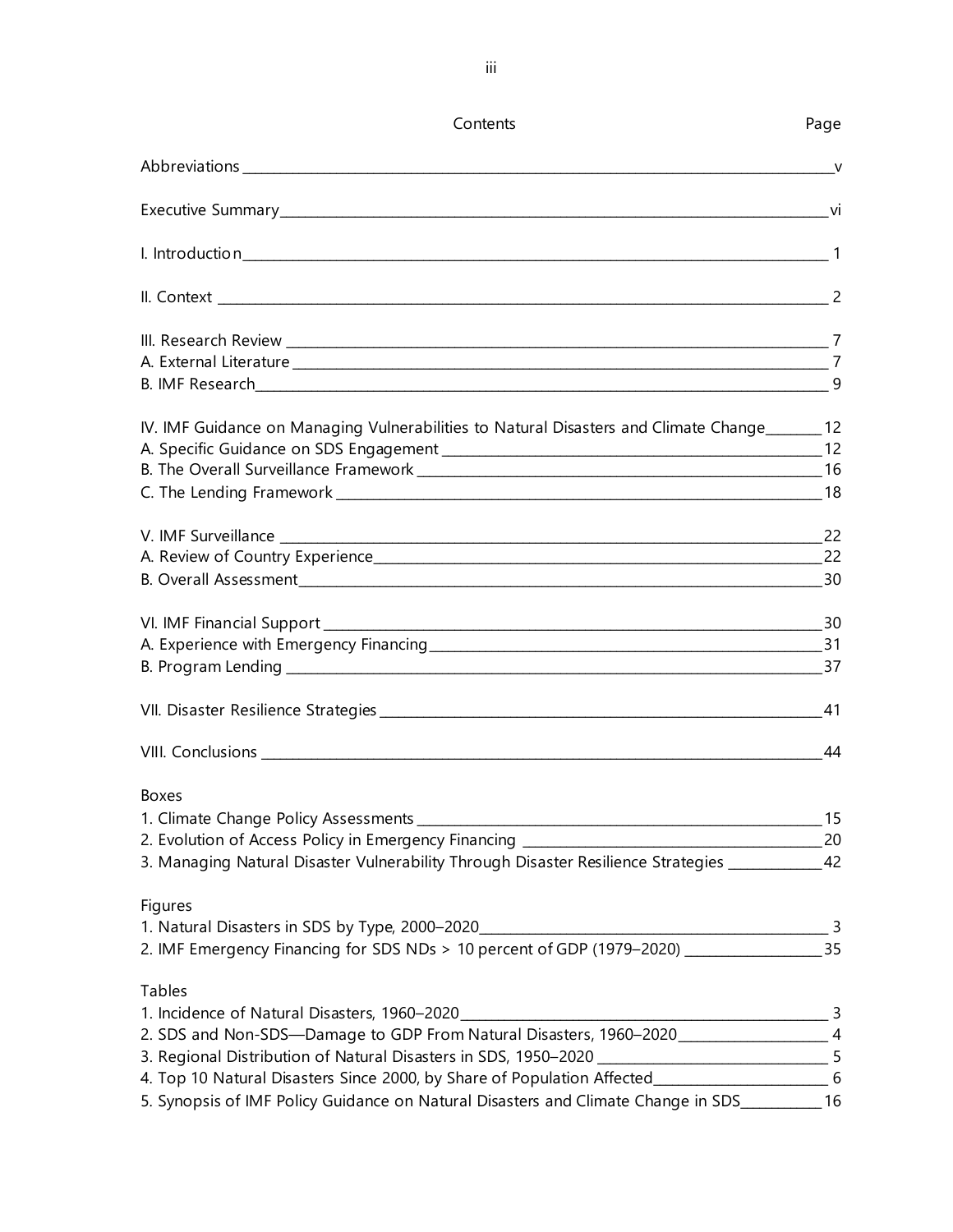# Contents

| Contents | Page |
|---|---|
| Abbreviations | v |
| Executive Summary | vi |
| I. Introduction | 1 |
| II. Context | 2 |
| III. Research Review | 7 |
| A. External Literature | 7 |
| B. IMF Research | 9 |
| IV. IMF Guidance on Managing Vulnerabilities to Natural Disasters and Climate Change | 12 |
| A. Specific Guidance on SDS Engagement | 12 |
| B. The Overall Surveillance Framework | 16 |
| C. The Lending Framework | 18 |
| V. IMF Surveillance | 22 |
| A. Review of Country Experience | 22 |
| B. Overall Assessment | 30 |
| VI. IMF Financial Support | 30 |
| A. Experience with Emergency Financing | 31 |
| B. Program Lending | 37 |
| VII. Disaster Resilience Strategies | 41 |
| VIII. Conclusions | 44 |

**Boxes**

| | |
|---|---|
| 1. Climate Change Policy Assessments | 15 |
| 2. Evolution of Access Policy in Emergency Financing | 20 |
| 3. Managing Natural Disaster Vulnerability Through Disaster Resilience Strategies | 42 |

**Figures**

| | |
|---|---|
| 1. Natural Disasters in SDS by Type, 2000–2020 | 3 |
| 2. IMF Emergency Financing for SDS NDs > 10 percent of GDP (1979–2020) | 35 |

**Tables**

| | |
|---|---|
| 1. Incidence of Natural Disasters, 1960–2020 | 3 |
| 2. SDS and Non-SDS—Damage to GDP From Natural Disasters, 1960–2020 | 4 |
| 3. Regional Distribution of Natural Disasters in SDS, 1950–2020 | 5 |
| 4. Top 10 Natural Disasters Since 2000, by Share of Population Affected | 6 |
| 5. Synopsis of IMF Policy Guidance on Natural Disasters and Climate Change in SDS | 16 |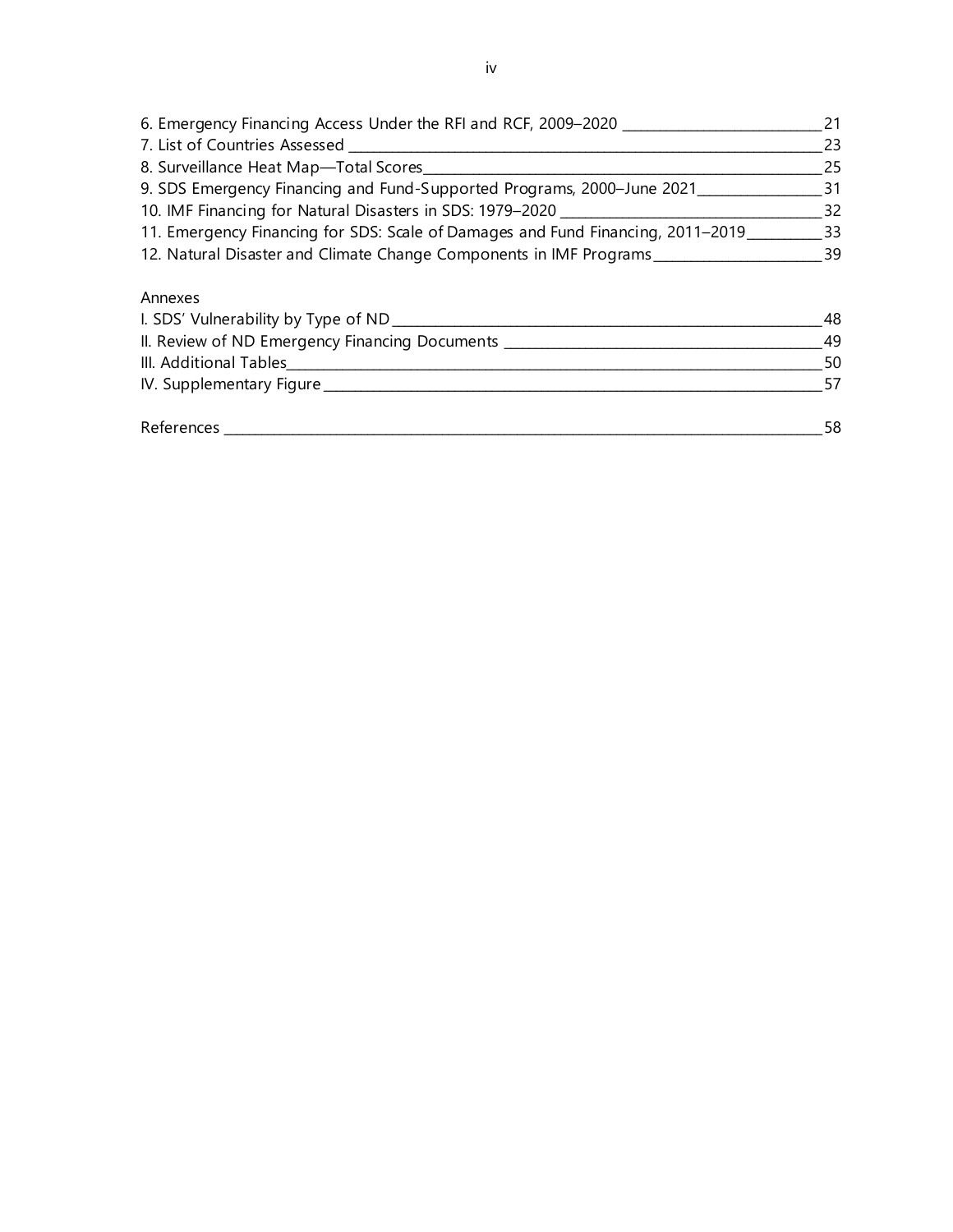6. Emergency Financing Access Under the RFI and RCF, 2009–2020 ___ 21
7. List of Countries Assessed ___ 23
8. Surveillance Heat Map—Total Scores ___ 25
9. SDS Emergency Financing and Fund-Supported Programs, 2000–June 2021 ___ 31
10. IMF Financing for Natural Disasters in SDS: 1979–2020 ___ 32
11. Emergency Financing for SDS: Scale of Damages and Fund Financing, 2011–2019 ___ 33
12. Natural Disaster and Climate Change Components in IMF Programs ___ 39

Annexes

I. SDS' Vulnerability by Type of ND ___ 48
II. Review of ND Emergency Financing Documents ___ 49
III. Additional Tables ___ 50
IV. Supplementary Figure ___ 57

References ___ 58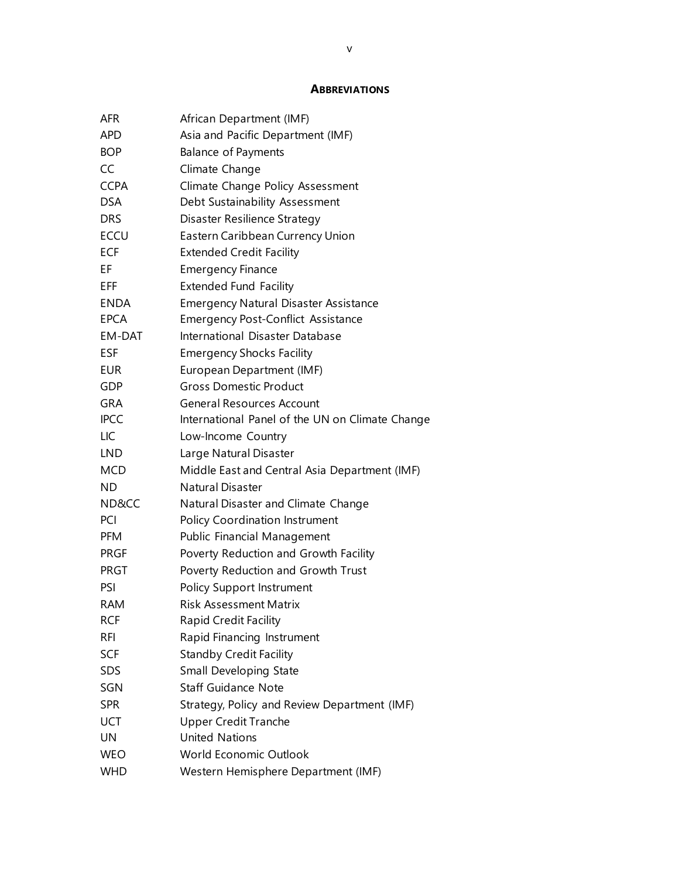## ABBREVIATIONS

| | |
|---|---|
| AFR | African Department (IMF) |
| APD | Asia and Pacific Department (IMF) |
| BOP | Balance of Payments |
| CC | Climate Change |
| CCPA | Climate Change Policy Assessment |
| DSA | Debt Sustainability Assessment |
| DRS | Disaster Resilience Strategy |
| ECCU | Eastern Caribbean Currency Union |
| ECF | Extended Credit Facility |
| EF | Emergency Finance |
| EFF | Extended Fund Facility |
| ENDA | Emergency Natural Disaster Assistance |
| EPCA | Emergency Post-Conflict Assistance |
| EM-DAT | International Disaster Database |
| ESF | Emergency Shocks Facility |
| EUR | European Department (IMF) |
| GDP | Gross Domestic Product |
| GRA | General Resources Account |
| IPCC | International Panel of the UN on Climate Change |
| LIC | Low-Income Country |
| LND | Large Natural Disaster |
| MCD | Middle East and Central Asia Department (IMF) |
| ND | Natural Disaster |
| ND&CC | Natural Disaster and Climate Change |
| PCI | Policy Coordination Instrument |
| PFM | Public Financial Management |
| PRGF | Poverty Reduction and Growth Facility |
| PRGT | Poverty Reduction and Growth Trust |
| PSI | Policy Support Instrument |
| RAM | Risk Assessment Matrix |
| RCF | Rapid Credit Facility |
| RFI | Rapid Financing Instrument |
| SCF | Standby Credit Facility |
| SDS | Small Developing State |
| SGN | Staff Guidance Note |
| SPR | Strategy, Policy and Review Department (IMF) |
| UCT | Upper Credit Tranche |
| UN | United Nations |
| WEO | World Economic Outlook |
| WHD | Western Hemisphere Department (IMF) |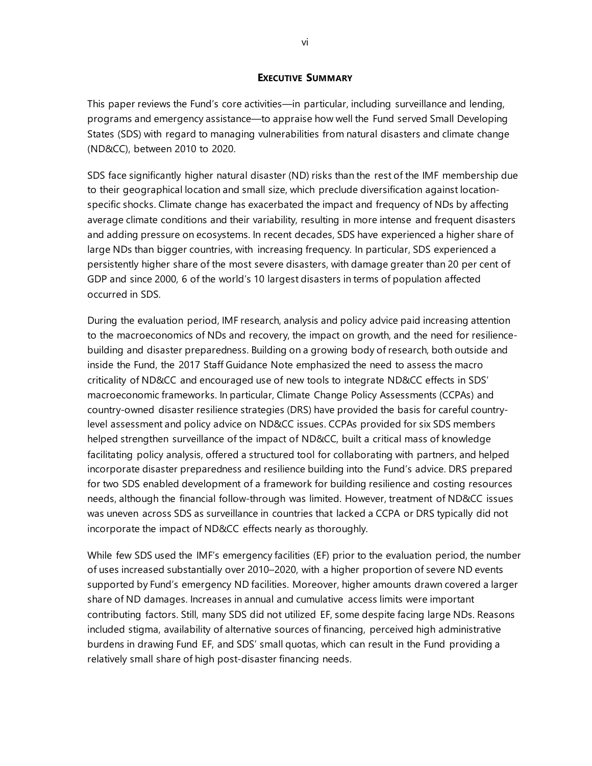## EXECUTIVE SUMMARY

This paper reviews the Fund's core activities—in particular, including surveillance and lending, programs and emergency assistance—to appraise how well the Fund served Small Developing States (SDS) with regard to managing vulnerabilities from natural disasters and climate change (ND&CC), between 2010 to 2020.

SDS face significantly higher natural disaster (ND) risks than the rest of the IMF membership due to their geographical location and small size, which preclude diversification against location-specific shocks. Climate change has exacerbated the impact and frequency of NDs by affecting average climate conditions and their variability, resulting in more intense and frequent disasters and adding pressure on ecosystems. In recent decades, SDS have experienced a higher share of large NDs than bigger countries, with increasing frequency. In particular, SDS experienced a persistently higher share of the most severe disasters, with damage greater than 20 per cent of GDP and since 2000, 6 of the world's 10 largest disasters in terms of population affected occurred in SDS.

During the evaluation period, IMF research, analysis and policy advice paid increasing attention to the macroeconomics of NDs and recovery, the impact on growth, and the need for resilience-building and disaster preparedness. Building on a growing body of research, both outside and inside the Fund, the 2017 Staff Guidance Note emphasized the need to assess the macro criticality of ND&CC and encouraged use of new tools to integrate ND&CC effects in SDS' macroeconomic frameworks. In particular, Climate Change Policy Assessments (CCPAs) and country-owned disaster resilience strategies (DRS) have provided the basis for careful country-level assessment and policy advice on ND&CC issues. CCPAs provided for six SDS members helped strengthen surveillance of the impact of ND&CC, built a critical mass of knowledge facilitating policy analysis, offered a structured tool for collaborating with partners, and helped incorporate disaster preparedness and resilience building into the Fund's advice. DRS prepared for two SDS enabled development of a framework for building resilience and costing resources needs, although the financial follow-through was limited. However, treatment of ND&CC issues was uneven across SDS as surveillance in countries that lacked a CCPA or DRS typically did not incorporate the impact of ND&CC effects nearly as thoroughly.

While few SDS used the IMF's emergency facilities (EF) prior to the evaluation period, the number of uses increased substantially over 2010–2020, with a higher proportion of severe ND events supported by Fund's emergency ND facilities. Moreover, higher amounts drawn covered a larger share of ND damages. Increases in annual and cumulative access limits were important contributing factors. Still, many SDS did not utilized EF, some despite facing large NDs. Reasons included stigma, availability of alternative sources of financing, perceived high administrative burdens in drawing Fund EF, and SDS' small quotas, which can result in the Fund providing a relatively small share of high post-disaster financing needs.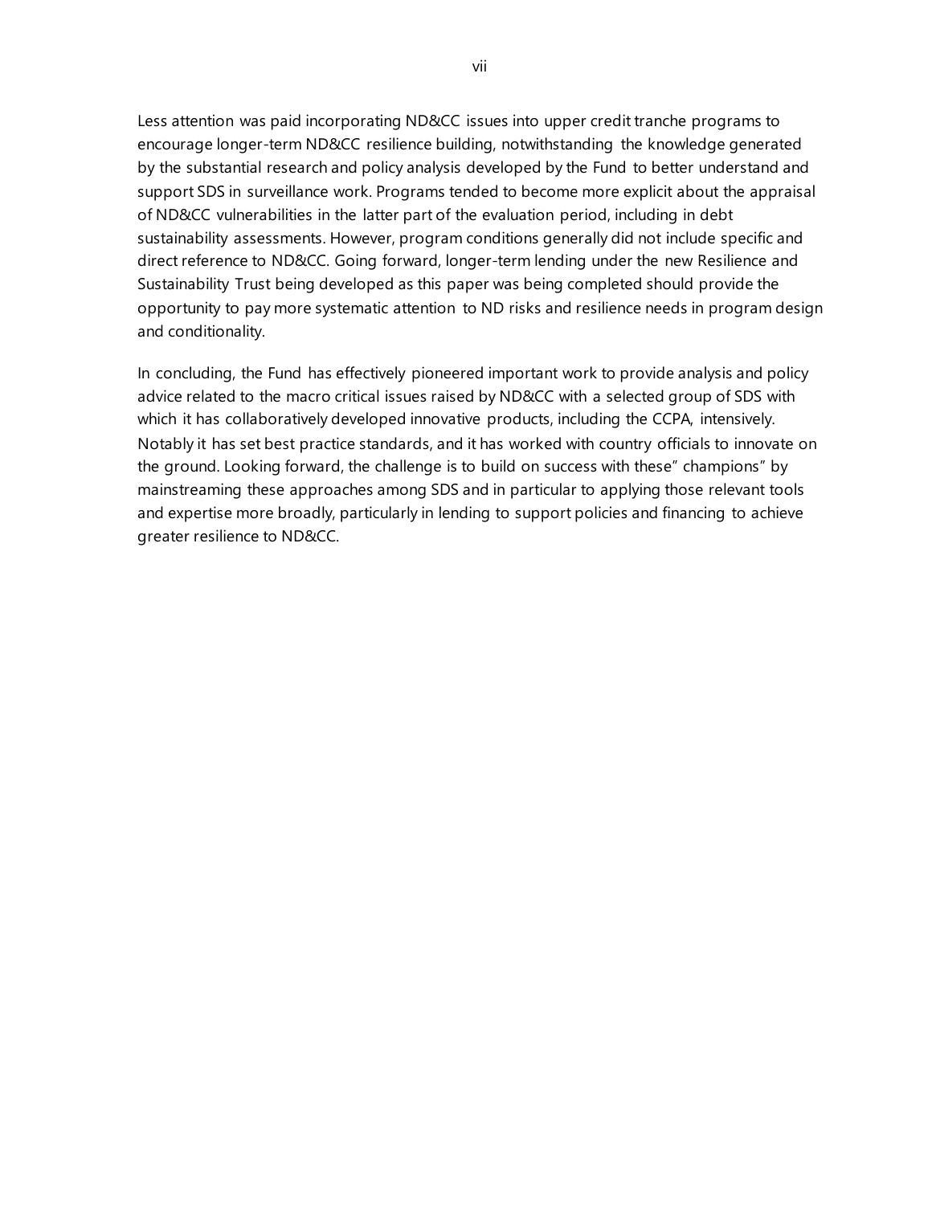Less attention was paid incorporating ND&CC issues into upper credit tranche programs to encourage longer-term ND&CC resilience building, notwithstanding the knowledge generated by the substantial research and policy analysis developed by the Fund to better understand and support SDS in surveillance work. Programs tended to become more explicit about the appraisal of ND&CC vulnerabilities in the latter part of the evaluation period, including in debt sustainability assessments. However, program conditions generally did not include specific and direct reference to ND&CC. Going forward, longer-term lending under the new Resilience and Sustainability Trust being developed as this paper was being completed should provide the opportunity to pay more systematic attention to ND risks and resilience needs in program design and conditionality.

In concluding, the Fund has effectively pioneered important work to provide analysis and policy advice related to the macro critical issues raised by ND&CC with a selected group of SDS with which it has collaboratively developed innovative products, including the CCPA, intensively. Notably it has set best practice standards, and it has worked with country officials to innovate on the ground. Looking forward, the challenge is to build on success with these" champions" by mainstreaming these approaches among SDS and in particular to applying those relevant tools and expertise more broadly, particularly in lending to support policies and financing to achieve greater resilience to ND&CC.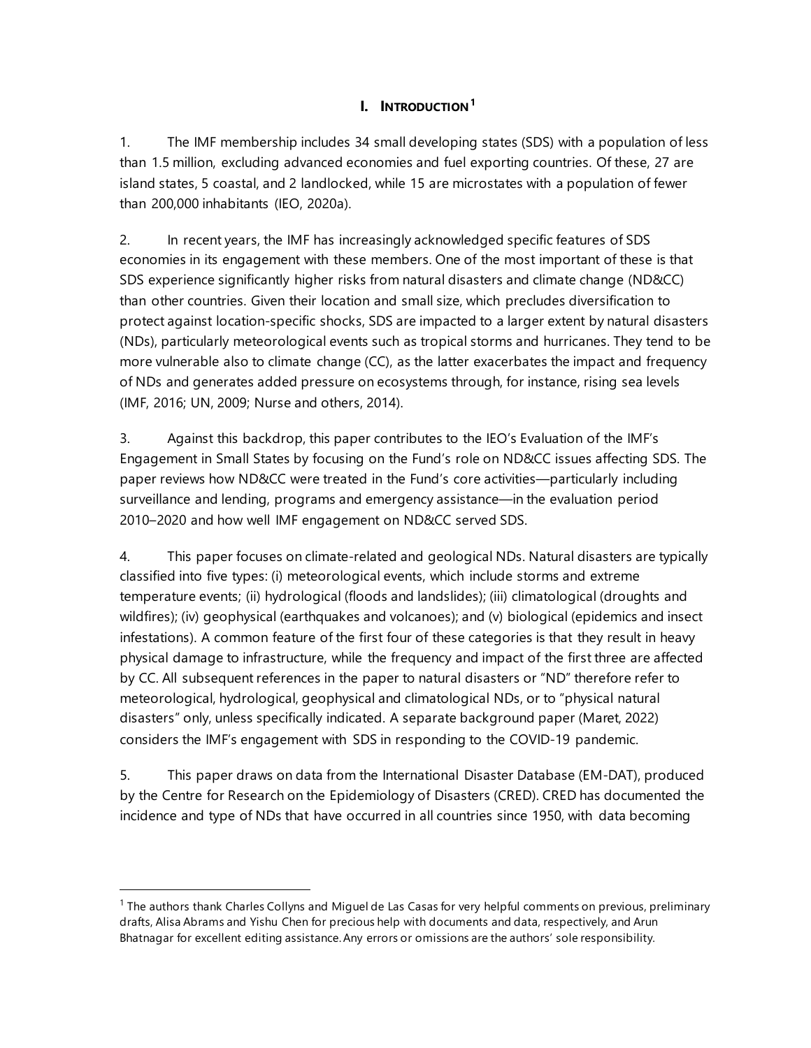# I. INTRODUCTION[1]

1. The IMF membership includes 34 small developing states (SDS) with a population of less than 1.5 million, excluding advanced economies and fuel exporting countries. Of these, 27 are island states, 5 coastal, and 2 landlocked, while 15 are microstates with a population of fewer than 200,000 inhabitants (IEO, 2020a).

2. In recent years, the IMF has increasingly acknowledged specific features of SDS economies in its engagement with these members. One of the most important of these is that SDS experience significantly higher risks from natural disasters and climate change (ND&CC) than other countries. Given their location and small size, which precludes diversification to protect against location-specific shocks, SDS are impacted to a larger extent by natural disasters (NDs), particularly meteorological events such as tropical storms and hurricanes. They tend to be more vulnerable also to climate change (CC), as the latter exacerbates the impact and frequency of NDs and generates added pressure on ecosystems through, for instance, rising sea levels (IMF, 2016; UN, 2009; Nurse and others, 2014).

3. Against this backdrop, this paper contributes to the IEO's Evaluation of the IMF's Engagement in Small States by focusing on the Fund's role on ND&CC issues affecting SDS. The paper reviews how ND&CC were treated in the Fund's core activities—particularly including surveillance and lending, programs and emergency assistance—in the evaluation period 2010–2020 and how well IMF engagement on ND&CC served SDS.

4. This paper focuses on climate-related and geological NDs. Natural disasters are typically classified into five types: (i) meteorological events, which include storms and extreme temperature events; (ii) hydrological (floods and landslides); (iii) climatological (droughts and wildfires); (iv) geophysical (earthquakes and volcanoes); and (v) biological (epidemics and insect infestations). A common feature of the first four of these categories is that they result in heavy physical damage to infrastructure, while the frequency and impact of the first three are affected by CC. All subsequent references in the paper to natural disasters or "ND" therefore refer to meteorological, hydrological, geophysical and climatological NDs, or to "physical natural disasters" only, unless specifically indicated. A separate background paper (Maret, 2022) considers the IMF's engagement with SDS in responding to the COVID-19 pandemic.

5. This paper draws on data from the International Disaster Database (EM-DAT), produced by the Centre for Research on the Epidemiology of Disasters (CRED). CRED has documented the incidence and type of NDs that have occurred in all countries since 1950, with data becoming

---

[1] The authors thank Charles Collyns and Miguel de Las Casas for very helpful comments on previous, preliminary drafts, Alisa Abrams and Yishu Chen for precious help with documents and data, respectively, and Arun Bhatnagar for excellent editing assistance. Any errors or omissions are the authors' sole responsibility.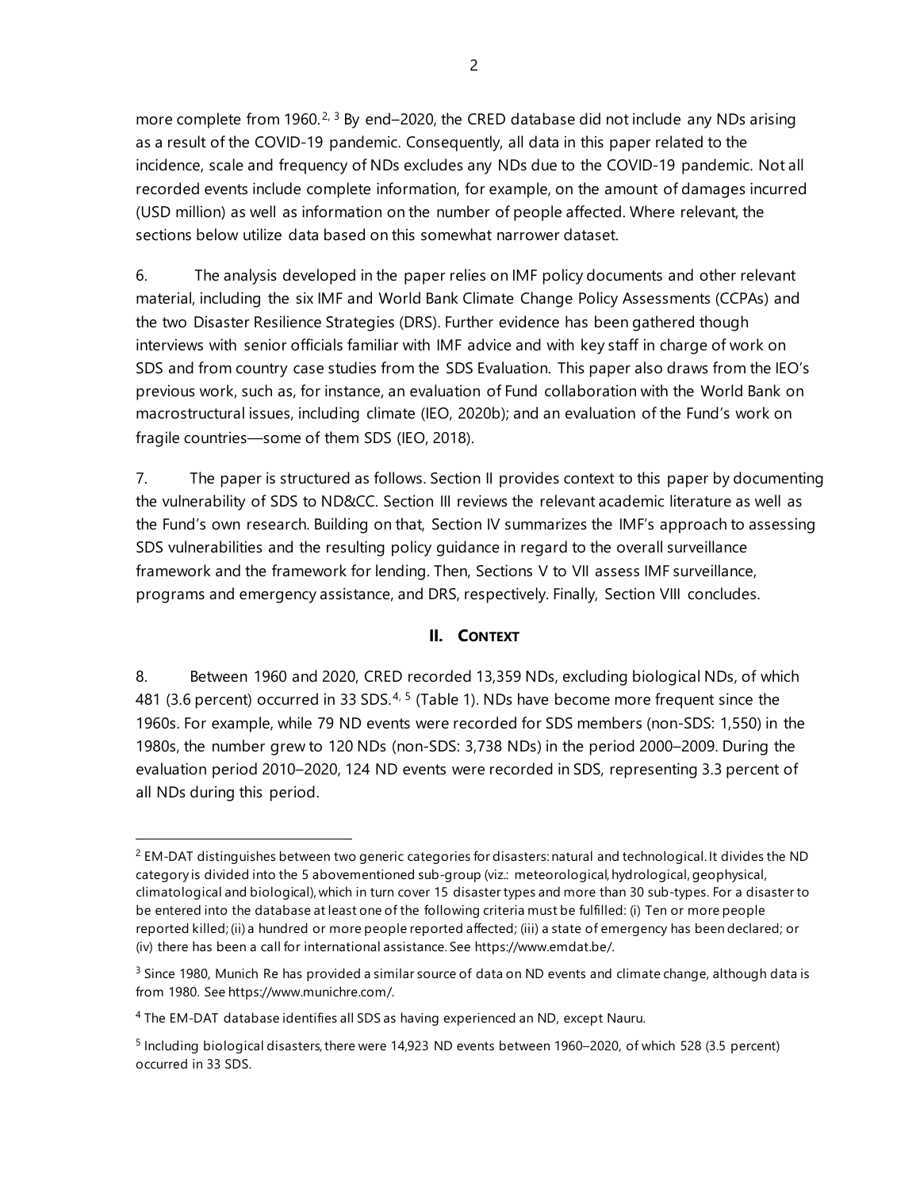more complete from 1960.[2, 3] By end–2020, the CRED database did not include any NDs arising as a result of the COVID-19 pandemic. Consequently, all data in this paper related to the incidence, scale and frequency of NDs excludes any NDs due to the COVID-19 pandemic. Not all recorded events include complete information, for example, on the amount of damages incurred (USD million) as well as information on the number of people affected. Where relevant, the sections below utilize data based on this somewhat narrower dataset.

6. The analysis developed in the paper relies on IMF policy documents and other relevant material, including the six IMF and World Bank Climate Change Policy Assessments (CCPAs) and the two Disaster Resilience Strategies (DRS). Further evidence has been gathered though interviews with senior officials familiar with IMF advice and with key staff in charge of work on SDS and from country case studies from the SDS Evaluation. This paper also draws from the IEO's previous work, such as, for instance, an evaluation of Fund collaboration with the World Bank on macrostructural issues, including climate (IEO, 2020b); and an evaluation of the Fund's work on fragile countries—some of them SDS (IEO, 2018).

7. The paper is structured as follows. Section II provides context to this paper by documenting the vulnerability of SDS to ND&CC. Section III reviews the relevant academic literature as well as the Fund's own research. Building on that, Section IV summarizes the IMF's approach to assessing SDS vulnerabilities and the resulting policy guidance in regard to the overall surveillance framework and the framework for lending. Then, Sections V to VII assess IMF surveillance, programs and emergency assistance, and DRS, respectively. Finally, Section VIII concludes.

## II. CONTEXT

8. Between 1960 and 2020, CRED recorded 13,359 NDs, excluding biological NDs, of which 481 (3.6 percent) occurred in 33 SDS.[4, 5] (Table 1). NDs have become more frequent since the 1960s. For example, while 79 ND events were recorded for SDS members (non-SDS: 1,550) in the 1980s, the number grew to 120 NDs (non-SDS: 3,738 NDs) in the period 2000–2009. During the evaluation period 2010–2020, 124 ND events were recorded in SDS, representing 3.3 percent of all NDs during this period.

---

[2] EM-DAT distinguishes between two generic categories for disasters: natural and technological. It divides the ND category is divided into the 5 abovementioned sub-group (viz.: meteorological, hydrological, geophysical, climatological and biological), which in turn cover 15 disaster types and more than 30 sub-types. For a disaster to be entered into the database at least one of the following criteria must be fulfilled: (i) Ten or more people reported killed; (ii) a hundred or more people reported affected; (iii) a state of emergency has been declared; or (iv) there has been a call for international assistance. See https://www.emdat.be/.

[3] Since 1980, Munich Re has provided a similar source of data on ND events and climate change, although data is from 1980. See https://www.munichre.com/.

[4] The EM-DAT database identifies all SDS as having experienced an ND, except Nauru.

[5] Including biological disasters, there were 14,923 ND events between 1960–2020, of which 528 (3.5 percent) occurred in 33 SDS.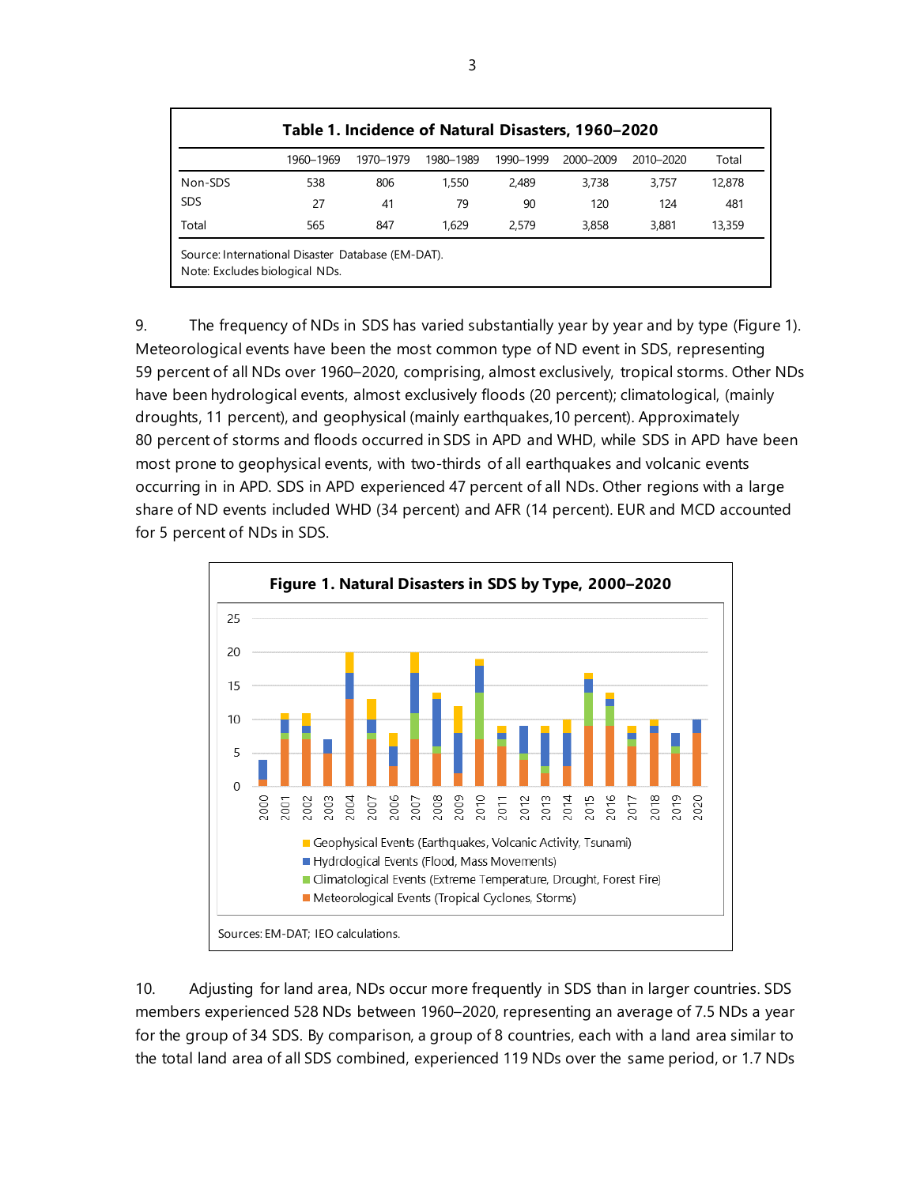**Table 1. Incidence of Natural Disasters, 1960–2020**

| | 1960–1969 | 1970–1979 | 1980–1989 | 1990–1999 | 2000–2009 | 2010–2020 | Total |
|---|---|---|---|---|---|---|---|
| Non-SDS | 538 | 806 | 1,550 | 2,489 | 3,738 | 3,757 | 12,878 |
| SDS | 27 | 41 | 79 | 90 | 120 | 124 | 481 |
| Total | 565 | 847 | 1,629 | 2,579 | 3,858 | 3,881 | 13,359 |

Source: International Disaster Database (EM-DAT).
Note: Excludes biological NDs.

9. The frequency of NDs in SDS has varied substantially year by year and by type (Figure 1). Meteorological events have been the most common type of ND event in SDS, representing 59 percent of all NDs over 1960–2020, comprising, almost exclusively, tropical storms. Other NDs have been hydrological events, almost exclusively floods (20 percent); climatological, (mainly droughts, 11 percent), and geophysical (mainly earthquakes,10 percent). Approximately 80 percent of storms and floods occurred in SDS in APD and WHD, while SDS in APD have been most prone to geophysical events, with two-thirds of all earthquakes and volcanic events occurring in in APD. SDS in APD experienced 47 percent of all NDs. Other regions with a large share of ND events included WHD (34 percent) and AFR (14 percent). EUR and MCD accounted for 5 percent of NDs in SDS.

**Figure 1. Natural Disasters in SDS by Type, 2000–2020**

Sources: EM-DAT; IEO calculations.

10. Adjusting for land area, NDs occur more frequently in SDS than in larger countries. SDS members experienced 528 NDs between 1960–2020, representing an average of 7.5 NDs a year for the group of 34 SDS. By comparison, a group of 8 countries, each with a land area similar to the total land area of all SDS combined, experienced 119 NDs over the same period, or 1.7 NDs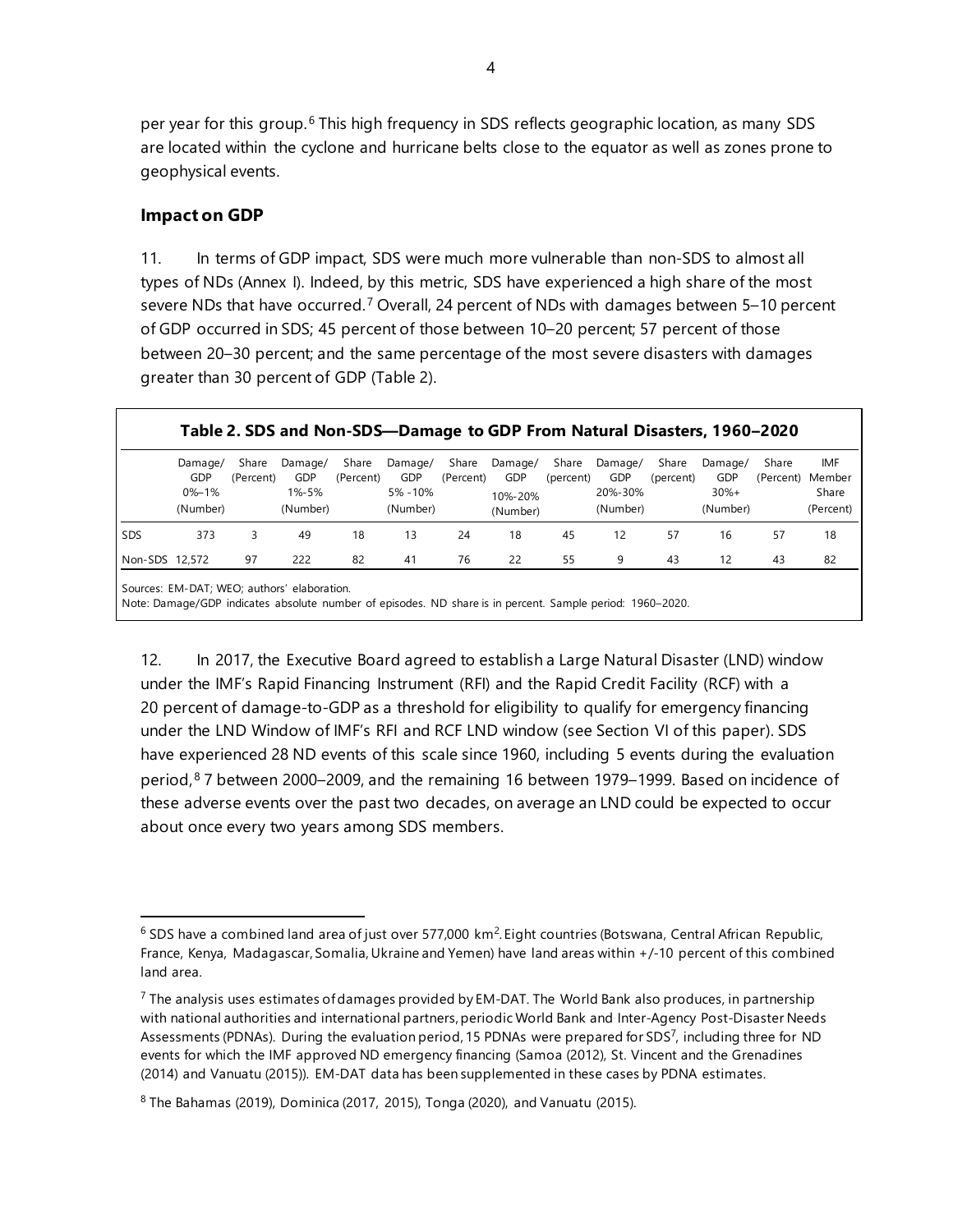per year for this group.[6] This high frequency in SDS reflects geographic location, as many SDS are located within the cyclone and hurricane belts close to the equator as well as zones prone to geophysical events.

### Impact on GDP

11. In terms of GDP impact, SDS were much more vulnerable than non-SDS to almost all types of NDs (Annex I). Indeed, by this metric, SDS have experienced a high share of the most severe NDs that have occurred.[7] Overall, 24 percent of NDs with damages between 5–10 percent of GDP occurred in SDS; 45 percent of those between 10–20 percent; 57 percent of those between 20–30 percent; and the same percentage of the most severe disasters with damages greater than 30 percent of GDP (Table 2).

**Table 2. SDS and Non-SDS—Damage to GDP From Natural Disasters, 1960–2020**

| | Damage/ GDP 0%–1% (Number) | Share (Percent) | Damage/ GDP 1%-5% (Number) | Share (Percent) | Damage/ GDP 5% -10% (Number) | Share (Percent) | Damage/ GDP 10%-20% (Number) | Share (percent) | Damage/ GDP 20%-30% (Number) | Share (percent) | Damage/ GDP 30%+ (Number) | Share (Percent) | IMF Member Share (Percent) |
|---|---|---|---|---|---|---|---|---|---|---|---|---|---|
| SDS | 373 | 3 | 49 | 18 | 13 | 24 | 18 | 45 | 12 | 57 | 16 | 57 | 18 |
| Non-SDS | 12,572 | 97 | 222 | 82 | 41 | 76 | 22 | 55 | 9 | 43 | 12 | 43 | 82 |

Sources: EM-DAT; WEO; authors' elaboration.
Note: Damage/GDP indicates absolute number of episodes. ND share is in percent. Sample period: 1960–2020.

12. In 2017, the Executive Board agreed to establish a Large Natural Disaster (LND) window under the IMF's Rapid Financing Instrument (RFI) and the Rapid Credit Facility (RCF) with a 20 percent of damage-to-GDP as a threshold for eligibility to qualify for emergency financing under the LND Window of IMF's RFI and RCF LND window (see Section VI of this paper). SDS have experienced 28 ND events of this scale since 1960, including 5 events during the evaluation period,[8] 7 between 2000–2009, and the remaining 16 between 1979–1999. Based on incidence of these adverse events over the past two decades, on average an LND could be expected to occur about once every two years among SDS members.

---

[6] SDS have a combined land area of just over 577,000 km$^2$. Eight countries (Botswana, Central African Republic, France, Kenya, Madagascar, Somalia, Ukraine and Yemen) have land areas within +/-10 percent of this combined land area.

[7] The analysis uses estimates of damages provided by EM-DAT. The World Bank also produces, in partnership with national authorities and international partners, periodic World Bank and Inter-Agency Post-Disaster Needs Assessments (PDNAs). During the evaluation period, 15 PDNAs were prepared for SDS[7], including three for ND events for which the IMF approved ND emergency financing (Samoa (2012), St. Vincent and the Grenadines (2014) and Vanuatu (2015)). EM-DAT data has been supplemented in these cases by PDNA estimates.

[8] The Bahamas (2019), Dominica (2017, 2015), Tonga (2020), and Vanuatu (2015).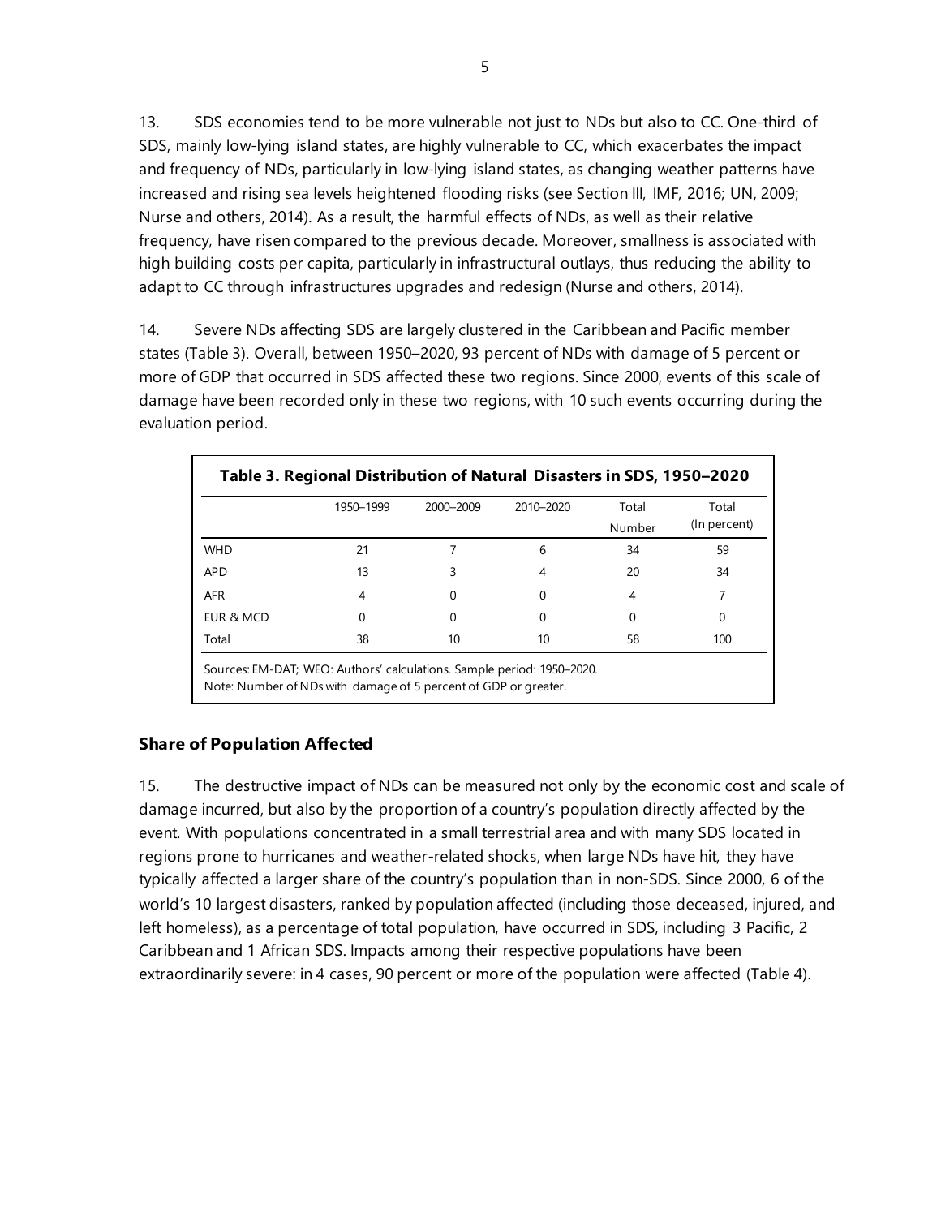13. SDS economies tend to be more vulnerable not just to NDs but also to CC. One-third of SDS, mainly low-lying island states, are highly vulnerable to CC, which exacerbates the impact and frequency of NDs, particularly in low-lying island states, as changing weather patterns have increased and rising sea levels heightened flooding risks (see Section III, IMF, 2016; UN, 2009; Nurse and others, 2014). As a result, the harmful effects of NDs, as well as their relative frequency, have risen compared to the previous decade. Moreover, smallness is associated with high building costs per capita, particularly in infrastructural outlays, thus reducing the ability to adapt to CC through infrastructures upgrades and redesign (Nurse and others, 2014).

14. Severe NDs affecting SDS are largely clustered in the Caribbean and Pacific member states (Table 3). Overall, between 1950–2020, 93 percent of NDs with damage of 5 percent or more of GDP that occurred in SDS affected these two regions. Since 2000, events of this scale of damage have been recorded only in these two regions, with 10 such events occurring during the evaluation period.

**Table 3. Regional Distribution of Natural Disasters in SDS, 1950–2020**

| | 1950–1999 | 2000–2009 | 2010–2020 | Total Number | Total (In percent) |
|---|---|---|---|---|---|
| WHD | 21 | 7 | 6 | 34 | 59 |
| APD | 13 | 3 | 4 | 20 | 34 |
| AFR | 4 | 0 | 0 | 4 | 7 |
| EUR & MCD | 0 | 0 | 0 | 0 | 0 |
| Total | 38 | 10 | 10 | 58 | 100 |

Sources: EM-DAT; WEO: Authors' calculations. Sample period: 1950–2020.
Note: Number of NDs with damage of 5 percent of GDP or greater.

### Share of Population Affected

15. The destructive impact of NDs can be measured not only by the economic cost and scale of damage incurred, but also by the proportion of a country's population directly affected by the event. With populations concentrated in a small terrestrial area and with many SDS located in regions prone to hurricanes and weather-related shocks, when large NDs have hit, they have typically affected a larger share of the country's population than in non-SDS. Since 2000, 6 of the world's 10 largest disasters, ranked by population affected (including those deceased, injured, and left homeless), as a percentage of total population, have occurred in SDS, including 3 Pacific, 2 Caribbean and 1 African SDS. Impacts among their respective populations have been extraordinarily severe: in 4 cases, 90 percent or more of the population were affected (Table 4).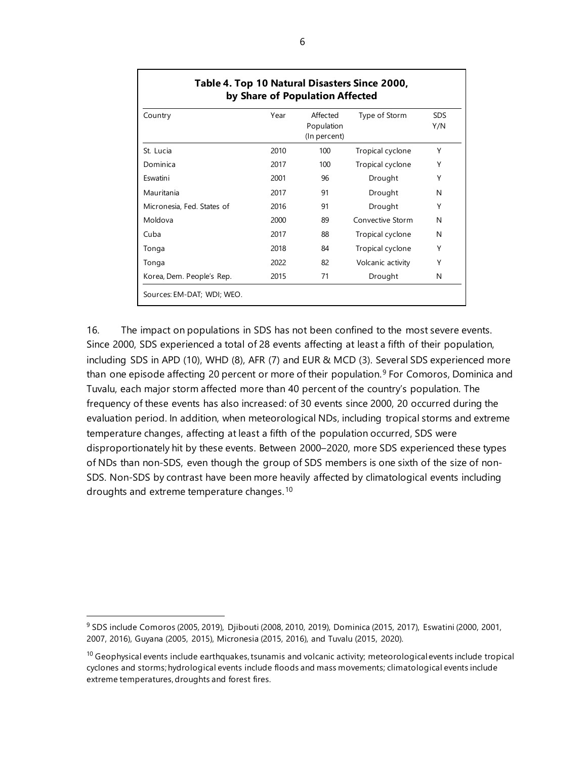**Table 4. Top 10 Natural Disasters Since 2000, by Share of Population Affected**

| Country | Year | Affected Population (In percent) | Type of Storm | SDS Y/N |
|---|---|---|---|---|
| St. Lucia | 2010 | 100 | Tropical cyclone | Y |
| Dominica | 2017 | 100 | Tropical cyclone | Y |
| Eswatini | 2001 | 96 | Drought | Y |
| Mauritania | 2017 | 91 | Drought | N |
| Micronesia, Fed. States of | 2016 | 91 | Drought | Y |
| Moldova | 2000 | 89 | Convective Storm | N |
| Cuba | 2017 | 88 | Tropical cyclone | N |
| Tonga | 2018 | 84 | Tropical cyclone | Y |
| Tonga | 2022 | 82 | Volcanic activity | Y |
| Korea, Dem. People's Rep. | 2015 | 71 | Drought | N |

Sources: EM-DAT; WDI; WEO.

16. The impact on populations in SDS has not been confined to the most severe events. Since 2000, SDS experienced a total of 28 events affecting at least a fifth of their population, including SDS in APD (10), WHD (8), AFR (7) and EUR & MCD (3). Several SDS experienced more than one episode affecting 20 percent or more of their population.[9] For Comoros, Dominica and Tuvalu, each major storm affected more than 40 percent of the country's population. The frequency of these events has also increased: of 30 events since 2000, 20 occurred during the evaluation period. In addition, when meteorological NDs, including tropical storms and extreme temperature changes, affecting at least a fifth of the population occurred, SDS were disproportionately hit by these events. Between 2000–2020, more SDS experienced these types of NDs than non-SDS, even though the group of SDS members is one sixth of the size of non-SDS. Non-SDS by contrast have been more heavily affected by climatological events including droughts and extreme temperature changes.[10]

[9] SDS include Comoros (2005, 2019), Djibouti (2008, 2010, 2019), Dominica (2015, 2017), Eswatini (2000, 2001, 2007, 2016), Guyana (2005, 2015), Micronesia (2015, 2016), and Tuvalu (2015, 2020).

[10] Geophysical events include earthquakes, tsunamis and volcanic activity; meteorological events include tropical cyclones and storms; hydrological events include floods and mass movements; climatological events include extreme temperatures, droughts and forest fires.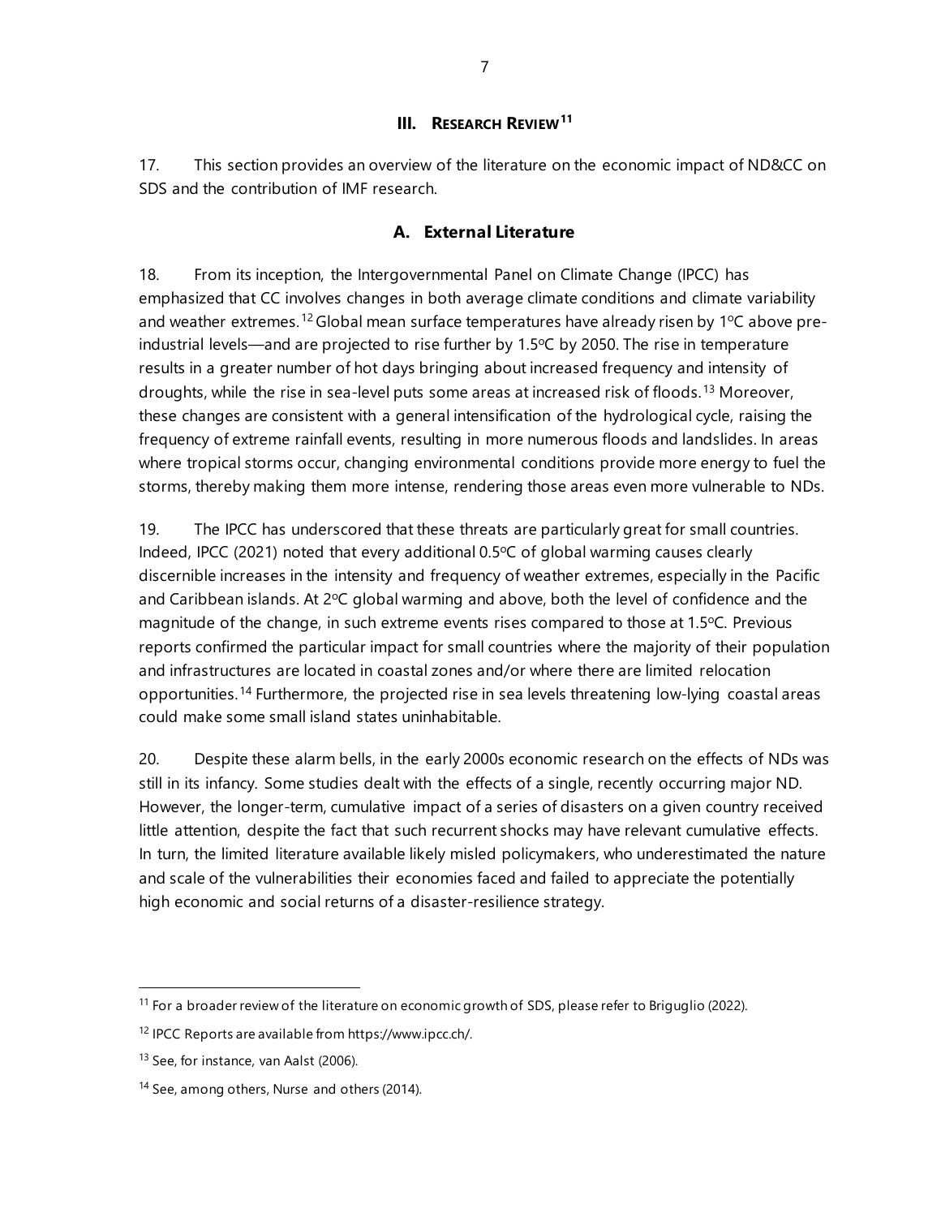## III. RESEARCH REVIEW[11]

17. This section provides an overview of the literature on the economic impact of ND&CC on SDS and the contribution of IMF research.

### A. External Literature

18. From its inception, the Intergovernmental Panel on Climate Change (IPCC) has emphasized that CC involves changes in both average climate conditions and climate variability and weather extremes.[12] Global mean surface temperatures have already risen by 1°C above pre-industrial levels—and are projected to rise further by 1.5°C by 2050. The rise in temperature results in a greater number of hot days bringing about increased frequency and intensity of droughts, while the rise in sea-level puts some areas at increased risk of floods.[13] Moreover, these changes are consistent with a general intensification of the hydrological cycle, raising the frequency of extreme rainfall events, resulting in more numerous floods and landslides. In areas where tropical storms occur, changing environmental conditions provide more energy to fuel the storms, thereby making them more intense, rendering those areas even more vulnerable to NDs.

19. The IPCC has underscored that these threats are particularly great for small countries. Indeed, IPCC (2021) noted that every additional 0.5°C of global warming causes clearly discernible increases in the intensity and frequency of weather extremes, especially in the Pacific and Caribbean islands. At 2°C global warming and above, both the level of confidence and the magnitude of the change, in such extreme events rises compared to those at 1.5°C. Previous reports confirmed the particular impact for small countries where the majority of their population and infrastructures are located in coastal zones and/or where there are limited relocation opportunities.[14] Furthermore, the projected rise in sea levels threatening low-lying coastal areas could make some small island states uninhabitable.

20. Despite these alarm bells, in the early 2000s economic research on the effects of NDs was still in its infancy. Some studies dealt with the effects of a single, recently occurring major ND. However, the longer-term, cumulative impact of a series of disasters on a given country received little attention, despite the fact that such recurrent shocks may have relevant cumulative effects. In turn, the limited literature available likely misled policymakers, who underestimated the nature and scale of the vulnerabilities their economies faced and failed to appreciate the potentially high economic and social returns of a disaster-resilience strategy.

---

[11] For a broader review of the literature on economic growth of SDS, please refer to Briguglio (2022).

[12] IPCC Reports are available from https://www.ipcc.ch/.

[13] See, for instance, van Aalst (2006).

[14] See, among others, Nurse and others (2014).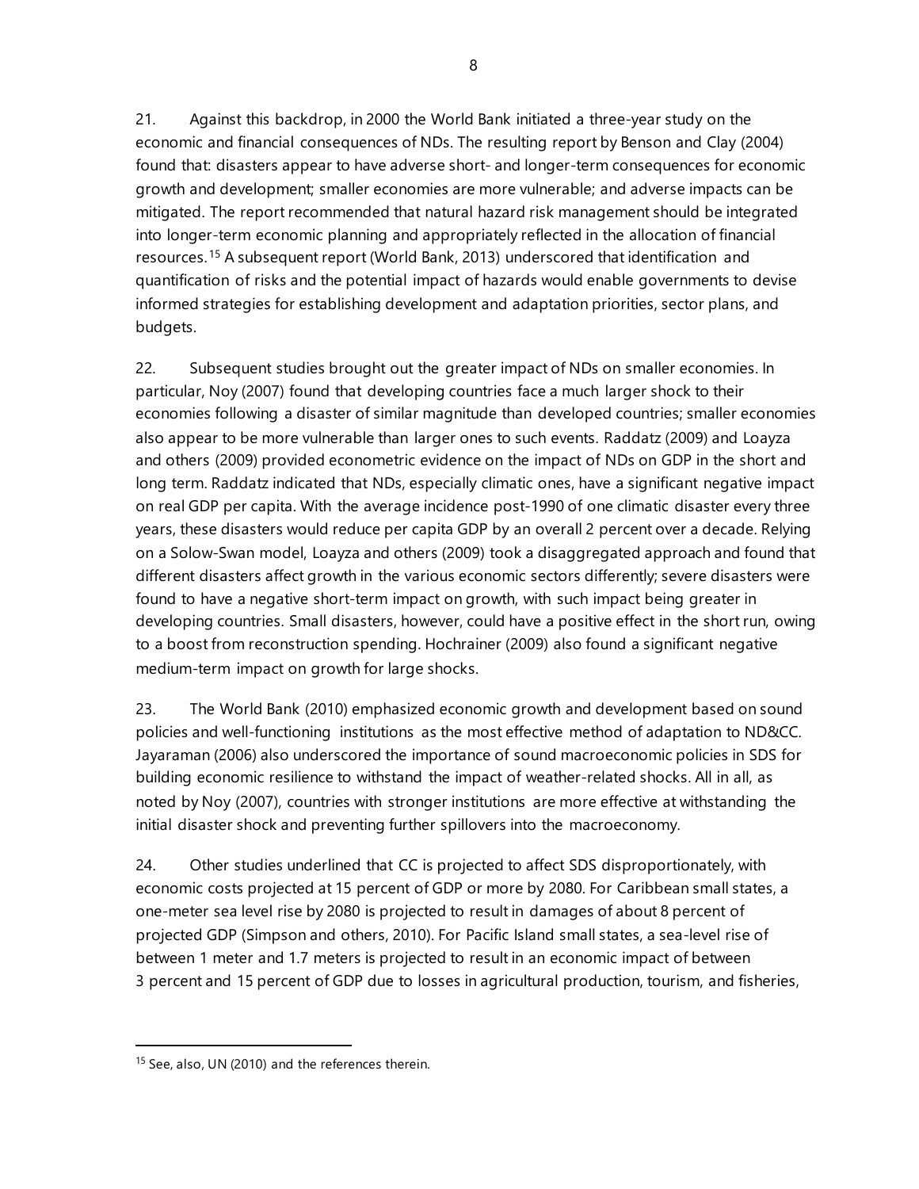21. Against this backdrop, in 2000 the World Bank initiated a three-year study on the economic and financial consequences of NDs. The resulting report by Benson and Clay (2004) found that: disasters appear to have adverse short- and longer-term consequences for economic growth and development; smaller economies are more vulnerable; and adverse impacts can be mitigated. The report recommended that natural hazard risk management should be integrated into longer-term economic planning and appropriately reflected in the allocation of financial resources.[15] A subsequent report (World Bank, 2013) underscored that identification and quantification of risks and the potential impact of hazards would enable governments to devise informed strategies for establishing development and adaptation priorities, sector plans, and budgets.

22. Subsequent studies brought out the greater impact of NDs on smaller economies. In particular, Noy (2007) found that developing countries face a much larger shock to their economies following a disaster of similar magnitude than developed countries; smaller economies also appear to be more vulnerable than larger ones to such events. Raddatz (2009) and Loayza and others (2009) provided econometric evidence on the impact of NDs on GDP in the short and long term. Raddatz indicated that NDs, especially climatic ones, have a significant negative impact on real GDP per capita. With the average incidence post-1990 of one climatic disaster every three years, these disasters would reduce per capita GDP by an overall 2 percent over a decade. Relying on a Solow-Swan model, Loayza and others (2009) took a disaggregated approach and found that different disasters affect growth in the various economic sectors differently; severe disasters were found to have a negative short-term impact on growth, with such impact being greater in developing countries. Small disasters, however, could have a positive effect in the short run, owing to a boost from reconstruction spending. Hochrainer (2009) also found a significant negative medium-term impact on growth for large shocks.

23. The World Bank (2010) emphasized economic growth and development based on sound policies and well-functioning institutions as the most effective method of adaptation to ND&CC. Jayaraman (2006) also underscored the importance of sound macroeconomic policies in SDS for building economic resilience to withstand the impact of weather-related shocks. All in all, as noted by Noy (2007), countries with stronger institutions are more effective at withstanding the initial disaster shock and preventing further spillovers into the macroeconomy.

24. Other studies underlined that CC is projected to affect SDS disproportionately, with economic costs projected at 15 percent of GDP or more by 2080. For Caribbean small states, a one-meter sea level rise by 2080 is projected to result in damages of about 8 percent of projected GDP (Simpson and others, 2010). For Pacific Island small states, a sea-level rise of between 1 meter and 1.7 meters is projected to result in an economic impact of between 3 percent and 15 percent of GDP due to losses in agricultural production, tourism, and fisheries,

---

[15] See, also, UN (2010) and the references therein.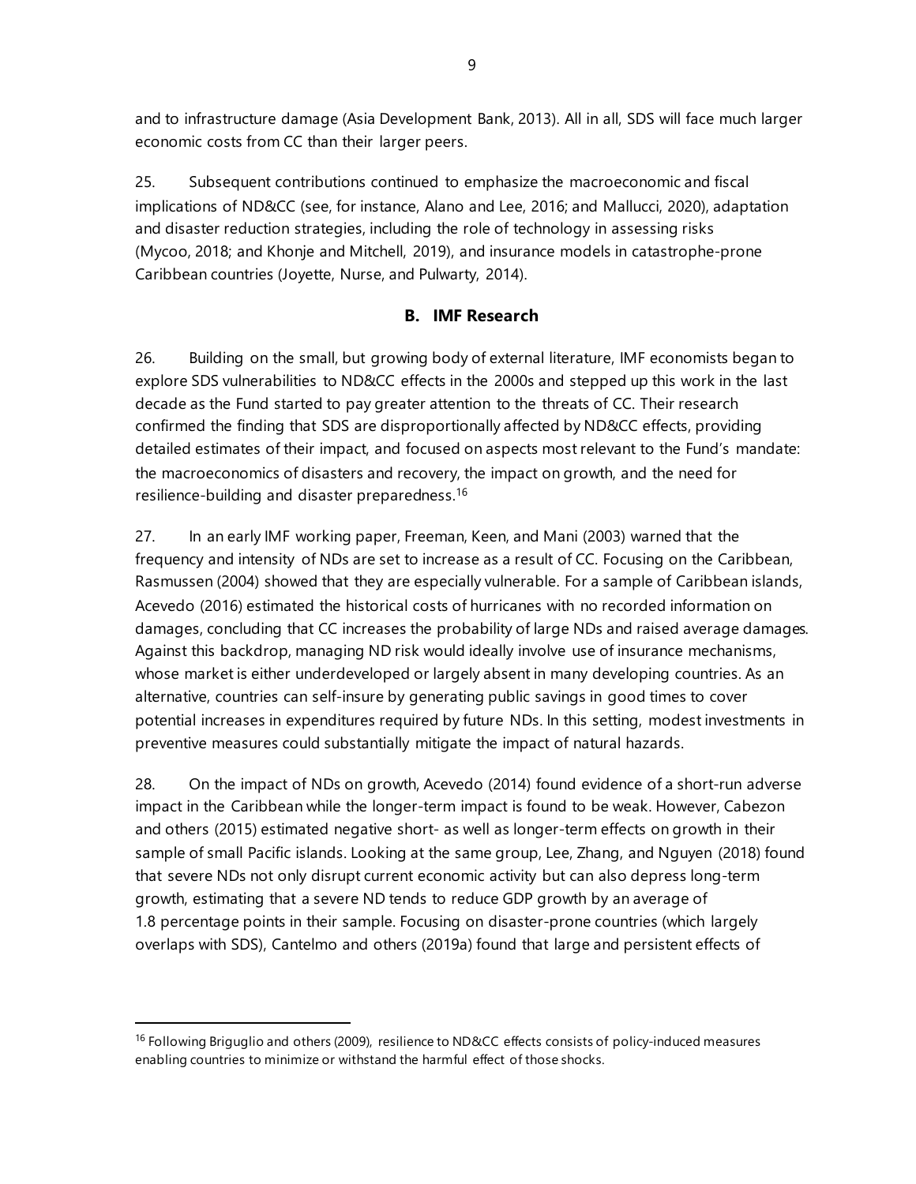and to infrastructure damage (Asia Development Bank, 2013). All in all, SDS will face much larger economic costs from CC than their larger peers.

25. Subsequent contributions continued to emphasize the macroeconomic and fiscal implications of ND&CC (see, for instance, Alano and Lee, 2016; and Mallucci, 2020), adaptation and disaster reduction strategies, including the role of technology in assessing risks (Mycoo, 2018; and Khonje and Mitchell, 2019), and insurance models in catastrophe-prone Caribbean countries (Joyette, Nurse, and Pulwarty, 2014).

## B. IMF Research

26. Building on the small, but growing body of external literature, IMF economists began to explore SDS vulnerabilities to ND&CC effects in the 2000s and stepped up this work in the last decade as the Fund started to pay greater attention to the threats of CC. Their research confirmed the finding that SDS are disproportionally affected by ND&CC effects, providing detailed estimates of their impact, and focused on aspects most relevant to the Fund's mandate: the macroeconomics of disasters and recovery, the impact on growth, and the need for resilience-building and disaster preparedness.[16]

27. In an early IMF working paper, Freeman, Keen, and Mani (2003) warned that the frequency and intensity of NDs are set to increase as a result of CC. Focusing on the Caribbean, Rasmussen (2004) showed that they are especially vulnerable. For a sample of Caribbean islands, Acevedo (2016) estimated the historical costs of hurricanes with no recorded information on damages, concluding that CC increases the probability of large NDs and raised average damages. Against this backdrop, managing ND risk would ideally involve use of insurance mechanisms, whose market is either underdeveloped or largely absent in many developing countries. As an alternative, countries can self-insure by generating public savings in good times to cover potential increases in expenditures required by future NDs. In this setting, modest investments in preventive measures could substantially mitigate the impact of natural hazards.

28. On the impact of NDs on growth, Acevedo (2014) found evidence of a short-run adverse impact in the Caribbean while the longer-term impact is found to be weak. However, Cabezon and others (2015) estimated negative short- as well as longer-term effects on growth in their sample of small Pacific islands. Looking at the same group, Lee, Zhang, and Nguyen (2018) found that severe NDs not only disrupt current economic activity but can also depress long-term growth, estimating that a severe ND tends to reduce GDP growth by an average of 1.8 percentage points in their sample. Focusing on disaster-prone countries (which largely overlaps with SDS), Cantelmo and others (2019a) found that large and persistent effects of

[16] Following Briguglio and others (2009), resilience to ND&CC effects consists of policy-induced measures enabling countries to minimize or withstand the harmful effect of those shocks.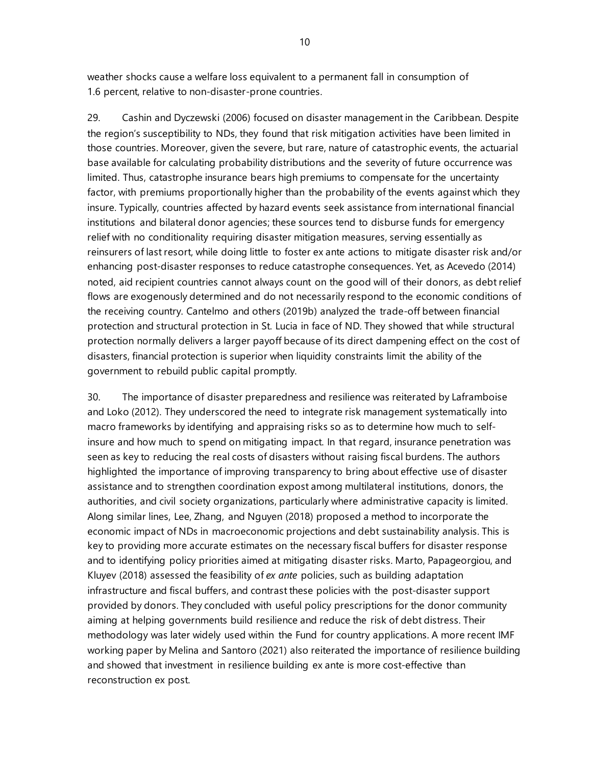weather shocks cause a welfare loss equivalent to a permanent fall in consumption of 1.6 percent, relative to non-disaster-prone countries.

29. Cashin and Dyczewski (2006) focused on disaster management in the Caribbean. Despite the region's susceptibility to NDs, they found that risk mitigation activities have been limited in those countries. Moreover, given the severe, but rare, nature of catastrophic events, the actuarial base available for calculating probability distributions and the severity of future occurrence was limited. Thus, catastrophe insurance bears high premiums to compensate for the uncertainty factor, with premiums proportionally higher than the probability of the events against which they insure. Typically, countries affected by hazard events seek assistance from international financial institutions and bilateral donor agencies; these sources tend to disburse funds for emergency relief with no conditionality requiring disaster mitigation measures, serving essentially as reinsurers of last resort, while doing little to foster ex ante actions to mitigate disaster risk and/or enhancing post-disaster responses to reduce catastrophe consequences. Yet, as Acevedo (2014) noted, aid recipient countries cannot always count on the good will of their donors, as debt relief flows are exogenously determined and do not necessarily respond to the economic conditions of the receiving country. Cantelmo and others (2019b) analyzed the trade-off between financial protection and structural protection in St. Lucia in face of ND. They showed that while structural protection normally delivers a larger payoff because of its direct dampening effect on the cost of disasters, financial protection is superior when liquidity constraints limit the ability of the government to rebuild public capital promptly.

30. The importance of disaster preparedness and resilience was reiterated by Laframboise and Loko (2012). They underscored the need to integrate risk management systematically into macro frameworks by identifying and appraising risks so as to determine how much to self-insure and how much to spend on mitigating impact. In that regard, insurance penetration was seen as key to reducing the real costs of disasters without raising fiscal burdens. The authors highlighted the importance of improving transparency to bring about effective use of disaster assistance and to strengthen coordination expost among multilateral institutions, donors, the authorities, and civil society organizations, particularly where administrative capacity is limited. Along similar lines, Lee, Zhang, and Nguyen (2018) proposed a method to incorporate the economic impact of NDs in macroeconomic projections and debt sustainability analysis. This is key to providing more accurate estimates on the necessary fiscal buffers for disaster response and to identifying policy priorities aimed at mitigating disaster risks. Marto, Papageorgiou, and Kluyev (2018) assessed the feasibility of *ex ante* policies, such as building adaptation infrastructure and fiscal buffers, and contrast these policies with the post-disaster support provided by donors. They concluded with useful policy prescriptions for the donor community aiming at helping governments build resilience and reduce the risk of debt distress. Their methodology was later widely used within the Fund for country applications. A more recent IMF working paper by Melina and Santoro (2021) also reiterated the importance of resilience building and showed that investment in resilience building ex ante is more cost-effective than reconstruction ex post.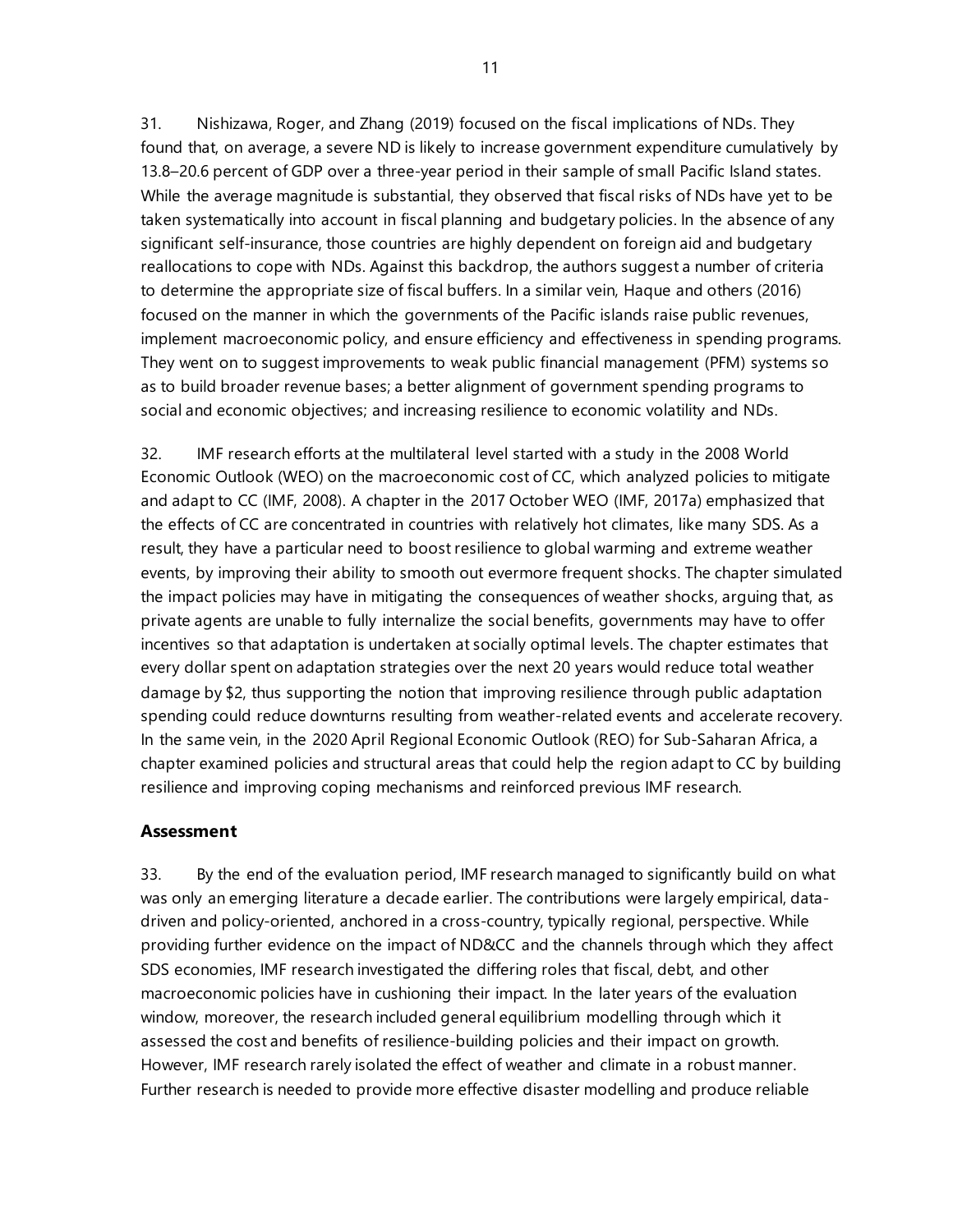31. Nishizawa, Roger, and Zhang (2019) focused on the fiscal implications of NDs. They found that, on average, a severe ND is likely to increase government expenditure cumulatively by 13.8–20.6 percent of GDP over a three-year period in their sample of small Pacific Island states. While the average magnitude is substantial, they observed that fiscal risks of NDs have yet to be taken systematically into account in fiscal planning and budgetary policies. In the absence of any significant self-insurance, those countries are highly dependent on foreign aid and budgetary reallocations to cope with NDs. Against this backdrop, the authors suggest a number of criteria to determine the appropriate size of fiscal buffers. In a similar vein, Haque and others (2016) focused on the manner in which the governments of the Pacific islands raise public revenues, implement macroeconomic policy, and ensure efficiency and effectiveness in spending programs. They went on to suggest improvements to weak public financial management (PFM) systems so as to build broader revenue bases; a better alignment of government spending programs to social and economic objectives; and increasing resilience to economic volatility and NDs.

32. IMF research efforts at the multilateral level started with a study in the 2008 World Economic Outlook (WEO) on the macroeconomic cost of CC, which analyzed policies to mitigate and adapt to CC (IMF, 2008). A chapter in the 2017 October WEO (IMF, 2017a) emphasized that the effects of CC are concentrated in countries with relatively hot climates, like many SDS. As a result, they have a particular need to boost resilience to global warming and extreme weather events, by improving their ability to smooth out evermore frequent shocks. The chapter simulated the impact policies may have in mitigating the consequences of weather shocks, arguing that, as private agents are unable to fully internalize the social benefits, governments may have to offer incentives so that adaptation is undertaken at socially optimal levels. The chapter estimates that every dollar spent on adaptation strategies over the next 20 years would reduce total weather damage by $2, thus supporting the notion that improving resilience through public adaptation spending could reduce downturns resulting from weather-related events and accelerate recovery. In the same vein, in the 2020 April Regional Economic Outlook (REO) for Sub-Saharan Africa, a chapter examined policies and structural areas that could help the region adapt to CC by building resilience and improving coping mechanisms and reinforced previous IMF research.

### Assessment

33. By the end of the evaluation period, IMF research managed to significantly build on what was only an emerging literature a decade earlier. The contributions were largely empirical, data-driven and policy-oriented, anchored in a cross-country, typically regional, perspective. While providing further evidence on the impact of ND&CC and the channels through which they affect SDS economies, IMF research investigated the differing roles that fiscal, debt, and other macroeconomic policies have in cushioning their impact. In the later years of the evaluation window, moreover, the research included general equilibrium modelling through which it assessed the cost and benefits of resilience-building policies and their impact on growth. However, IMF research rarely isolated the effect of weather and climate in a robust manner. Further research is needed to provide more effective disaster modelling and produce reliable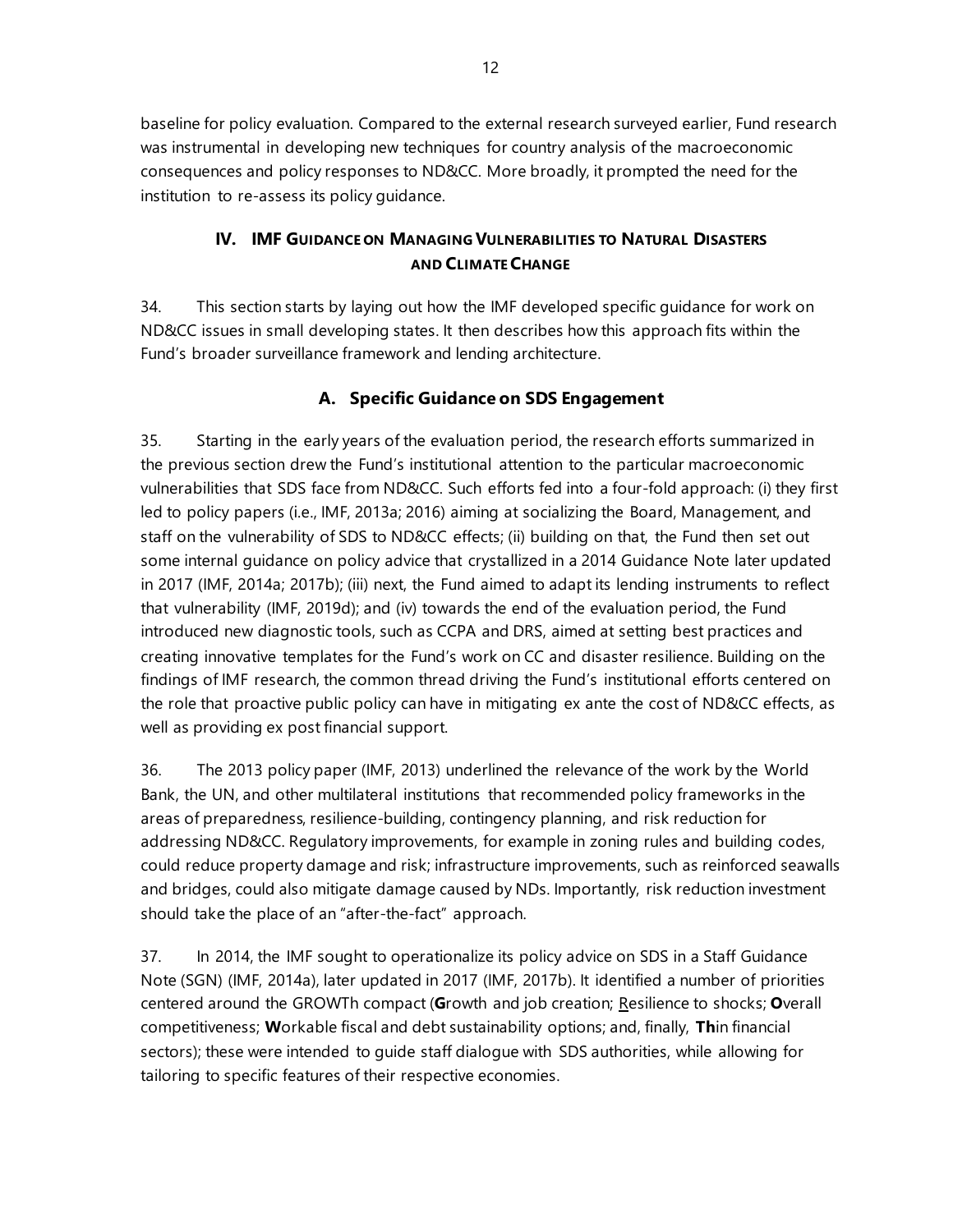baseline for policy evaluation. Compared to the external research surveyed earlier, Fund research was instrumental in developing new techniques for country analysis of the macroeconomic consequences and policy responses to ND&CC. More broadly, it prompted the need for the institution to re-assess its policy guidance.

## IV. IMF Guidance on Managing Vulnerabilities to Natural Disasters and Climate Change

34. This section starts by laying out how the IMF developed specific guidance for work on ND&CC issues in small developing states. It then describes how this approach fits within the Fund's broader surveillance framework and lending architecture.

### A. Specific Guidance on SDS Engagement

35. Starting in the early years of the evaluation period, the research efforts summarized in the previous section drew the Fund's institutional attention to the particular macroeconomic vulnerabilities that SDS face from ND&CC. Such efforts fed into a four-fold approach: (i) they first led to policy papers (i.e., IMF, 2013a; 2016) aiming at socializing the Board, Management, and staff on the vulnerability of SDS to ND&CC effects; (ii) building on that, the Fund then set out some internal guidance on policy advice that crystallized in a 2014 Guidance Note later updated in 2017 (IMF, 2014a; 2017b); (iii) next, the Fund aimed to adapt its lending instruments to reflect that vulnerability (IMF, 2019d); and (iv) towards the end of the evaluation period, the Fund introduced new diagnostic tools, such as CCPA and DRS, aimed at setting best practices and creating innovative templates for the Fund's work on CC and disaster resilience. Building on the findings of IMF research, the common thread driving the Fund's institutional efforts centered on the role that proactive public policy can have in mitigating ex ante the cost of ND&CC effects, as well as providing ex post financial support.

36. The 2013 policy paper (IMF, 2013) underlined the relevance of the work by the World Bank, the UN, and other multilateral institutions that recommended policy frameworks in the areas of preparedness, resilience-building, contingency planning, and risk reduction for addressing ND&CC. Regulatory improvements, for example in zoning rules and building codes, could reduce property damage and risk; infrastructure improvements, such as reinforced seawalls and bridges, could also mitigate damage caused by NDs. Importantly, risk reduction investment should take the place of an "after-the-fact" approach.

37. In 2014, the IMF sought to operationalize its policy advice on SDS in a Staff Guidance Note (SGN) (IMF, 2014a), later updated in 2017 (IMF, 2017b). It identified a number of priorities centered around the GROWTh compact (**G**rowth and job creation; Resilience to shocks; **O**verall competitiveness; **W**orkable fiscal and debt sustainability options; and, finally, **Th**in financial sectors); these were intended to guide staff dialogue with SDS authorities, while allowing for tailoring to specific features of their respective economies.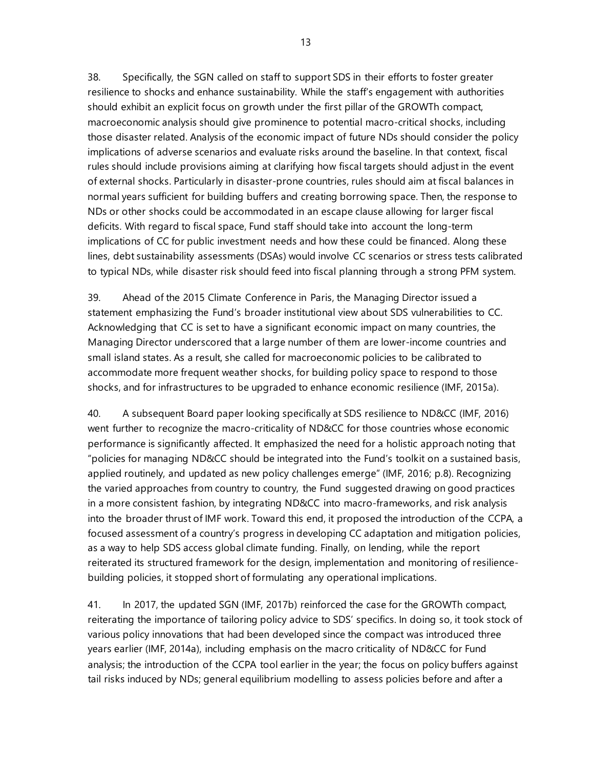38. Specifically, the SGN called on staff to support SDS in their efforts to foster greater resilience to shocks and enhance sustainability. While the staff's engagement with authorities should exhibit an explicit focus on growth under the first pillar of the GROWTh compact, macroeconomic analysis should give prominence to potential macro-critical shocks, including those disaster related. Analysis of the economic impact of future NDs should consider the policy implications of adverse scenarios and evaluate risks around the baseline. In that context, fiscal rules should include provisions aiming at clarifying how fiscal targets should adjust in the event of external shocks. Particularly in disaster-prone countries, rules should aim at fiscal balances in normal years sufficient for building buffers and creating borrowing space. Then, the response to NDs or other shocks could be accommodated in an escape clause allowing for larger fiscal deficits. With regard to fiscal space, Fund staff should take into account the long-term implications of CC for public investment needs and how these could be financed. Along these lines, debt sustainability assessments (DSAs) would involve CC scenarios or stress tests calibrated to typical NDs, while disaster risk should feed into fiscal planning through a strong PFM system.

39. Ahead of the 2015 Climate Conference in Paris, the Managing Director issued a statement emphasizing the Fund's broader institutional view about SDS vulnerabilities to CC. Acknowledging that CC is set to have a significant economic impact on many countries, the Managing Director underscored that a large number of them are lower-income countries and small island states. As a result, she called for macroeconomic policies to be calibrated to accommodate more frequent weather shocks, for building policy space to respond to those shocks, and for infrastructures to be upgraded to enhance economic resilience (IMF, 2015a).

40. A subsequent Board paper looking specifically at SDS resilience to ND&CC (IMF, 2016) went further to recognize the macro-criticality of ND&CC for those countries whose economic performance is significantly affected. It emphasized the need for a holistic approach noting that "policies for managing ND&CC should be integrated into the Fund's toolkit on a sustained basis, applied routinely, and updated as new policy challenges emerge" (IMF, 2016; p.8). Recognizing the varied approaches from country to country, the Fund suggested drawing on good practices in a more consistent fashion, by integrating ND&CC into macro-frameworks, and risk analysis into the broader thrust of IMF work. Toward this end, it proposed the introduction of the CCPA, a focused assessment of a country's progress in developing CC adaptation and mitigation policies, as a way to help SDS access global climate funding. Finally, on lending, while the report reiterated its structured framework for the design, implementation and monitoring of resilience-building policies, it stopped short of formulating any operational implications.

41. In 2017, the updated SGN (IMF, 2017b) reinforced the case for the GROWTh compact, reiterating the importance of tailoring policy advice to SDS' specifics. In doing so, it took stock of various policy innovations that had been developed since the compact was introduced three years earlier (IMF, 2014a), including emphasis on the macro criticality of ND&CC for Fund analysis; the introduction of the CCPA tool earlier in the year; the focus on policy buffers against tail risks induced by NDs; general equilibrium modelling to assess policies before and after a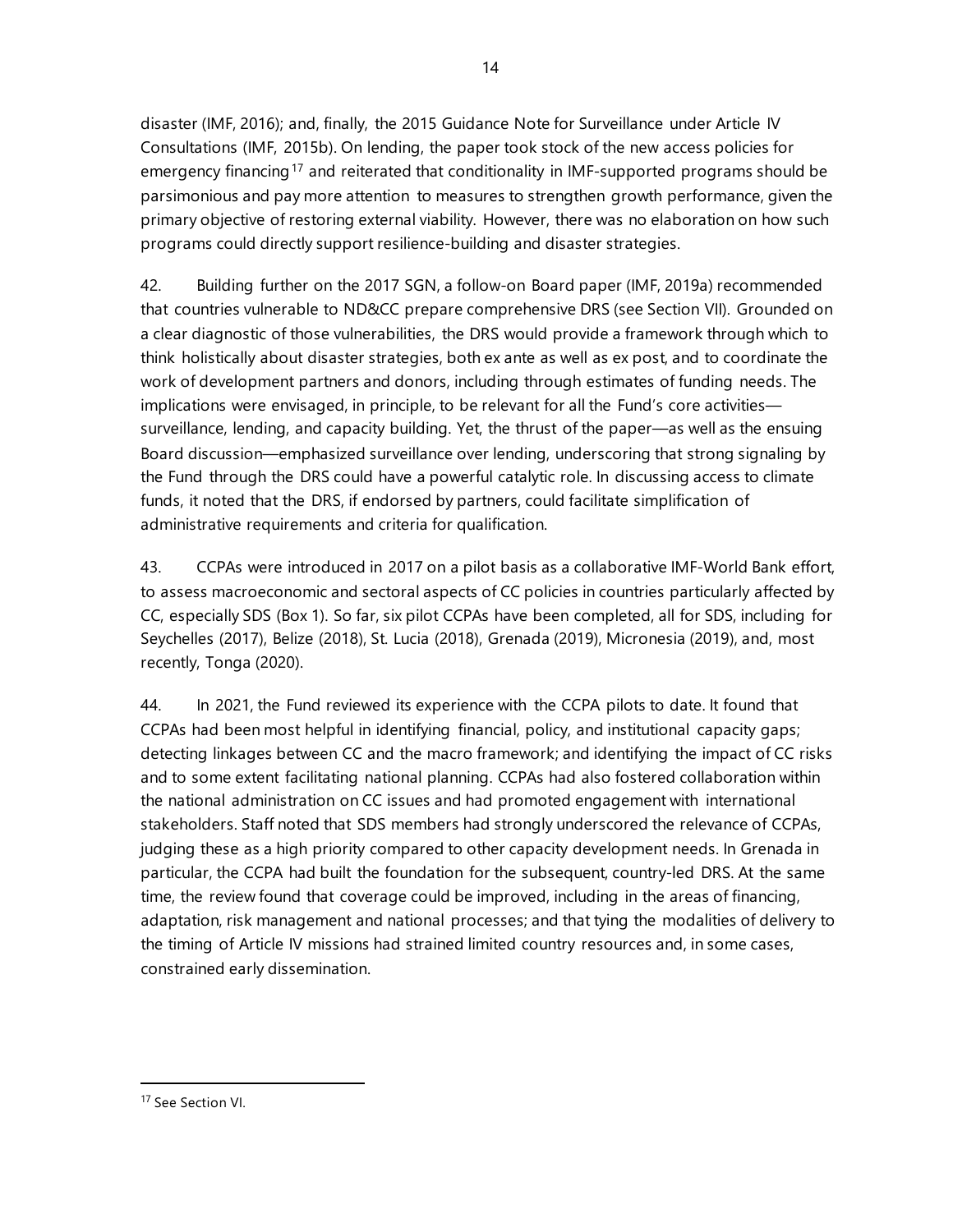disaster (IMF, 2016); and, finally, the 2015 Guidance Note for Surveillance under Article IV Consultations (IMF, 2015b). On lending, the paper took stock of the new access policies for emergency financing[17] and reiterated that conditionality in IMF-supported programs should be parsimonious and pay more attention to measures to strengthen growth performance, given the primary objective of restoring external viability. However, there was no elaboration on how such programs could directly support resilience-building and disaster strategies.

42. Building further on the 2017 SGN, a follow-on Board paper (IMF, 2019a) recommended that countries vulnerable to ND&CC prepare comprehensive DRS (see Section VII). Grounded on a clear diagnostic of those vulnerabilities, the DRS would provide a framework through which to think holistically about disaster strategies, both ex ante as well as ex post, and to coordinate the work of development partners and donors, including through estimates of funding needs. The implications were envisaged, in principle, to be relevant for all the Fund's core activities—surveillance, lending, and capacity building. Yet, the thrust of the paper—as well as the ensuing Board discussion—emphasized surveillance over lending, underscoring that strong signaling by the Fund through the DRS could have a powerful catalytic role. In discussing access to climate funds, it noted that the DRS, if endorsed by partners, could facilitate simplification of administrative requirements and criteria for qualification.

43. CCPAs were introduced in 2017 on a pilot basis as a collaborative IMF-World Bank effort, to assess macroeconomic and sectoral aspects of CC policies in countries particularly affected by CC, especially SDS (Box 1). So far, six pilot CCPAs have been completed, all for SDS, including for Seychelles (2017), Belize (2018), St. Lucia (2018), Grenada (2019), Micronesia (2019), and, most recently, Tonga (2020).

44. In 2021, the Fund reviewed its experience with the CCPA pilots to date. It found that CCPAs had been most helpful in identifying financial, policy, and institutional capacity gaps; detecting linkages between CC and the macro framework; and identifying the impact of CC risks and to some extent facilitating national planning. CCPAs had also fostered collaboration within the national administration on CC issues and had promoted engagement with international stakeholders. Staff noted that SDS members had strongly underscored the relevance of CCPAs, judging these as a high priority compared to other capacity development needs. In Grenada in particular, the CCPA had built the foundation for the subsequent, country-led DRS. At the same time, the review found that coverage could be improved, including in the areas of financing, adaptation, risk management and national processes; and that tying the modalities of delivery to the timing of Article IV missions had strained limited country resources and, in some cases, constrained early dissemination.

---

[17] See Section VI.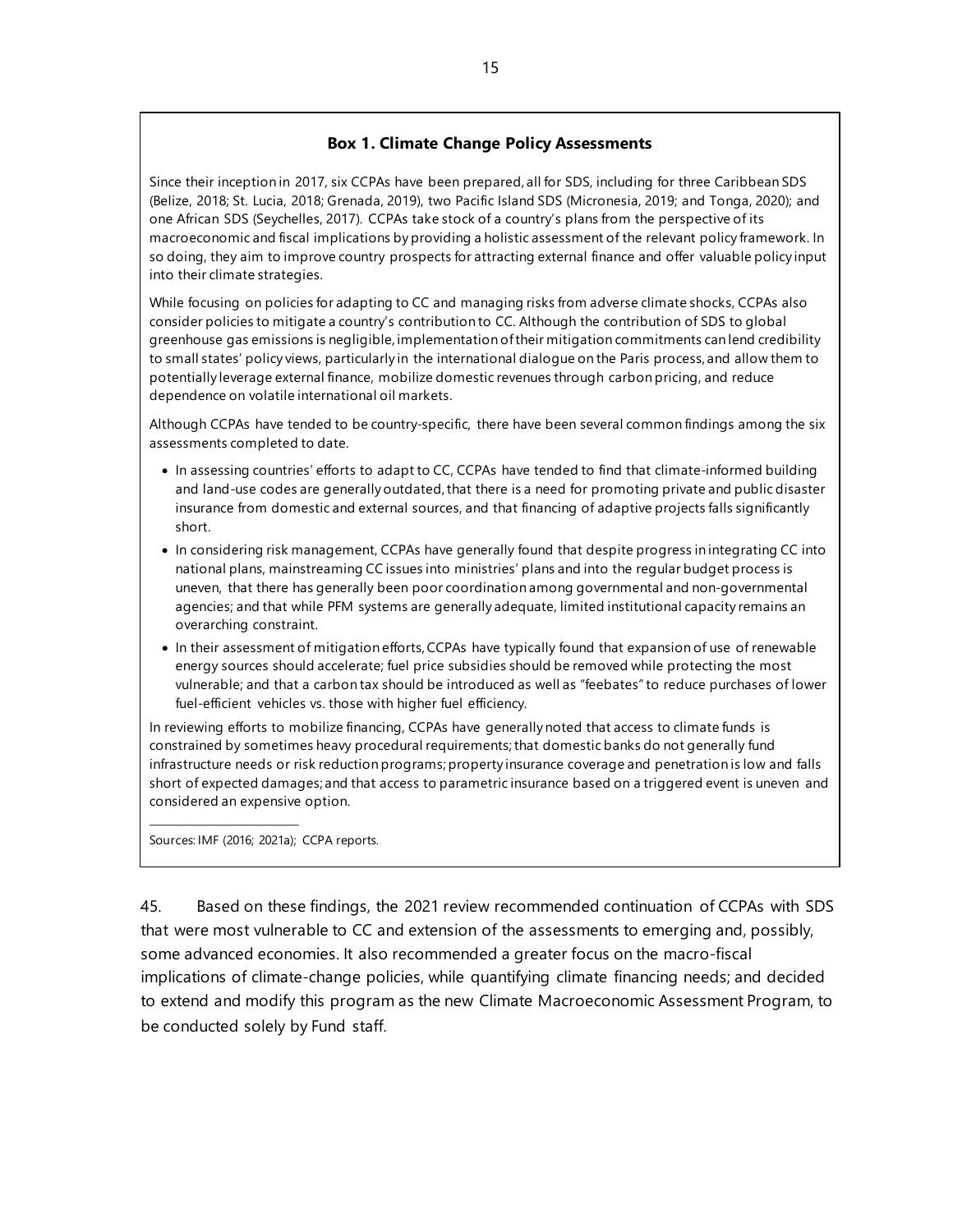### Box 1. Climate Change Policy Assessments

Since their inception in 2017, six CCPAs have been prepared, all for SDS, including for three Caribbean SDS (Belize, 2018; St. Lucia, 2018; Grenada, 2019), two Pacific Island SDS (Micronesia, 2019; and Tonga, 2020); and one African SDS (Seychelles, 2017). CCPAs take stock of a country's plans from the perspective of its macroeconomic and fiscal implications by providing a holistic assessment of the relevant policy framework. In so doing, they aim to improve country prospects for attracting external finance and offer valuable policy input into their climate strategies.

While focusing on policies for adapting to CC and managing risks from adverse climate shocks, CCPAs also consider policies to mitigate a country's contribution to CC. Although the contribution of SDS to global greenhouse gas emissions is negligible, implementation of their mitigation commitments can lend credibility to small states' policy views, particularly in the international dialogue on the Paris process, and allow them to potentially leverage external finance, mobilize domestic revenues through carbon pricing, and reduce dependence on volatile international oil markets.

Although CCPAs have tended to be country-specific, there have been several common findings among the six assessments completed to date.

- In assessing countries' efforts to adapt to CC, CCPAs have tended to find that climate-informed building and land-use codes are generally outdated, that there is a need for promoting private and public disaster insurance from domestic and external sources, and that financing of adaptive projects falls significantly short.
- In considering risk management, CCPAs have generally found that despite progress in integrating CC into national plans, mainstreaming CC issues into ministries' plans and into the regular budget process is uneven, that there has generally been poor coordination among governmental and non-governmental agencies; and that while PFM systems are generally adequate, limited institutional capacity remains an overarching constraint.
- In their assessment of mitigation efforts, CCPAs have typically found that expansion of use of renewable energy sources should accelerate; fuel price subsidies should be removed while protecting the most vulnerable; and that a carbon tax should be introduced as well as "feebates" to reduce purchases of lower fuel-efficient vehicles vs. those with higher fuel efficiency.

In reviewing efforts to mobilize financing, CCPAs have generally noted that access to climate funds is constrained by sometimes heavy procedural requirements; that domestic banks do not generally fund infrastructure needs or risk reduction programs; property insurance coverage and penetration is low and falls short of expected damages; and that access to parametric insurance based on a triggered event is uneven and considered an expensive option.

Sources: IMF (2016; 2021a); CCPA reports.

45. Based on these findings, the 2021 review recommended continuation of CCPAs with SDS that were most vulnerable to CC and extension of the assessments to emerging and, possibly, some advanced economies. It also recommended a greater focus on the macro-fiscal implications of climate-change policies, while quantifying climate financing needs; and decided to extend and modify this program as the new Climate Macroeconomic Assessment Program, to be conducted solely by Fund staff.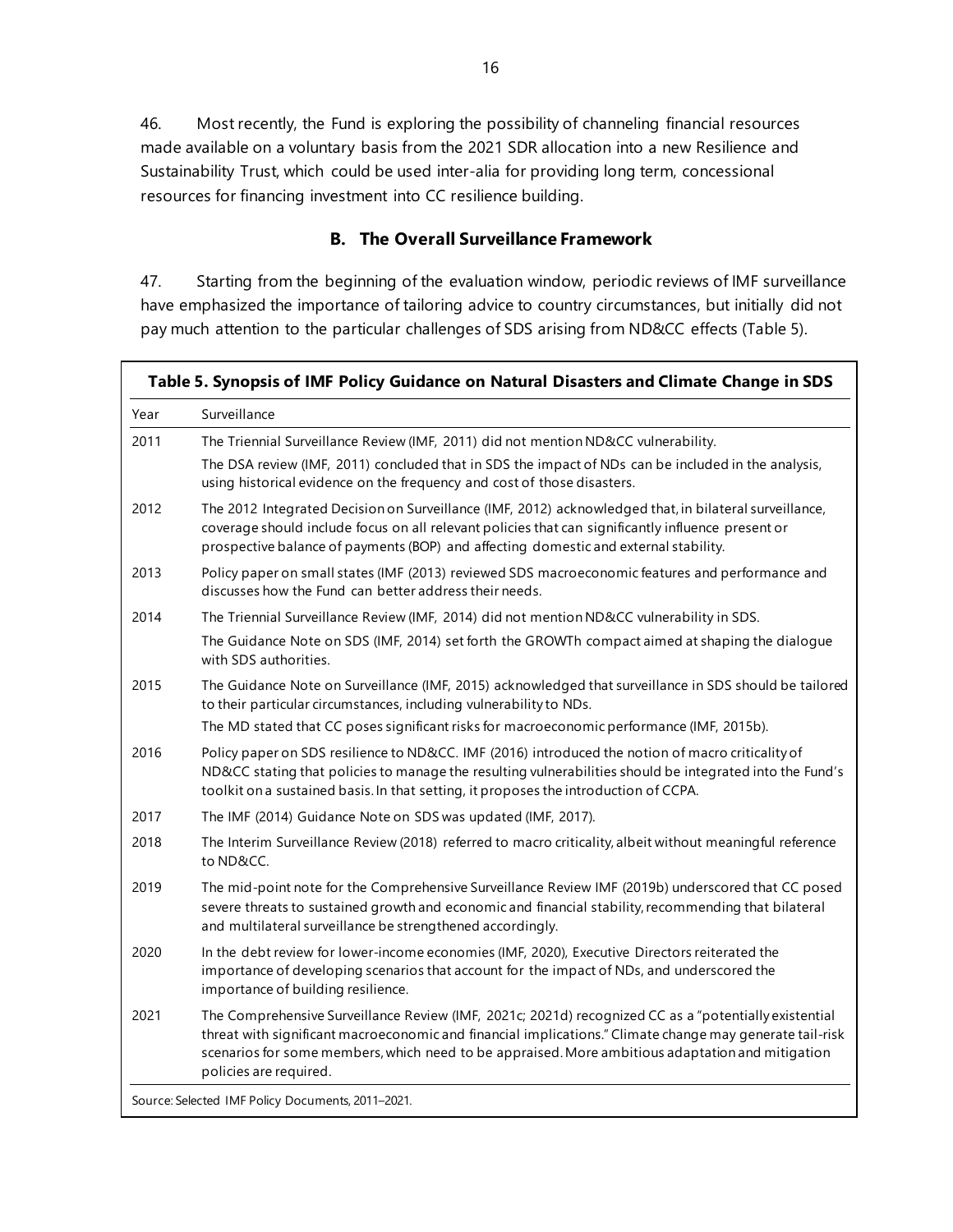46. Most recently, the Fund is exploring the possibility of channeling financial resources made available on a voluntary basis from the 2021 SDR allocation into a new Resilience and Sustainability Trust, which could be used inter-alia for providing long term, concessional resources for financing investment into CC resilience building.

### B. The Overall Surveillance Framework

47. Starting from the beginning of the evaluation window, periodic reviews of IMF surveillance have emphasized the importance of tailoring advice to country circumstances, but initially did not pay much attention to the particular challenges of SDS arising from ND&CC effects (Table 5).

**Table 5. Synopsis of IMF Policy Guidance on Natural Disasters and Climate Change in SDS**

| Year | Surveillance |
|---|---|
| 2011 | The Triennial Surveillance Review (IMF, 2011) did not mention ND&CC vulnerability.<br>The DSA review (IMF, 2011) concluded that in SDS the impact of NDs can be included in the analysis, using historical evidence on the frequency and cost of those disasters. |
| 2012 | The 2012 Integrated Decision on Surveillance (IMF, 2012) acknowledged that, in bilateral surveillance, coverage should include focus on all relevant policies that can significantly influence present or prospective balance of payments (BOP) and affecting domestic and external stability. |
| 2013 | Policy paper on small states (IMF (2013) reviewed SDS macroeconomic features and performance and discusses how the Fund can better address their needs. |
| 2014 | The Triennial Surveillance Review (IMF, 2014) did not mention ND&CC vulnerability in SDS.<br>The Guidance Note on SDS (IMF, 2014) set forth the GROWTh compact aimed at shaping the dialogue with SDS authorities. |
| 2015 | The Guidance Note on Surveillance (IMF, 2015) acknowledged that surveillance in SDS should be tailored to their particular circumstances, including vulnerability to NDs.<br>The MD stated that CC poses significant risks for macroeconomic performance (IMF, 2015b). |
| 2016 | Policy paper on SDS resilience to ND&CC. IMF (2016) introduced the notion of macro criticality of ND&CC stating that policies to manage the resulting vulnerabilities should be integrated into the Fund's toolkit on a sustained basis. In that setting, it proposes the introduction of CCPA. |
| 2017 | The IMF (2014) Guidance Note on SDS was updated (IMF, 2017). |
| 2018 | The Interim Surveillance Review (2018) referred to macro criticality, albeit without meaningful reference to ND&CC. |
| 2019 | The mid-point note for the Comprehensive Surveillance Review IMF (2019b) underscored that CC posed severe threats to sustained growth and economic and financial stability, recommending that bilateral and multilateral surveillance be strengthened accordingly. |
| 2020 | In the debt review for lower-income economies (IMF, 2020), Executive Directors reiterated the importance of developing scenarios that account for the impact of NDs, and underscored the importance of building resilience. |
| 2021 | The Comprehensive Surveillance Review (IMF, 2021c; 2021d) recognized CC as a "potentially existential threat with significant macroeconomic and financial implications." Climate change may generate tail-risk scenarios for some members, which need to be appraised. More ambitious adaptation and mitigation policies are required. |

Source: Selected IMF Policy Documents, 2011–2021.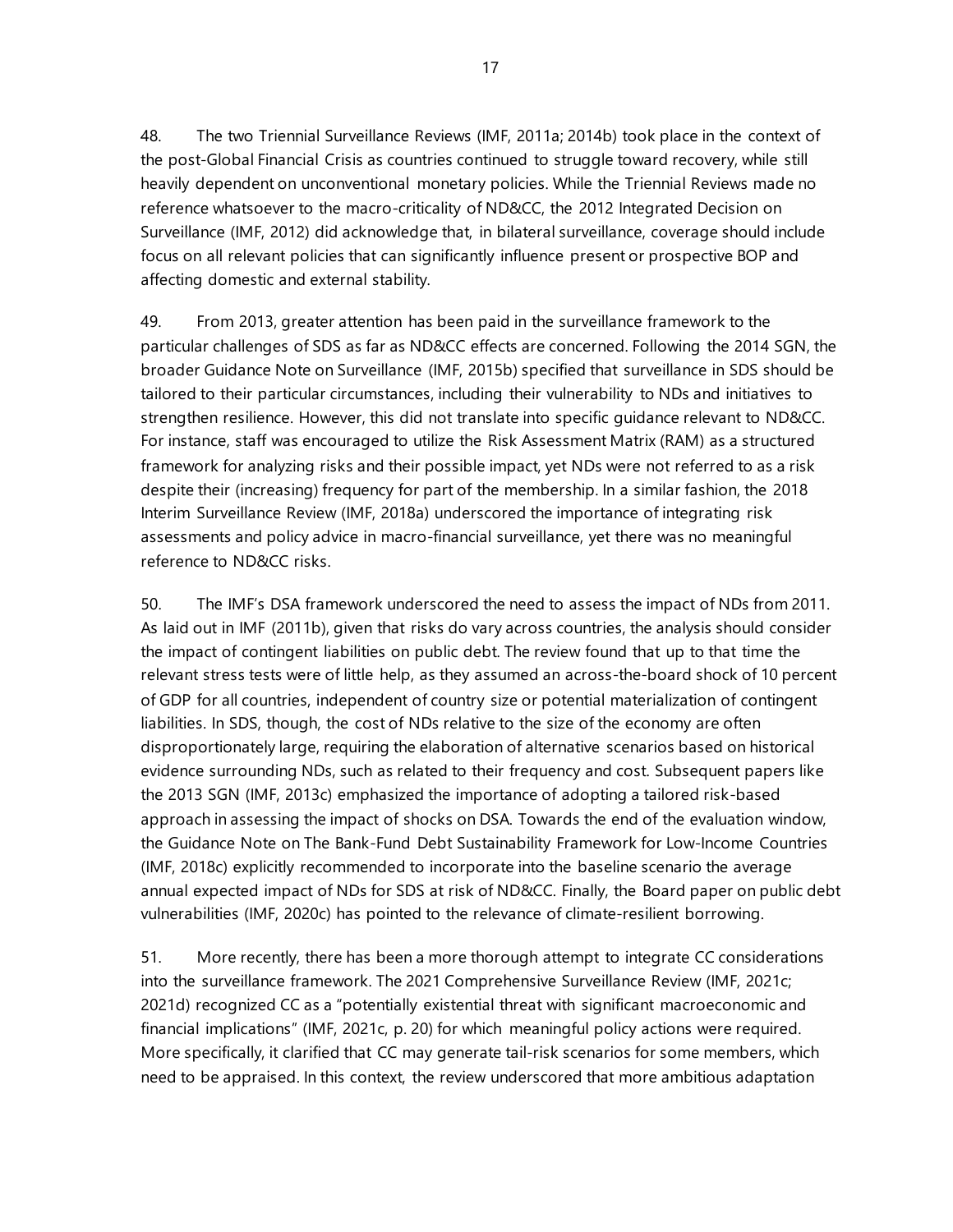48. The two Triennial Surveillance Reviews (IMF, 2011a; 2014b) took place in the context of the post-Global Financial Crisis as countries continued to struggle toward recovery, while still heavily dependent on unconventional monetary policies. While the Triennial Reviews made no reference whatsoever to the macro-criticality of ND&CC, the 2012 Integrated Decision on Surveillance (IMF, 2012) did acknowledge that, in bilateral surveillance, coverage should include focus on all relevant policies that can significantly influence present or prospective BOP and affecting domestic and external stability.

49. From 2013, greater attention has been paid in the surveillance framework to the particular challenges of SDS as far as ND&CC effects are concerned. Following the 2014 SGN, the broader Guidance Note on Surveillance (IMF, 2015b) specified that surveillance in SDS should be tailored to their particular circumstances, including their vulnerability to NDs and initiatives to strengthen resilience. However, this did not translate into specific guidance relevant to ND&CC. For instance, staff was encouraged to utilize the Risk Assessment Matrix (RAM) as a structured framework for analyzing risks and their possible impact, yet NDs were not referred to as a risk despite their (increasing) frequency for part of the membership. In a similar fashion, the 2018 Interim Surveillance Review (IMF, 2018a) underscored the importance of integrating risk assessments and policy advice in macro-financial surveillance, yet there was no meaningful reference to ND&CC risks.

50. The IMF's DSA framework underscored the need to assess the impact of NDs from 2011. As laid out in IMF (2011b), given that risks do vary across countries, the analysis should consider the impact of contingent liabilities on public debt. The review found that up to that time the relevant stress tests were of little help, as they assumed an across-the-board shock of 10 percent of GDP for all countries, independent of country size or potential materialization of contingent liabilities. In SDS, though, the cost of NDs relative to the size of the economy are often disproportionately large, requiring the elaboration of alternative scenarios based on historical evidence surrounding NDs, such as related to their frequency and cost. Subsequent papers like the 2013 SGN (IMF, 2013c) emphasized the importance of adopting a tailored risk-based approach in assessing the impact of shocks on DSA. Towards the end of the evaluation window, the Guidance Note on The Bank-Fund Debt Sustainability Framework for Low-Income Countries (IMF, 2018c) explicitly recommended to incorporate into the baseline scenario the average annual expected impact of NDs for SDS at risk of ND&CC. Finally, the Board paper on public debt vulnerabilities (IMF, 2020c) has pointed to the relevance of climate-resilient borrowing.

51. More recently, there has been a more thorough attempt to integrate CC considerations into the surveillance framework. The 2021 Comprehensive Surveillance Review (IMF, 2021c; 2021d) recognized CC as a "potentially existential threat with significant macroeconomic and financial implications" (IMF, 2021c, p. 20) for which meaningful policy actions were required. More specifically, it clarified that CC may generate tail-risk scenarios for some members, which need to be appraised. In this context, the review underscored that more ambitious adaptation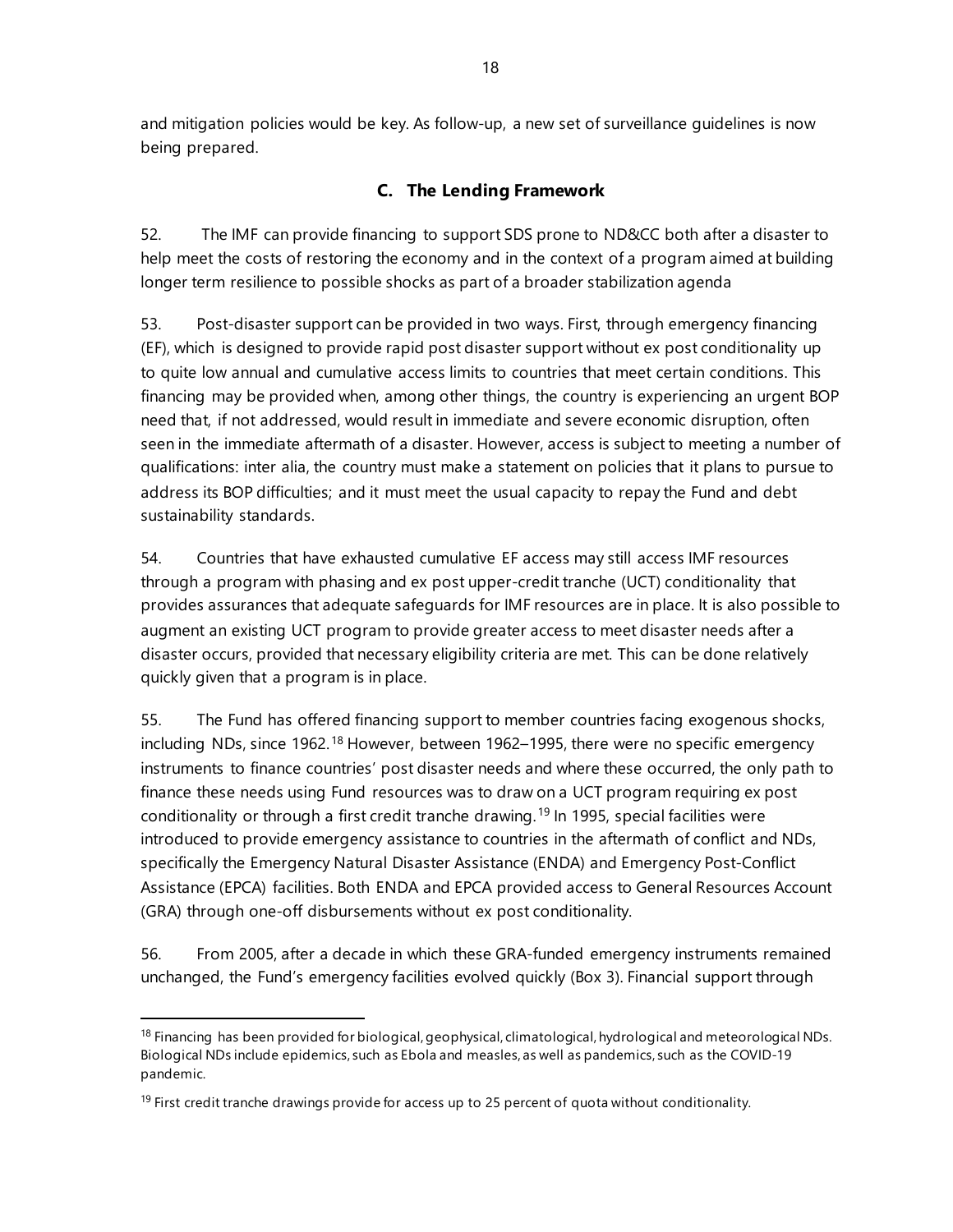and mitigation policies would be key. As follow-up, a new set of surveillance guidelines is now being prepared.

### C. The Lending Framework

52. The IMF can provide financing to support SDS prone to ND&CC both after a disaster to help meet the costs of restoring the economy and in the context of a program aimed at building longer term resilience to possible shocks as part of a broader stabilization agenda

53. Post-disaster support can be provided in two ways. First, through emergency financing (EF), which is designed to provide rapid post disaster support without ex post conditionality up to quite low annual and cumulative access limits to countries that meet certain conditions. This financing may be provided when, among other things, the country is experiencing an urgent BOP need that, if not addressed, would result in immediate and severe economic disruption, often seen in the immediate aftermath of a disaster. However, access is subject to meeting a number of qualifications: inter alia, the country must make a statement on policies that it plans to pursue to address its BOP difficulties; and it must meet the usual capacity to repay the Fund and debt sustainability standards.

54. Countries that have exhausted cumulative EF access may still access IMF resources through a program with phasing and ex post upper-credit tranche (UCT) conditionality that provides assurances that adequate safeguards for IMF resources are in place. It is also possible to augment an existing UCT program to provide greater access to meet disaster needs after a disaster occurs, provided that necessary eligibility criteria are met. This can be done relatively quickly given that a program is in place.

55. The Fund has offered financing support to member countries facing exogenous shocks, including NDs, since 1962.[18] However, between 1962–1995, there were no specific emergency instruments to finance countries' post disaster needs and where these occurred, the only path to finance these needs using Fund resources was to draw on a UCT program requiring ex post conditionality or through a first credit tranche drawing.[19] In 1995, special facilities were introduced to provide emergency assistance to countries in the aftermath of conflict and NDs, specifically the Emergency Natural Disaster Assistance (ENDA) and Emergency Post-Conflict Assistance (EPCA) facilities. Both ENDA and EPCA provided access to General Resources Account (GRA) through one-off disbursements without ex post conditionality.

56. From 2005, after a decade in which these GRA-funded emergency instruments remained unchanged, the Fund's emergency facilities evolved quickly (Box 3). Financial support through

[18] Financing has been provided for biological, geophysical, climatological, hydrological and meteorological NDs. Biological NDs include epidemics, such as Ebola and measles, as well as pandemics, such as the COVID-19 pandemic.

[19] First credit tranche drawings provide for access up to 25 percent of quota without conditionality.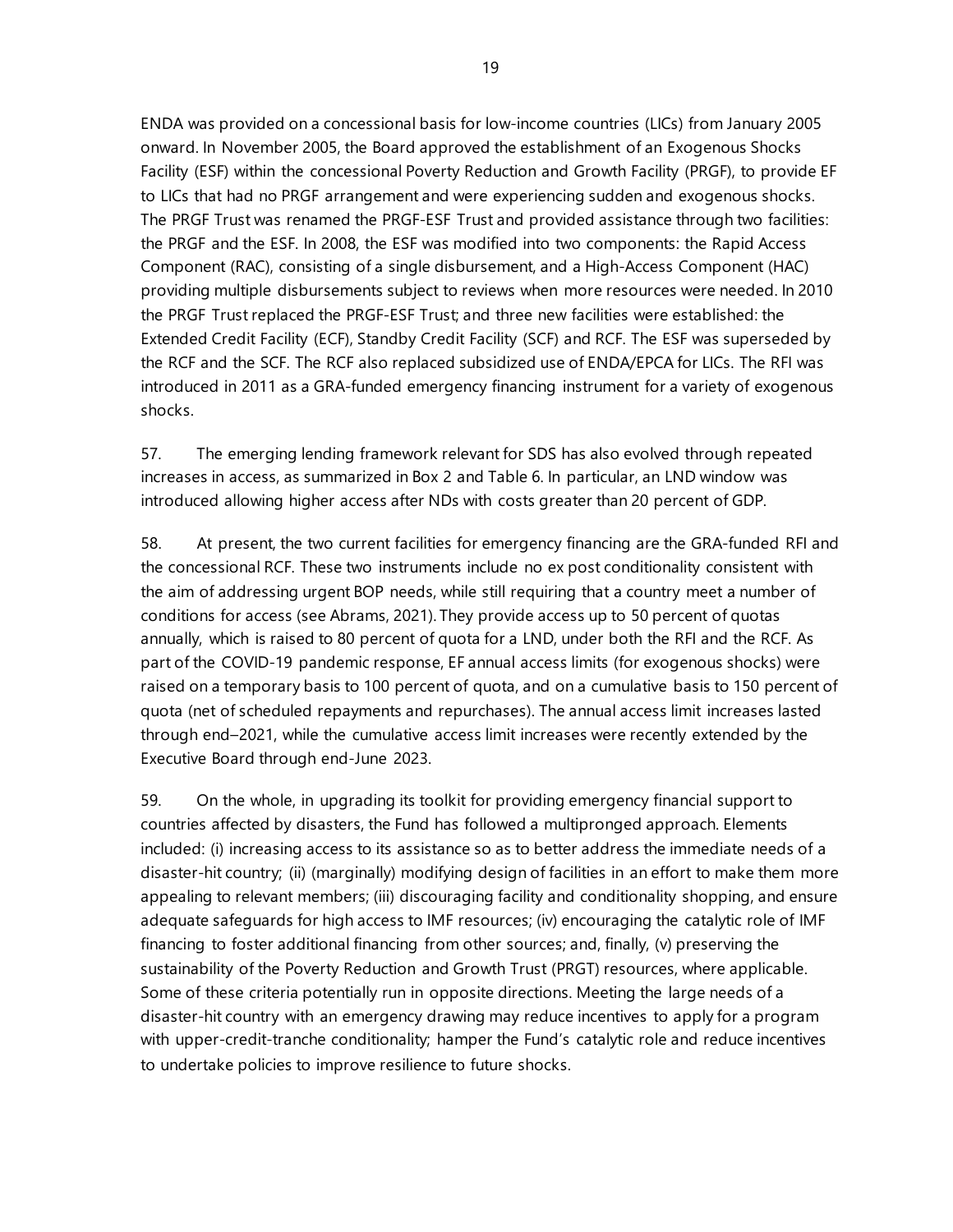ENDA was provided on a concessional basis for low-income countries (LICs) from January 2005 onward. In November 2005, the Board approved the establishment of an Exogenous Shocks Facility (ESF) within the concessional Poverty Reduction and Growth Facility (PRGF), to provide EF to LICs that had no PRGF arrangement and were experiencing sudden and exogenous shocks. The PRGF Trust was renamed the PRGF-ESF Trust and provided assistance through two facilities: the PRGF and the ESF. In 2008, the ESF was modified into two components: the Rapid Access Component (RAC), consisting of a single disbursement, and a High-Access Component (HAC) providing multiple disbursements subject to reviews when more resources were needed. In 2010 the PRGF Trust replaced the PRGF-ESF Trust; and three new facilities were established: the Extended Credit Facility (ECF), Standby Credit Facility (SCF) and RCF. The ESF was superseded by the RCF and the SCF. The RCF also replaced subsidized use of ENDA/EPCA for LICs. The RFI was introduced in 2011 as a GRA-funded emergency financing instrument for a variety of exogenous shocks.

57. The emerging lending framework relevant for SDS has also evolved through repeated increases in access, as summarized in Box 2 and Table 6. In particular, an LND window was introduced allowing higher access after NDs with costs greater than 20 percent of GDP.

58. At present, the two current facilities for emergency financing are the GRA-funded RFI and the concessional RCF. These two instruments include no ex post conditionality consistent with the aim of addressing urgent BOP needs, while still requiring that a country meet a number of conditions for access (see Abrams, 2021). They provide access up to 50 percent of quotas annually, which is raised to 80 percent of quota for a LND, under both the RFI and the RCF. As part of the COVID-19 pandemic response, EF annual access limits (for exogenous shocks) were raised on a temporary basis to 100 percent of quota, and on a cumulative basis to 150 percent of quota (net of scheduled repayments and repurchases). The annual access limit increases lasted through end–2021, while the cumulative access limit increases were recently extended by the Executive Board through end-June 2023.

59. On the whole, in upgrading its toolkit for providing emergency financial support to countries affected by disasters, the Fund has followed a multipronged approach. Elements included: (i) increasing access to its assistance so as to better address the immediate needs of a disaster-hit country; (ii) (marginally) modifying design of facilities in an effort to make them more appealing to relevant members; (iii) discouraging facility and conditionality shopping, and ensure adequate safeguards for high access to IMF resources; (iv) encouraging the catalytic role of IMF financing to foster additional financing from other sources; and, finally, (v) preserving the sustainability of the Poverty Reduction and Growth Trust (PRGT) resources, where applicable. Some of these criteria potentially run in opposite directions. Meeting the large needs of a disaster-hit country with an emergency drawing may reduce incentives to apply for a program with upper-credit-tranche conditionality; hamper the Fund's catalytic role and reduce incentives to undertake policies to improve resilience to future shocks.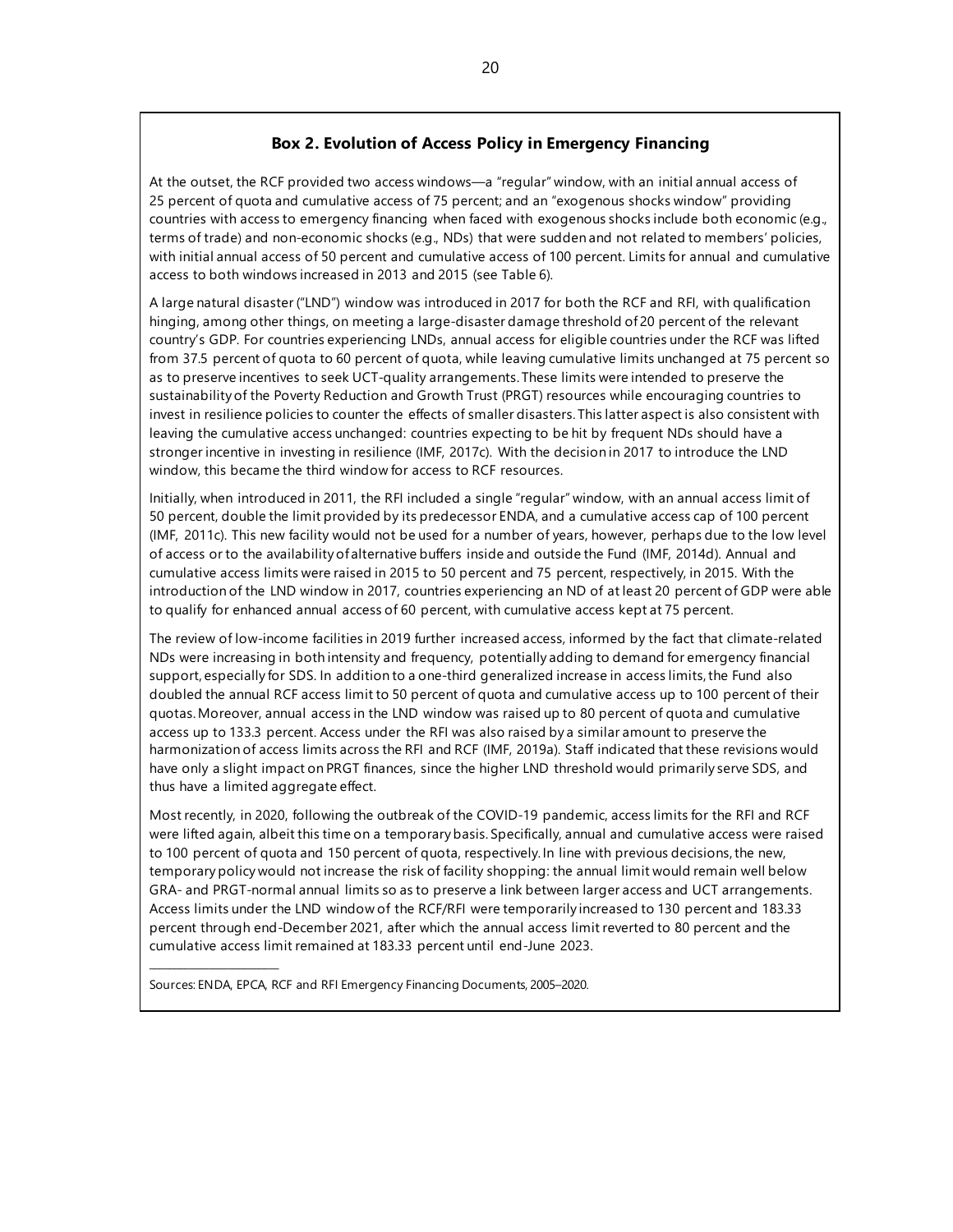## Box 2. Evolution of Access Policy in Emergency Financing

At the outset, the RCF provided two access windows—a "regular" window, with an initial annual access of 25 percent of quota and cumulative access of 75 percent; and an "exogenous shocks window" providing countries with access to emergency financing when faced with exogenous shocks include both economic (e.g., terms of trade) and non-economic shocks (e.g., NDs) that were sudden and not related to members' policies, with initial annual access of 50 percent and cumulative access of 100 percent. Limits for annual and cumulative access to both windows increased in 2013 and 2015 (see Table 6).

A large natural disaster ("LND") window was introduced in 2017 for both the RCF and RFI, with qualification hinging, among other things, on meeting a large-disaster damage threshold of 20 percent of the relevant country's GDP. For countries experiencing LNDs, annual access for eligible countries under the RCF was lifted from 37.5 percent of quota to 60 percent of quota, while leaving cumulative limits unchanged at 75 percent so as to preserve incentives to seek UCT-quality arrangements. These limits were intended to preserve the sustainability of the Poverty Reduction and Growth Trust (PRGT) resources while encouraging countries to invest in resilience policies to counter the effects of smaller disasters. This latter aspect is also consistent with leaving the cumulative access unchanged: countries expecting to be hit by frequent NDs should have a stronger incentive in investing in resilience (IMF, 2017c). With the decision in 2017 to introduce the LND window, this became the third window for access to RCF resources.

Initially, when introduced in 2011, the RFI included a single "regular" window, with an annual access limit of 50 percent, double the limit provided by its predecessor ENDA, and a cumulative access cap of 100 percent (IMF, 2011c). This new facility would not be used for a number of years, however, perhaps due to the low level of access or to the availability of alternative buffers inside and outside the Fund (IMF, 2014d). Annual and cumulative access limits were raised in 2015 to 50 percent and 75 percent, respectively, in 2015. With the introduction of the LND window in 2017, countries experiencing an ND of at least 20 percent of GDP were able to qualify for enhanced annual access of 60 percent, with cumulative access kept at 75 percent.

The review of low-income facilities in 2019 further increased access, informed by the fact that climate-related NDs were increasing in both intensity and frequency, potentially adding to demand for emergency financial support, especially for SDS. In addition to a one-third generalized increase in access limits, the Fund also doubled the annual RCF access limit to 50 percent of quota and cumulative access up to 100 percent of their quotas. Moreover, annual access in the LND window was raised up to 80 percent of quota and cumulative access up to 133.3 percent. Access under the RFI was also raised by a similar amount to preserve the harmonization of access limits across the RFI and RCF (IMF, 2019a). Staff indicated that these revisions would have only a slight impact on PRGT finances, since the higher LND threshold would primarily serve SDS, and thus have a limited aggregate effect.

Most recently, in 2020, following the outbreak of the COVID-19 pandemic, access limits for the RFI and RCF were lifted again, albeit this time on a temporary basis. Specifically, annual and cumulative access were raised to 100 percent of quota and 150 percent of quota, respectively. In line with previous decisions, the new, temporary policy would not increase the risk of facility shopping: the annual limit would remain well below GRA- and PRGT-normal annual limits so as to preserve a link between larger access and UCT arrangements. Access limits under the LND window of the RCF/RFI were temporarily increased to 130 percent and 183.33 percent through end-December 2021, after which the annual access limit reverted to 80 percent and the cumulative access limit remained at 183.33 percent until end-June 2023.

Sources: ENDA, EPCA, RCF and RFI Emergency Financing Documents, 2005–2020.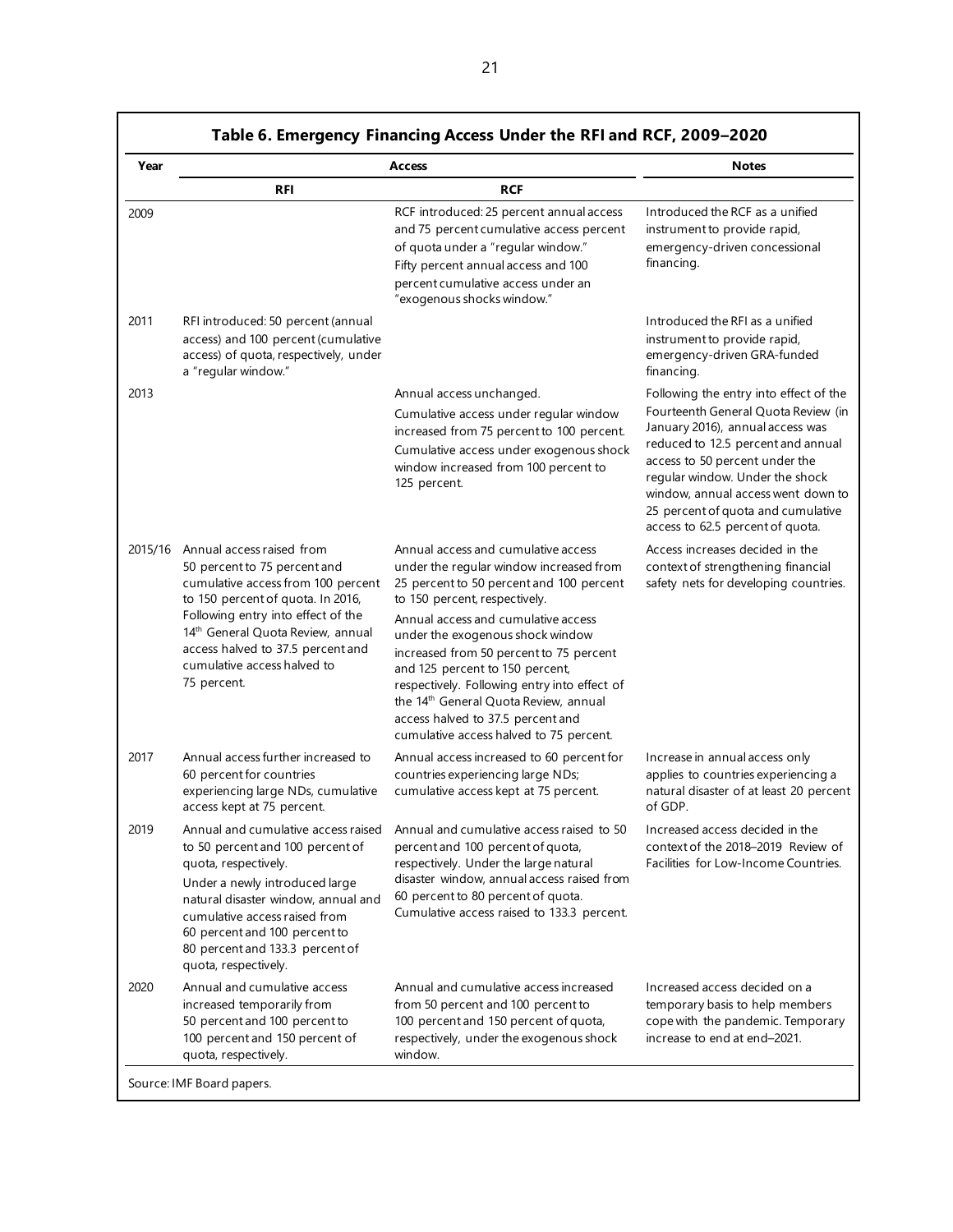**Table 6. Emergency Financing Access Under the RFI and RCF, 2009–2020**

| Year | Access | | Notes |
|---|---|---|---|
| | RFI | RCF | |
| 2009 | | RCF introduced: 25 percent annual access and 75 percent cumulative access percent of quota under a "regular window." Fifty percent annual access and 100 percent cumulative access under an "exogenous shocks window." | Introduced the RCF as a unified instrument to provide rapid, emergency-driven concessional financing. |
| 2011 | RFI introduced: 50 percent (annual access) and 100 percent (cumulative access) of quota, respectively, under a "regular window." | | Introduced the RFI as a unified instrument to provide rapid, emergency-driven GRA-funded financing. |
| 2013 | | Annual access unchanged. Cumulative access under regular window increased from 75 percent to 100 percent. Cumulative access under exogenous shock window increased from 100 percent to 125 percent. | Following the entry into effect of the Fourteenth General Quota Review (in January 2016), annual access was reduced to 12.5 percent and annual access to 50 percent under the regular window. Under the shock window, annual access went down to 25 percent of quota and cumulative access to 62.5 percent of quota. |
| 2015/16 | Annual access raised from 50 percent to 75 percent and cumulative access from 100 percent to 150 percent of quota. In 2016, Following entry into effect of the 14th General Quota Review, annual access halved to 37.5 percent and cumulative access halved to 75 percent. | Annual access and cumulative access under the regular window increased from 25 percent to 50 percent and 100 percent to 150 percent, respectively. Annual access and cumulative access under the exogenous shock window increased from 50 percent to 75 percent and 125 percent to 150 percent, respectively. Following entry into effect of the 14th General Quota Review, annual access halved to 37.5 percent and cumulative access halved to 75 percent. | Access increases decided in the context of strengthening financial safety nets for developing countries. |
| 2017 | Annual access further increased to 60 percent for countries experiencing large NDs, cumulative access kept at 75 percent. | Annual access increased to 60 percent for countries experiencing large NDs; cumulative access kept at 75 percent. | Increase in annual access only applies to countries experiencing a natural disaster of at least 20 percent of GDP. |
| 2019 | Annual and cumulative access raised to 50 percent and 100 percent of quota, respectively. Under a newly introduced large natural disaster window, annual and cumulative access raised from 60 percent and 100 percent to 80 percent and 133.3 percent of quota, respectively. | Annual and cumulative access raised to 50 percent and 100 percent of quota, respectively. Under the large natural disaster window, annual access raised from 60 percent to 80 percent of quota. Cumulative access raised to 133.3 percent. | Increased access decided in the context of the 2018–2019 Review of Facilities for Low-Income Countries. |
| 2020 | Annual and cumulative access increased temporarily from 50 percent and 100 percent to 100 percent and 150 percent of quota, respectively. | Annual and cumulative access increased from 50 percent and 100 percent to 100 percent and 150 percent of quota, respectively, under the exogenous shock window. | Increased access decided on a temporary basis to help members cope with the pandemic. Temporary increase to end at end–2021. |

Source: IMF Board papers.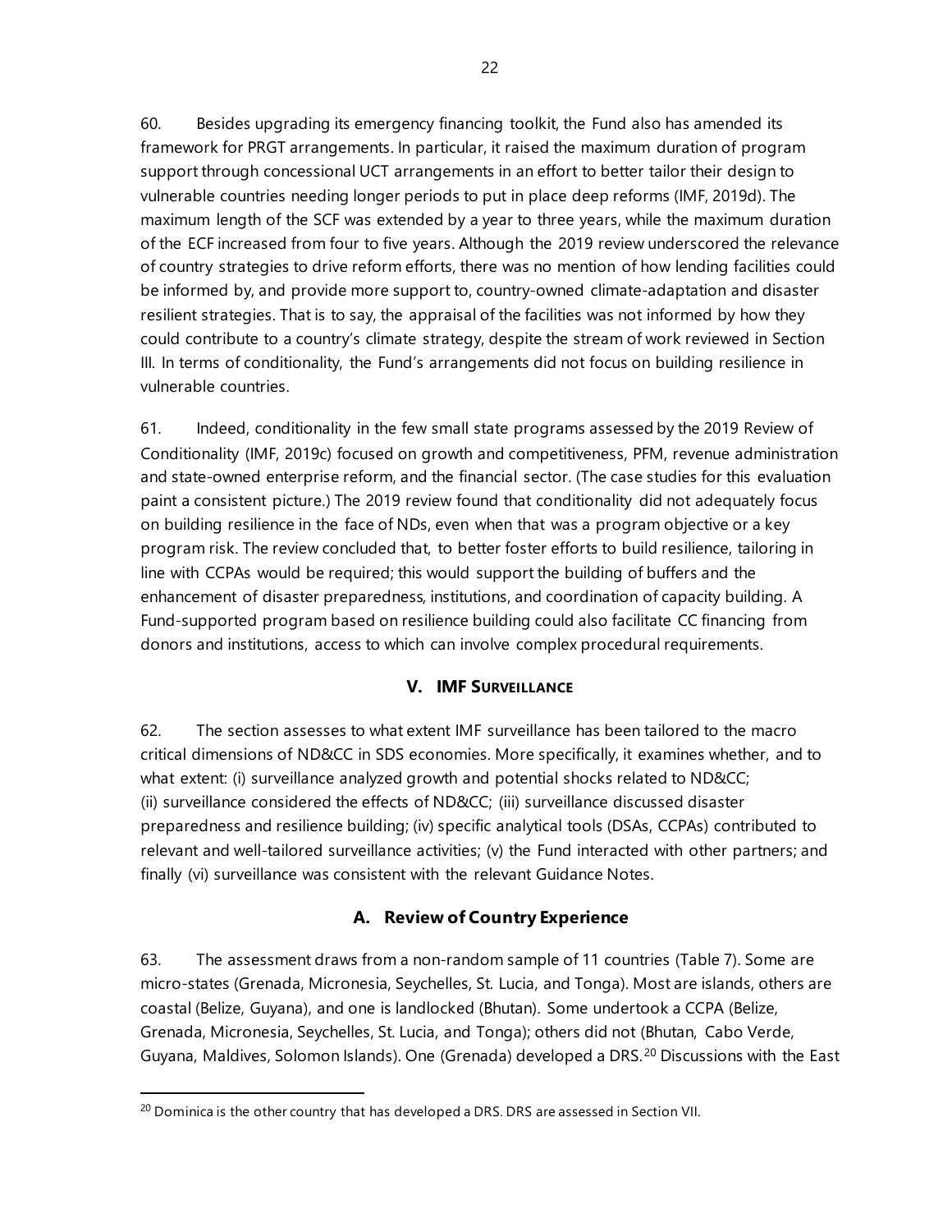60. Besides upgrading its emergency financing toolkit, the Fund also has amended its framework for PRGT arrangements. In particular, it raised the maximum duration of program support through concessional UCT arrangements in an effort to better tailor their design to vulnerable countries needing longer periods to put in place deep reforms (IMF, 2019d). The maximum length of the SCF was extended by a year to three years, while the maximum duration of the ECF increased from four to five years. Although the 2019 review underscored the relevance of country strategies to drive reform efforts, there was no mention of how lending facilities could be informed by, and provide more support to, country-owned climate-adaptation and disaster resilient strategies. That is to say, the appraisal of the facilities was not informed by how they could contribute to a country's climate strategy, despite the stream of work reviewed in Section III. In terms of conditionality, the Fund's arrangements did not focus on building resilience in vulnerable countries.

61. Indeed, conditionality in the few small state programs assessed by the 2019 Review of Conditionality (IMF, 2019c) focused on growth and competitiveness, PFM, revenue administration and state-owned enterprise reform, and the financial sector. (The case studies for this evaluation paint a consistent picture.) The 2019 review found that conditionality did not adequately focus on building resilience in the face of NDs, even when that was a program objective or a key program risk. The review concluded that, to better foster efforts to build resilience, tailoring in line with CCPAs would be required; this would support the building of buffers and the enhancement of disaster preparedness, institutions, and coordination of capacity building. A Fund-supported program based on resilience building could also facilitate CC financing from donors and institutions, access to which can involve complex procedural requirements.

## V. IMF Surveillance

62. The section assesses to what extent IMF surveillance has been tailored to the macro critical dimensions of ND&CC in SDS economies. More specifically, it examines whether, and to what extent: (i) surveillance analyzed growth and potential shocks related to ND&CC; (ii) surveillance considered the effects of ND&CC; (iii) surveillance discussed disaster preparedness and resilience building; (iv) specific analytical tools (DSAs, CCPAs) contributed to relevant and well-tailored surveillance activities; (v) the Fund interacted with other partners; and finally (vi) surveillance was consistent with the relevant Guidance Notes.

### A. Review of Country Experience

63. The assessment draws from a non-random sample of 11 countries (Table 7). Some are micro-states (Grenada, Micronesia, Seychelles, St. Lucia, and Tonga). Most are islands, others are coastal (Belize, Guyana), and one is landlocked (Bhutan). Some undertook a CCPA (Belize, Grenada, Micronesia, Seychelles, St. Lucia, and Tonga); others did not (Bhutan, Cabo Verde, Guyana, Maldives, Solomon Islands). One (Grenada) developed a DRS.[20] Discussions with the East

[20] Dominica is the other country that has developed a DRS. DRS are assessed in Section VII.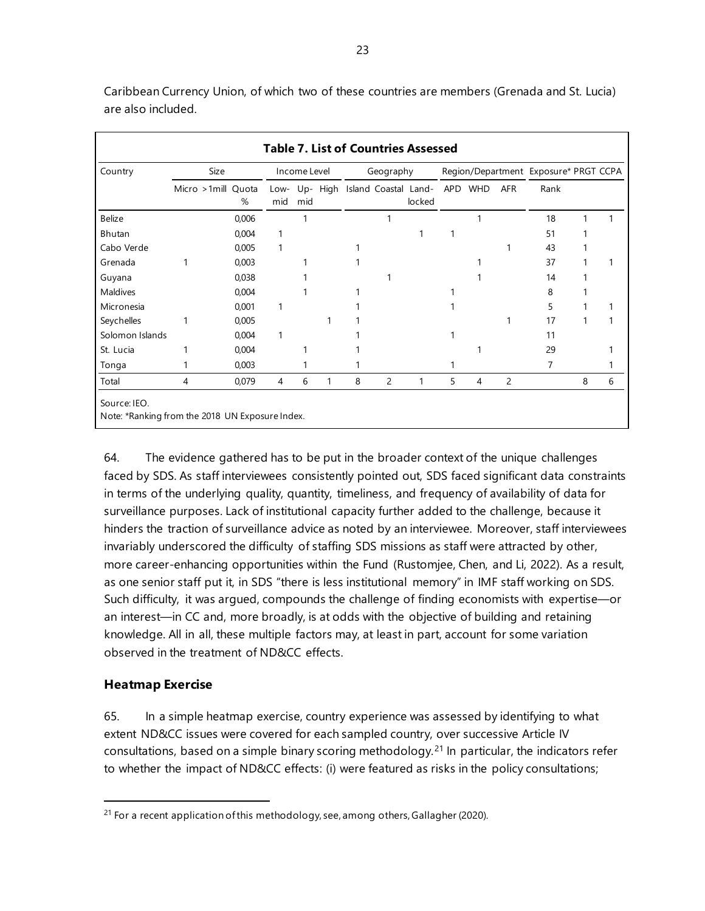Caribbean Currency Union, of which two of these countries are members (Grenada and St. Lucia) are also included.

**Table 7. List of Countries Assessed**

| Country | Size | | | Income Level | | | Geography | | | Region/Department | | | Exposure* | PRGT | CCPA |
|---|---|---|---|---|---|---|---|---|---|---|---|---|---|---|---|
| | Micro | >1mill | Quota % | Low-mid | Up-mid | High | Island | Coastal | Land-locked | APD | WHD | AFR | Rank | | |
| Belize | | | 0,006 | | 1 | | | 1 | | | 1 | | 18 | 1 | 1 |
| Bhutan | | | 0,004 | 1 | | | | | 1 | 1 | | | 51 | 1 | |
| Cabo Verde | | | 0,005 | 1 | | | 1 | | | | | 1 | 43 | 1 | |
| Grenada | 1 | | 0,003 | | 1 | | 1 | | | | 1 | | 37 | 1 | 1 |
| Guyana | | | 0,038 | | 1 | | | 1 | | | 1 | | 14 | 1 | |
| Maldives | | | 0,004 | | 1 | | 1 | | | 1 | | | 8 | 1 | |
| Micronesia | | | 0,001 | 1 | | | 1 | | | 1 | | | 5 | 1 | 1 |
| Seychelles | 1 | | 0,005 | | | 1 | 1 | | | | | 1 | 17 | 1 | 1 |
| Solomon Islands | | | 0,004 | 1 | | | 1 | | | 1 | | | 11 | | |
| St. Lucia | 1 | | 0,004 | | 1 | | 1 | | | | 1 | | 29 | | 1 |
| Tonga | 1 | | 0,003 | | 1 | | 1 | | | 1 | | | 7 | | 1 |
| Total | 4 | | 0,079 | 4 | 6 | 1 | 8 | 2 | 1 | 5 | 4 | 2 | | 8 | 6 |

Source: IEO.

Note: *Ranking from the 2018 UN Exposure Index.

64. The evidence gathered has to be put in the broader context of the unique challenges faced by SDS. As staff interviewees consistently pointed out, SDS faced significant data constraints in terms of the underlying quality, quantity, timeliness, and frequency of availability of data for surveillance purposes. Lack of institutional capacity further added to the challenge, because it hinders the traction of surveillance advice as noted by an interviewee. Moreover, staff interviewees invariably underscored the difficulty of staffing SDS missions as staff were attracted by other, more career-enhancing opportunities within the Fund (Rustomjee, Chen, and Li, 2022). As a result, as one senior staff put it, in SDS "there is less institutional memory" in IMF staff working on SDS. Such difficulty, it was argued, compounds the challenge of finding economists with expertise—or an interest—in CC and, more broadly, is at odds with the objective of building and retaining knowledge. All in all, these multiple factors may, at least in part, account for some variation observed in the treatment of ND&CC effects.

## Heatmap Exercise

65. In a simple heatmap exercise, country experience was assessed by identifying to what extent ND&CC issues were covered for each sampled country, over successive Article IV consultations, based on a simple binary scoring methodology.[21] In particular, the indicators refer to whether the impact of ND&CC effects: (i) were featured as risks in the policy consultations;

[21] For a recent application of this methodology, see, among others, Gallagher (2020).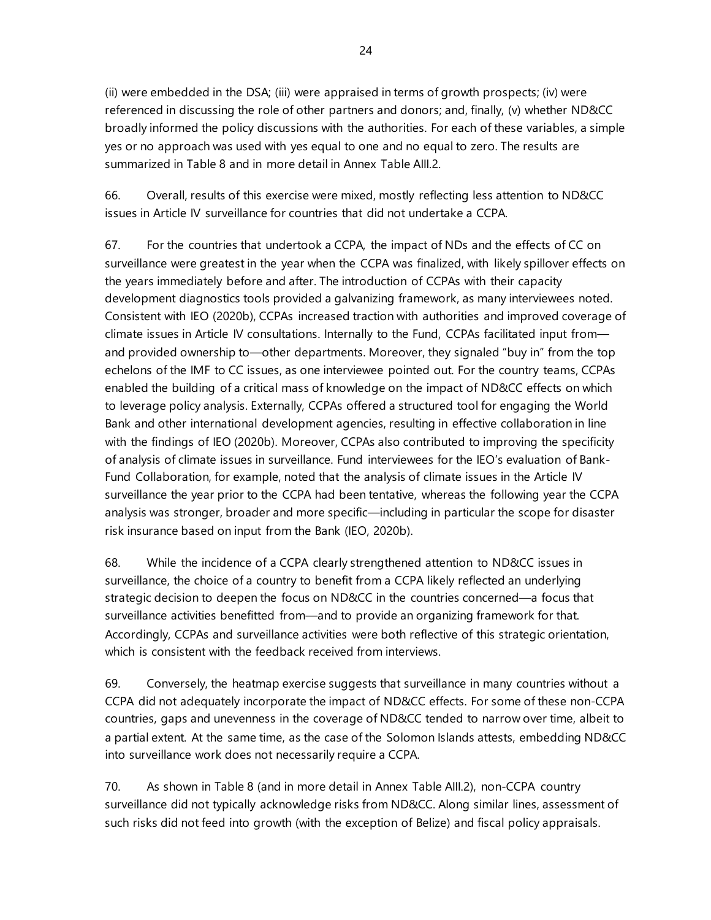(ii) were embedded in the DSA; (iii) were appraised in terms of growth prospects; (iv) were referenced in discussing the role of other partners and donors; and, finally, (v) whether ND&CC broadly informed the policy discussions with the authorities. For each of these variables, a simple yes or no approach was used with yes equal to one and no equal to zero. The results are summarized in Table 8 and in more detail in Annex Table AIII.2.

66. Overall, results of this exercise were mixed, mostly reflecting less attention to ND&CC issues in Article IV surveillance for countries that did not undertake a CCPA.

67. For the countries that undertook a CCPA, the impact of NDs and the effects of CC on surveillance were greatest in the year when the CCPA was finalized, with likely spillover effects on the years immediately before and after. The introduction of CCPAs with their capacity development diagnostics tools provided a galvanizing framework, as many interviewees noted. Consistent with IEO (2020b), CCPAs increased traction with authorities and improved coverage of climate issues in Article IV consultations. Internally to the Fund, CCPAs facilitated input from—and provided ownership to—other departments. Moreover, they signaled "buy in" from the top echelons of the IMF to CC issues, as one interviewee pointed out. For the country teams, CCPAs enabled the building of a critical mass of knowledge on the impact of ND&CC effects on which to leverage policy analysis. Externally, CCPAs offered a structured tool for engaging the World Bank and other international development agencies, resulting in effective collaboration in line with the findings of IEO (2020b). Moreover, CCPAs also contributed to improving the specificity of analysis of climate issues in surveillance. Fund interviewees for the IEO's evaluation of Bank-Fund Collaboration, for example, noted that the analysis of climate issues in the Article IV surveillance the year prior to the CCPA had been tentative, whereas the following year the CCPA analysis was stronger, broader and more specific—including in particular the scope for disaster risk insurance based on input from the Bank (IEO, 2020b).

68. While the incidence of a CCPA clearly strengthened attention to ND&CC issues in surveillance, the choice of a country to benefit from a CCPA likely reflected an underlying strategic decision to deepen the focus on ND&CC in the countries concerned—a focus that surveillance activities benefitted from—and to provide an organizing framework for that. Accordingly, CCPAs and surveillance activities were both reflective of this strategic orientation, which is consistent with the feedback received from interviews.

69. Conversely, the heatmap exercise suggests that surveillance in many countries without a CCPA did not adequately incorporate the impact of ND&CC effects. For some of these non-CCPA countries, gaps and unevenness in the coverage of ND&CC tended to narrow over time, albeit to a partial extent. At the same time, as the case of the Solomon Islands attests, embedding ND&CC into surveillance work does not necessarily require a CCPA.

70. As shown in Table 8 (and in more detail in Annex Table AIII.2), non-CCPA country surveillance did not typically acknowledge risks from ND&CC. Along similar lines, assessment of such risks did not feed into growth (with the exception of Belize) and fiscal policy appraisals.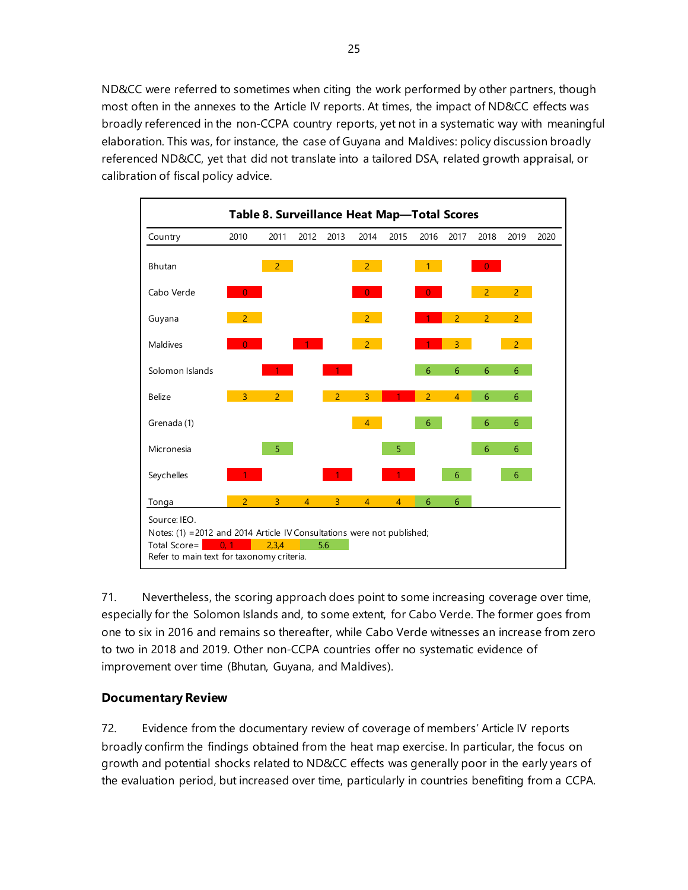ND&CC were referred to sometimes when citing the work performed by other partners, though most often in the annexes to the Article IV reports. At times, the impact of ND&CC effects was broadly referenced in the non-CCPA country reports, yet not in a systematic way with meaningful elaboration. This was, for instance, the case of Guyana and Maldives: policy discussion broadly referenced ND&CC, yet that did not translate into a tailored DSA, related growth appraisal, or calibration of fiscal policy advice.

**Table 8. Surveillance Heat Map—Total Scores**

| Country | 2010 | 2011 | 2012 | 2013 | 2014 | 2015 | 2016 | 2017 | 2018 | 2019 | 2020 |
|---|---|---|---|---|---|---|---|---|---|---|---|
| Bhutan | | 2 | | | 2 | | 1 | | 0 | | |
| Cabo Verde | 0 | | | | 0 | | 0 | | 2 | 2 | |
| Guyana | 2 | | | | 2 | | 1 | 2 | 2 | 2 | |
| Maldives | 0 | | 1 | | 2 | | 1 | 3 | | 2 | |
| Solomon Islands | | 1 | | 1 | | | 6 | 6 | 6 | 6 | |
| Belize | 3 | 2 | | 2 | 3 | 1 | 2 | 4 | 6 | 6 | |
| Grenada (1) | | | | | 4 | | 6 | | 6 | 6 | |
| Micronesia | | 5 | | | | 5 | | | 6 | 6 | |
| Seychelles | 1 | | | 1 | | 1 | | 6 | | 6 | |
| Tonga | 2 | 3 | 4 | 3 | 4 | 4 | 6 | 6 | | | |

Source: IEO.
Notes: (1) =2012 and 2014 Article IV Consultations were not published;
Total Score= 0, 1 | 2,3,4 | 5.6
Refer to main text for taxonomy criteria.

71. Nevertheless, the scoring approach does point to some increasing coverage over time, especially for the Solomon Islands and, to some extent, for Cabo Verde. The former goes from one to six in 2016 and remains so thereafter, while Cabo Verde witnesses an increase from zero to two in 2018 and 2019. Other non-CCPA countries offer no systematic evidence of improvement over time (Bhutan, Guyana, and Maldives).

### Documentary Review

72. Evidence from the documentary review of coverage of members' Article IV reports broadly confirm the findings obtained from the heat map exercise. In particular, the focus on growth and potential shocks related to ND&CC effects was generally poor in the early years of the evaluation period, but increased over time, particularly in countries benefiting from a CCPA.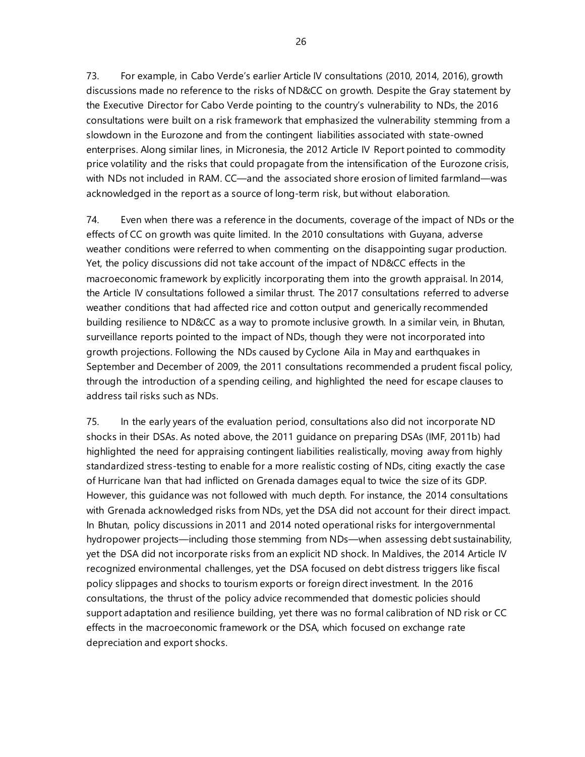73. For example, in Cabo Verde's earlier Article IV consultations (2010, 2014, 2016), growth discussions made no reference to the risks of ND&CC on growth. Despite the Gray statement by the Executive Director for Cabo Verde pointing to the country's vulnerability to NDs, the 2016 consultations were built on a risk framework that emphasized the vulnerability stemming from a slowdown in the Eurozone and from the contingent liabilities associated with state-owned enterprises. Along similar lines, in Micronesia, the 2012 Article IV Report pointed to commodity price volatility and the risks that could propagate from the intensification of the Eurozone crisis, with NDs not included in RAM. CC—and the associated shore erosion of limited farmland—was acknowledged in the report as a source of long-term risk, but without elaboration.

74. Even when there was a reference in the documents, coverage of the impact of NDs or the effects of CC on growth was quite limited. In the 2010 consultations with Guyana, adverse weather conditions were referred to when commenting on the disappointing sugar production. Yet, the policy discussions did not take account of the impact of ND&CC effects in the macroeconomic framework by explicitly incorporating them into the growth appraisal. In 2014, the Article IV consultations followed a similar thrust. The 2017 consultations referred to adverse weather conditions that had affected rice and cotton output and generically recommended building resilience to ND&CC as a way to promote inclusive growth. In a similar vein, in Bhutan, surveillance reports pointed to the impact of NDs, though they were not incorporated into growth projections. Following the NDs caused by Cyclone Aila in May and earthquakes in September and December of 2009, the 2011 consultations recommended a prudent fiscal policy, through the introduction of a spending ceiling, and highlighted the need for escape clauses to address tail risks such as NDs.

75. In the early years of the evaluation period, consultations also did not incorporate ND shocks in their DSAs. As noted above, the 2011 guidance on preparing DSAs (IMF, 2011b) had highlighted the need for appraising contingent liabilities realistically, moving away from highly standardized stress-testing to enable for a more realistic costing of NDs, citing exactly the case of Hurricane Ivan that had inflicted on Grenada damages equal to twice the size of its GDP. However, this guidance was not followed with much depth. For instance, the 2014 consultations with Grenada acknowledged risks from NDs, yet the DSA did not account for their direct impact. In Bhutan, policy discussions in 2011 and 2014 noted operational risks for intergovernmental hydropower projects—including those stemming from NDs—when assessing debt sustainability, yet the DSA did not incorporate risks from an explicit ND shock. In Maldives, the 2014 Article IV recognized environmental challenges, yet the DSA focused on debt distress triggers like fiscal policy slippages and shocks to tourism exports or foreign direct investment. In the 2016 consultations, the thrust of the policy advice recommended that domestic policies should support adaptation and resilience building, yet there was no formal calibration of ND risk or CC effects in the macroeconomic framework or the DSA, which focused on exchange rate depreciation and export shocks.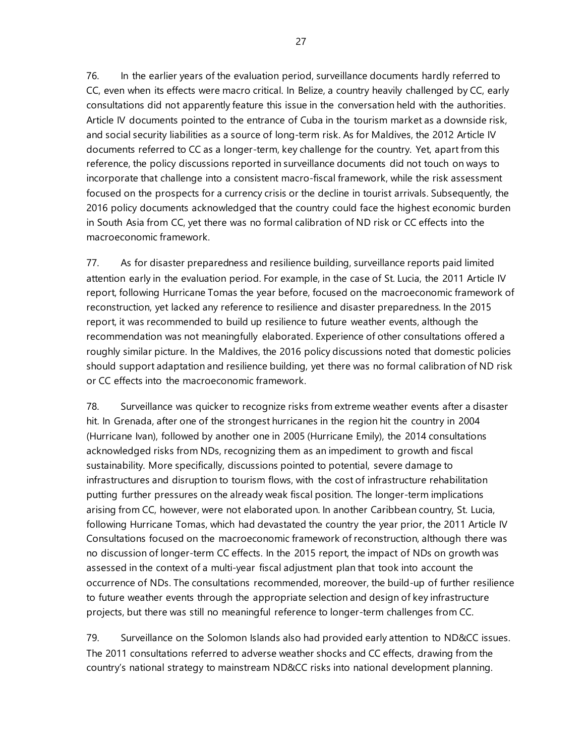76. In the earlier years of the evaluation period, surveillance documents hardly referred to CC, even when its effects were macro critical. In Belize, a country heavily challenged by CC, early consultations did not apparently feature this issue in the conversation held with the authorities. Article IV documents pointed to the entrance of Cuba in the tourism market as a downside risk, and social security liabilities as a source of long-term risk. As for Maldives, the 2012 Article IV documents referred to CC as a longer-term, key challenge for the country. Yet, apart from this reference, the policy discussions reported in surveillance documents did not touch on ways to incorporate that challenge into a consistent macro-fiscal framework, while the risk assessment focused on the prospects for a currency crisis or the decline in tourist arrivals. Subsequently, the 2016 policy documents acknowledged that the country could face the highest economic burden in South Asia from CC, yet there was no formal calibration of ND risk or CC effects into the macroeconomic framework.

77. As for disaster preparedness and resilience building, surveillance reports paid limited attention early in the evaluation period. For example, in the case of St. Lucia, the 2011 Article IV report, following Hurricane Tomas the year before, focused on the macroeconomic framework of reconstruction, yet lacked any reference to resilience and disaster preparedness. In the 2015 report, it was recommended to build up resilience to future weather events, although the recommendation was not meaningfully elaborated. Experience of other consultations offered a roughly similar picture. In the Maldives, the 2016 policy discussions noted that domestic policies should support adaptation and resilience building, yet there was no formal calibration of ND risk or CC effects into the macroeconomic framework.

78. Surveillance was quicker to recognize risks from extreme weather events after a disaster hit. In Grenada, after one of the strongest hurricanes in the region hit the country in 2004 (Hurricane Ivan), followed by another one in 2005 (Hurricane Emily), the 2014 consultations acknowledged risks from NDs, recognizing them as an impediment to growth and fiscal sustainability. More specifically, discussions pointed to potential, severe damage to infrastructures and disruption to tourism flows, with the cost of infrastructure rehabilitation putting further pressures on the already weak fiscal position. The longer-term implications arising from CC, however, were not elaborated upon. In another Caribbean country, St. Lucia, following Hurricane Tomas, which had devastated the country the year prior, the 2011 Article IV Consultations focused on the macroeconomic framework of reconstruction, although there was no discussion of longer-term CC effects. In the 2015 report, the impact of NDs on growth was assessed in the context of a multi-year fiscal adjustment plan that took into account the occurrence of NDs. The consultations recommended, moreover, the build-up of further resilience to future weather events through the appropriate selection and design of key infrastructure projects, but there was still no meaningful reference to longer-term challenges from CC.

79. Surveillance on the Solomon Islands also had provided early attention to ND&CC issues. The 2011 consultations referred to adverse weather shocks and CC effects, drawing from the country's national strategy to mainstream ND&CC risks into national development planning.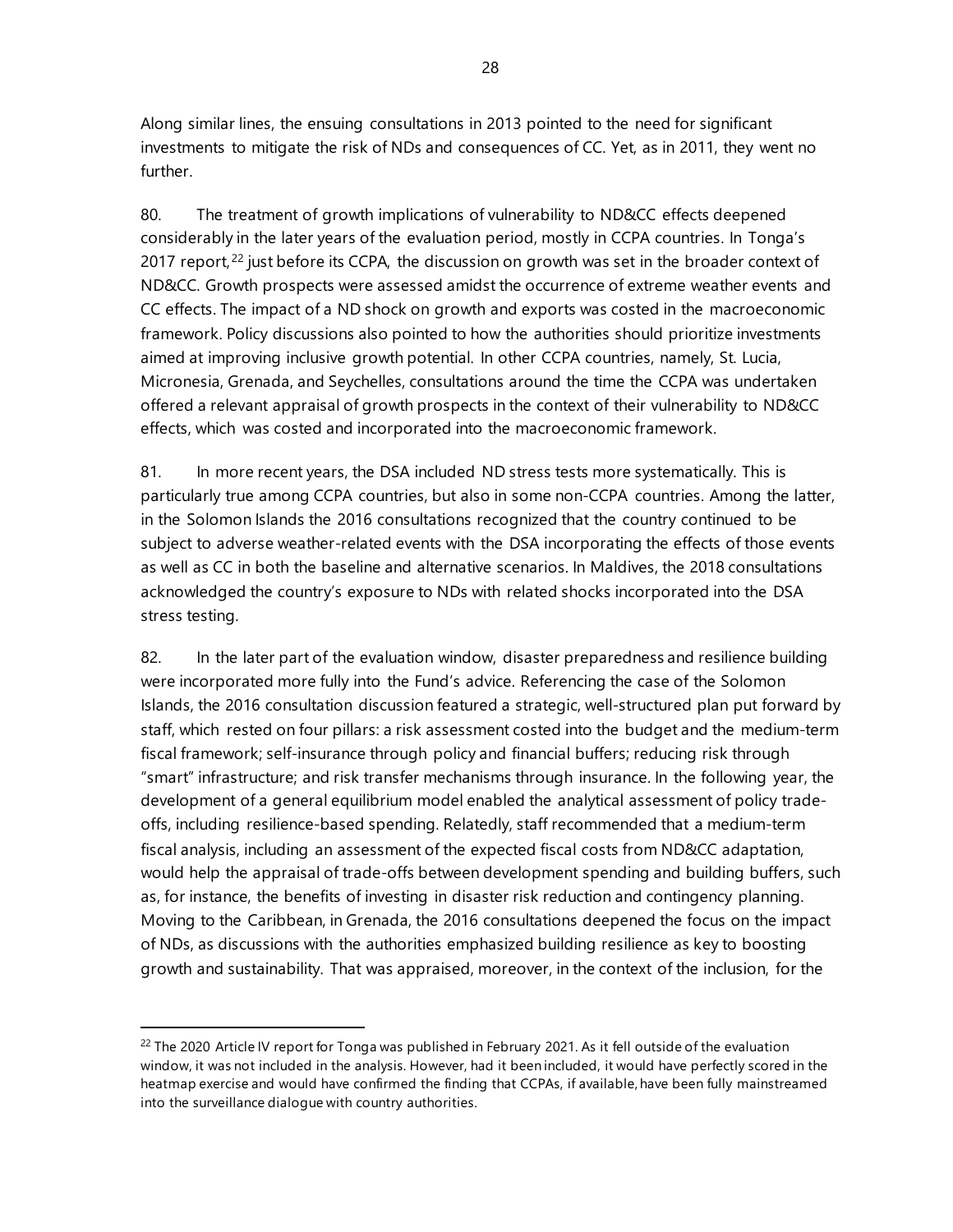Along similar lines, the ensuing consultations in 2013 pointed to the need for significant investments to mitigate the risk of NDs and consequences of CC. Yet, as in 2011, they went no further.

80. The treatment of growth implications of vulnerability to ND&CC effects deepened considerably in the later years of the evaluation period, mostly in CCPA countries. In Tonga's 2017 report,[22] just before its CCPA, the discussion on growth was set in the broader context of ND&CC. Growth prospects were assessed amidst the occurrence of extreme weather events and CC effects. The impact of a ND shock on growth and exports was costed in the macroeconomic framework. Policy discussions also pointed to how the authorities should prioritize investments aimed at improving inclusive growth potential. In other CCPA countries, namely, St. Lucia, Micronesia, Grenada, and Seychelles, consultations around the time the CCPA was undertaken offered a relevant appraisal of growth prospects in the context of their vulnerability to ND&CC effects, which was costed and incorporated into the macroeconomic framework.

81. In more recent years, the DSA included ND stress tests more systematically. This is particularly true among CCPA countries, but also in some non-CCPA countries. Among the latter, in the Solomon Islands the 2016 consultations recognized that the country continued to be subject to adverse weather-related events with the DSA incorporating the effects of those events as well as CC in both the baseline and alternative scenarios. In Maldives, the 2018 consultations acknowledged the country's exposure to NDs with related shocks incorporated into the DSA stress testing.

82. In the later part of the evaluation window, disaster preparedness and resilience building were incorporated more fully into the Fund's advice. Referencing the case of the Solomon Islands, the 2016 consultation discussion featured a strategic, well-structured plan put forward by staff, which rested on four pillars: a risk assessment costed into the budget and the medium-term fiscal framework; self-insurance through policy and financial buffers; reducing risk through "smart" infrastructure; and risk transfer mechanisms through insurance. In the following year, the development of a general equilibrium model enabled the analytical assessment of policy trade-offs, including resilience-based spending. Relatedly, staff recommended that a medium-term fiscal analysis, including an assessment of the expected fiscal costs from ND&CC adaptation, would help the appraisal of trade-offs between development spending and building buffers, such as, for instance, the benefits of investing in disaster risk reduction and contingency planning. Moving to the Caribbean, in Grenada, the 2016 consultations deepened the focus on the impact of NDs, as discussions with the authorities emphasized building resilience as key to boosting growth and sustainability. That was appraised, moreover, in the context of the inclusion, for the

---

[22] The 2020 Article IV report for Tonga was published in February 2021. As it fell outside of the evaluation window, it was not included in the analysis. However, had it been included, it would have perfectly scored in the heatmap exercise and would have confirmed the finding that CCPAs, if available, have been fully mainstreamed into the surveillance dialogue with country authorities.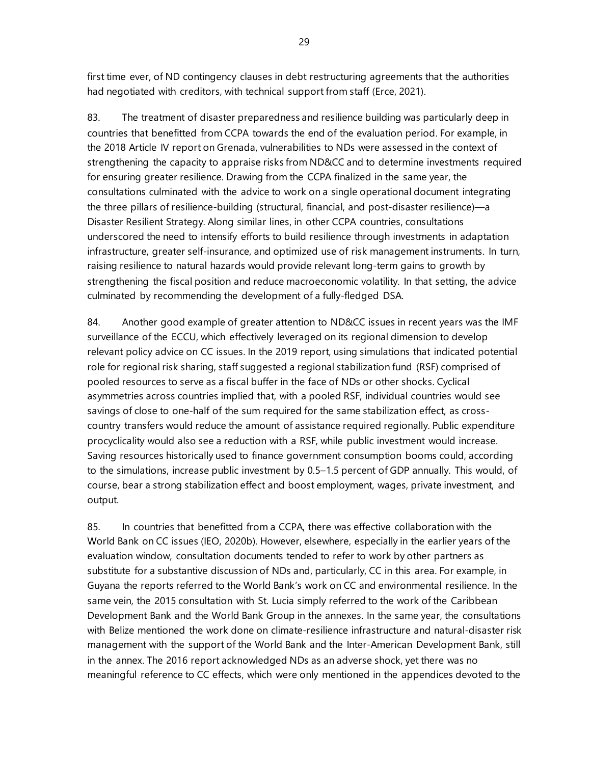first time ever, of ND contingency clauses in debt restructuring agreements that the authorities had negotiated with creditors, with technical support from staff (Erce, 2021).

83. The treatment of disaster preparedness and resilience building was particularly deep in countries that benefitted from CCPA towards the end of the evaluation period. For example, in the 2018 Article IV report on Grenada, vulnerabilities to NDs were assessed in the context of strengthening the capacity to appraise risks from ND&CC and to determine investments required for ensuring greater resilience. Drawing from the CCPA finalized in the same year, the consultations culminated with the advice to work on a single operational document integrating the three pillars of resilience-building (structural, financial, and post-disaster resilience)—a Disaster Resilient Strategy. Along similar lines, in other CCPA countries, consultations underscored the need to intensify efforts to build resilience through investments in adaptation infrastructure, greater self-insurance, and optimized use of risk management instruments. In turn, raising resilience to natural hazards would provide relevant long-term gains to growth by strengthening the fiscal position and reduce macroeconomic volatility. In that setting, the advice culminated by recommending the development of a fully-fledged DSA.

84. Another good example of greater attention to ND&CC issues in recent years was the IMF surveillance of the ECCU, which effectively leveraged on its regional dimension to develop relevant policy advice on CC issues. In the 2019 report, using simulations that indicated potential role for regional risk sharing, staff suggested a regional stabilization fund (RSF) comprised of pooled resources to serve as a fiscal buffer in the face of NDs or other shocks. Cyclical asymmetries across countries implied that, with a pooled RSF, individual countries would see savings of close to one-half of the sum required for the same stabilization effect, as cross-country transfers would reduce the amount of assistance required regionally. Public expenditure procyclicality would also see a reduction with a RSF, while public investment would increase. Saving resources historically used to finance government consumption booms could, according to the simulations, increase public investment by 0.5–1.5 percent of GDP annually. This would, of course, bear a strong stabilization effect and boost employment, wages, private investment, and output.

85. In countries that benefitted from a CCPA, there was effective collaboration with the World Bank on CC issues (IEO, 2020b). However, elsewhere, especially in the earlier years of the evaluation window, consultation documents tended to refer to work by other partners as substitute for a substantive discussion of NDs and, particularly, CC in this area. For example, in Guyana the reports referred to the World Bank's work on CC and environmental resilience. In the same vein, the 2015 consultation with St. Lucia simply referred to the work of the Caribbean Development Bank and the World Bank Group in the annexes. In the same year, the consultations with Belize mentioned the work done on climate-resilience infrastructure and natural-disaster risk management with the support of the World Bank and the Inter-American Development Bank, still in the annex. The 2016 report acknowledged NDs as an adverse shock, yet there was no meaningful reference to CC effects, which were only mentioned in the appendices devoted to the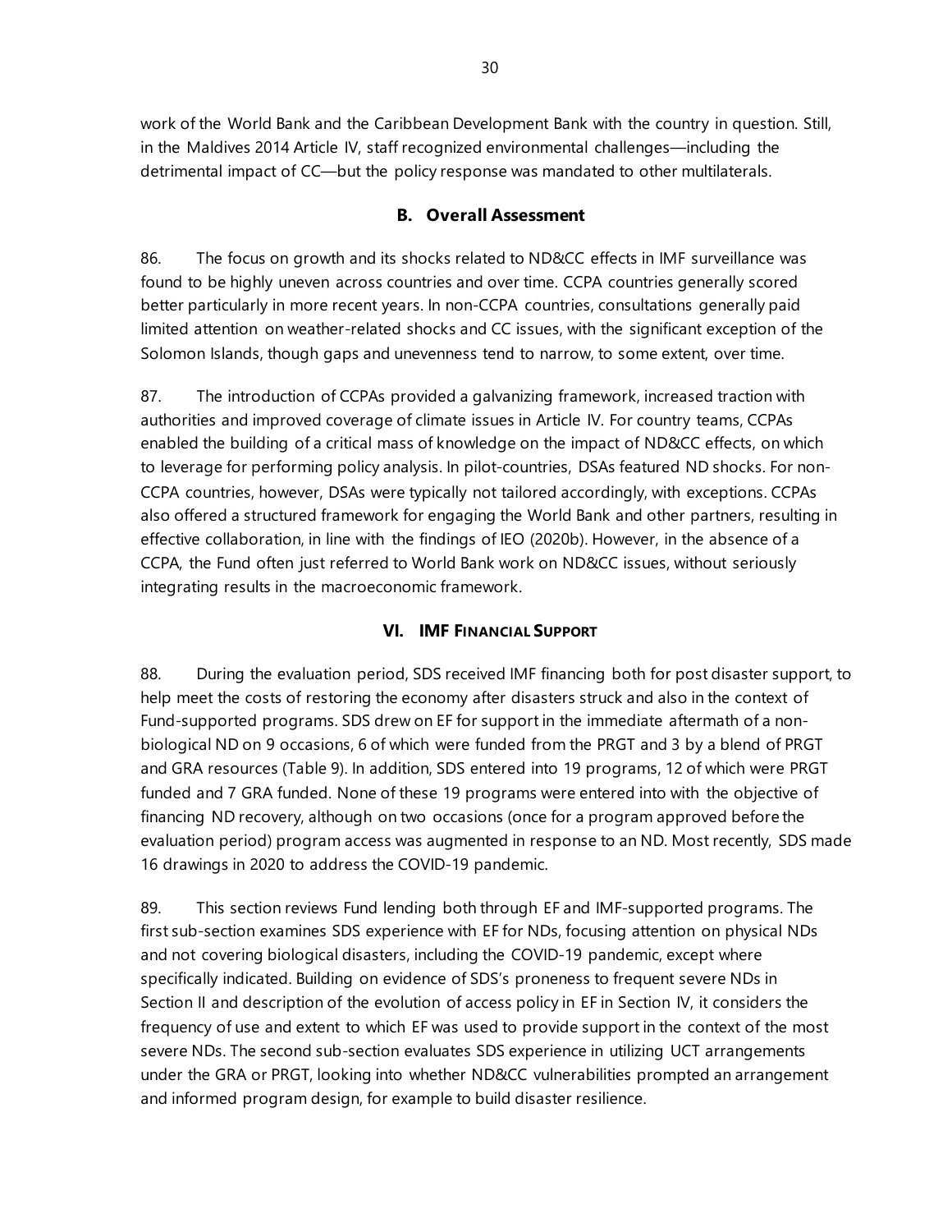work of the World Bank and the Caribbean Development Bank with the country in question. Still, in the Maldives 2014 Article IV, staff recognized environmental challenges—including the detrimental impact of CC—but the policy response was mandated to other multilaterals.

### B. Overall Assessment

86. The focus on growth and its shocks related to ND&CC effects in IMF surveillance was found to be highly uneven across countries and over time. CCPA countries generally scored better particularly in more recent years. In non-CCPA countries, consultations generally paid limited attention on weather-related shocks and CC issues, with the significant exception of the Solomon Islands, though gaps and unevenness tend to narrow, to some extent, over time.

87. The introduction of CCPAs provided a galvanizing framework, increased traction with authorities and improved coverage of climate issues in Article IV. For country teams, CCPAs enabled the building of a critical mass of knowledge on the impact of ND&CC effects, on which to leverage for performing policy analysis. In pilot-countries, DSAs featured ND shocks. For non-CCPA countries, however, DSAs were typically not tailored accordingly, with exceptions. CCPAs also offered a structured framework for engaging the World Bank and other partners, resulting in effective collaboration, in line with the findings of IEO (2020b). However, in the absence of a CCPA, the Fund often just referred to World Bank work on ND&CC issues, without seriously integrating results in the macroeconomic framework.

## VI. IMF Financial Support

88. During the evaluation period, SDS received IMF financing both for post disaster support, to help meet the costs of restoring the economy after disasters struck and also in the context of Fund-supported programs. SDS drew on EF for support in the immediate aftermath of a non-biological ND on 9 occasions, 6 of which were funded from the PRGT and 3 by a blend of PRGT and GRA resources (Table 9). In addition, SDS entered into 19 programs, 12 of which were PRGT funded and 7 GRA funded. None of these 19 programs were entered into with the objective of financing ND recovery, although on two occasions (once for a program approved before the evaluation period) program access was augmented in response to an ND. Most recently, SDS made 16 drawings in 2020 to address the COVID-19 pandemic.

89. This section reviews Fund lending both through EF and IMF-supported programs. The first sub-section examines SDS experience with EF for NDs, focusing attention on physical NDs and not covering biological disasters, including the COVID-19 pandemic, except where specifically indicated. Building on evidence of SDS's proneness to frequent severe NDs in Section II and description of the evolution of access policy in EF in Section IV, it considers the frequency of use and extent to which EF was used to provide support in the context of the most severe NDs. The second sub-section evaluates SDS experience in utilizing UCT arrangements under the GRA or PRGT, looking into whether ND&CC vulnerabilities prompted an arrangement and informed program design, for example to build disaster resilience.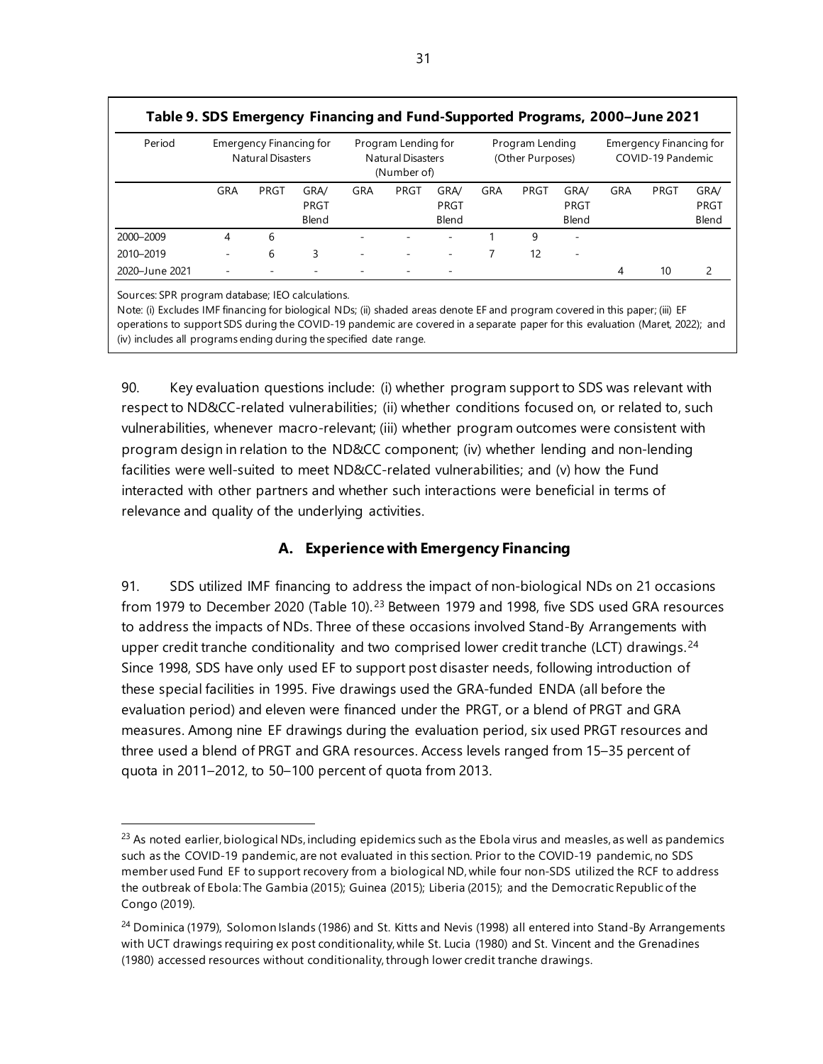**Table 9. SDS Emergency Financing and Fund-Supported Programs, 2000–June 2021**

| Period | Emergency Financing for Natural Disasters | | | Program Lending for Natural Disasters (Number of) | | | Program Lending (Other Purposes) | | | Emergency Financing for COVID-19 Pandemic | | |
|---|---|---|---|---|---|---|---|---|---|---|---|---|
| | GRA | PRGT | GRA/ PRGT Blend | GRA | PRGT | GRA/ PRGT Blend | GRA | PRGT | GRA/ PRGT Blend | GRA | PRGT | GRA/ PRGT Blend |
| 2000–2009 | 4 | 6 | | - | - | - | 1 | 9 | - | | | |
| 2010–2019 | - | 6 | 3 | - | - | - | 7 | 12 | - | | | |
| 2020–June 2021 | - | - | - | - | - | - | | | | 4 | 10 | 2 |

Sources: SPR program database; IEO calculations.
Note: (i) Excludes IMF financing for biological NDs; (ii) shaded areas denote EF and program covered in this paper; (iii) EF operations to support SDS during the COVID-19 pandemic are covered in a separate paper for this evaluation (Maret, 2022); and (iv) includes all programs ending during the specified date range.

90. Key evaluation questions include: (i) whether program support to SDS was relevant with respect to ND&CC-related vulnerabilities; (ii) whether conditions focused on, or related to, such vulnerabilities, whenever macro-relevant; (iii) whether program outcomes were consistent with program design in relation to the ND&CC component; (iv) whether lending and non-lending facilities were well-suited to meet ND&CC-related vulnerabilities; and (v) how the Fund interacted with other partners and whether such interactions were beneficial in terms of relevance and quality of the underlying activities.

## A. Experience with Emergency Financing

91. SDS utilized IMF financing to address the impact of non-biological NDs on 21 occasions from 1979 to December 2020 (Table 10).[23] Between 1979 and 1998, five SDS used GRA resources to address the impacts of NDs. Three of these occasions involved Stand-By Arrangements with upper credit tranche conditionality and two comprised lower credit tranche (LCT) drawings.[24] Since 1998, SDS have only used EF to support post disaster needs, following introduction of these special facilities in 1995. Five drawings used the GRA-funded ENDA (all before the evaluation period) and eleven were financed under the PRGT, or a blend of PRGT and GRA measures. Among nine EF drawings during the evaluation period, six used PRGT resources and three used a blend of PRGT and GRA resources. Access levels ranged from 15–35 percent of quota in 2011–2012, to 50–100 percent of quota from 2013.

[23] As noted earlier, biological NDs, including epidemics such as the Ebola virus and measles, as well as pandemics such as the COVID-19 pandemic, are not evaluated in this section. Prior to the COVID-19 pandemic, no SDS member used Fund EF to support recovery from a biological ND, while four non-SDS utilized the RCF to address the outbreak of Ebola: The Gambia (2015); Guinea (2015); Liberia (2015); and the Democratic Republic of the Congo (2019).

[24] Dominica (1979), Solomon Islands (1986) and St. Kitts and Nevis (1998) all entered into Stand-By Arrangements with UCT drawings requiring ex post conditionality, while St. Lucia (1980) and St. Vincent and the Grenadines (1980) accessed resources without conditionality, through lower credit tranche drawings.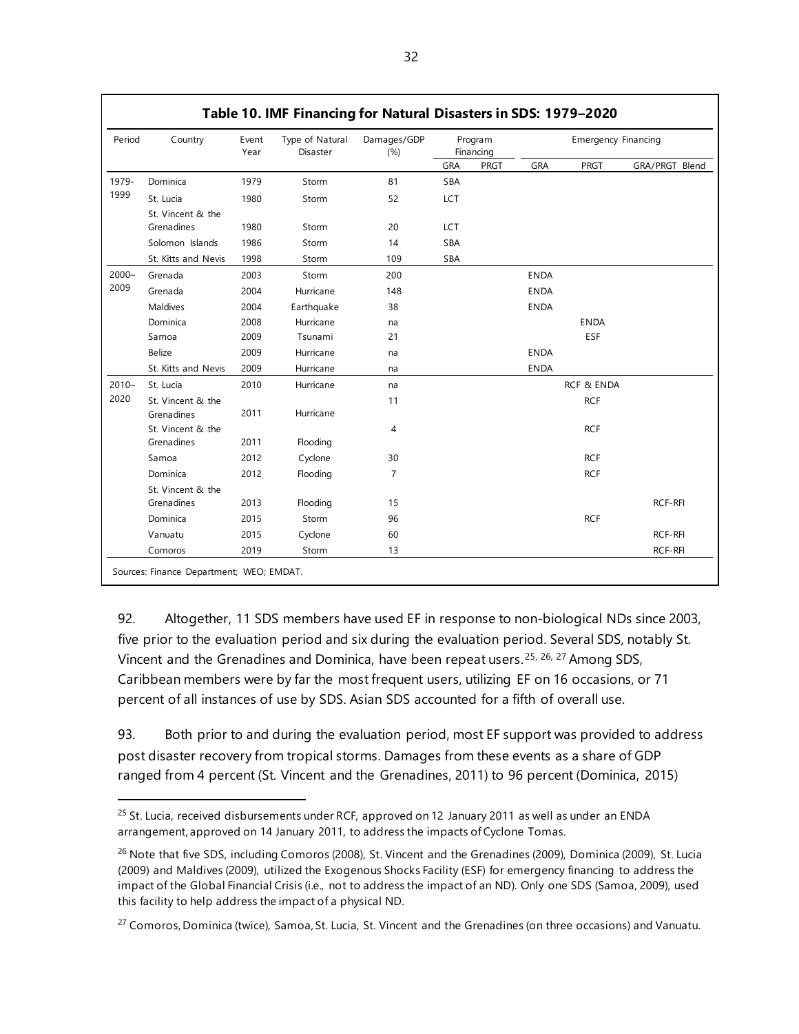**Table 10. IMF Financing for Natural Disasters in SDS: 1979–2020**

| Period | Country | Event Year | Type of Natural Disaster | Damages/GDP (%) | Program Financing | | Emergency Financing | | |
|---|---|---|---|---|---|---|---|---|---|
| | | | | | GRA | PRGT | GRA | PRGT | GRA/PRGT Blend |
| 1979-1999 | Dominica | 1979 | Storm | 81 | SBA | | | | |
| | St. Lucia | 1980 | Storm | 52 | LCT | | | | |
| | St. Vincent & the Grenadines | 1980 | Storm | 20 | LCT | | | | |
| | Solomon Islands | 1986 | Storm | 14 | SBA | | | | |
| | St. Kitts and Nevis | 1998 | Storm | 109 | SBA | | | | |
| 2000–2009 | Grenada | 2003 | Storm | 200 | | | ENDA | | |
| | Grenada | 2004 | Hurricane | 148 | | | ENDA | | |
| | Maldives | 2004 | Earthquake | 38 | | | ENDA | | |
| | Dominica | 2008 | Hurricane | na | | | | ENDA | |
| | Samoa | 2009 | Tsunami | 21 | | | | ESF | |
| | Belize | 2009 | Hurricane | na | | | ENDA | | |
| | St. Kitts and Nevis | 2009 | Hurricane | na | | | ENDA | | |
| 2010–2020 | St. Lucia | 2010 | Hurricane | na | | | | RCF & ENDA | |
| | St. Vincent & the Grenadines | 2011 | Hurricane | 11 | | | | RCF | |
| | St. Vincent & the Grenadines | 2011 | Flooding | 4 | | | | RCF | |
| | Samoa | 2012 | Cyclone | 30 | | | | RCF | |
| | Dominica | 2012 | Flooding | 7 | | | | RCF | |
| | St. Vincent & the Grenadines | 2013 | Flooding | 15 | | | | | RCF-RFI |
| | Dominica | 2015 | Storm | 96 | | | | RCF | |
| | Vanuatu | 2015 | Cyclone | 60 | | | | | RCF-RFI |
| | Comoros | 2019 | Storm | 13 | | | | | RCF-RFI |

Sources: Finance Department; WEO; EMDAT.

92. Altogether, 11 SDS members have used EF in response to non-biological NDs since 2003, five prior to the evaluation period and six during the evaluation period. Several SDS, notably St. Vincent and the Grenadines and Dominica, have been repeat users.[25, 26, 27] Among SDS, Caribbean members were by far the most frequent users, utilizing EF on 16 occasions, or 71 percent of all instances of use by SDS. Asian SDS accounted for a fifth of overall use.

93. Both prior to and during the evaluation period, most EF support was provided to address post disaster recovery from tropical storms. Damages from these events as a share of GDP ranged from 4 percent (St. Vincent and the Grenadines, 2011) to 96 percent (Dominica, 2015)

[25] St. Lucia, received disbursements under RCF, approved on 12 January 2011 as well as under an ENDA arrangement, approved on 14 January 2011, to address the impacts of Cyclone Tomas.

[26] Note that five SDS, including Comoros (2008), St. Vincent and the Grenadines (2009), Dominica (2009), St. Lucia (2009) and Maldives (2009), utilized the Exogenous Shocks Facility (ESF) for emergency financing to address the impact of the Global Financial Crisis (i.e., not to address the impact of an ND). Only one SDS (Samoa, 2009), used this facility to help address the impact of a physical ND.

[27] Comoros, Dominica (twice), Samoa, St. Lucia, St. Vincent and the Grenadines (on three occasions) and Vanuatu.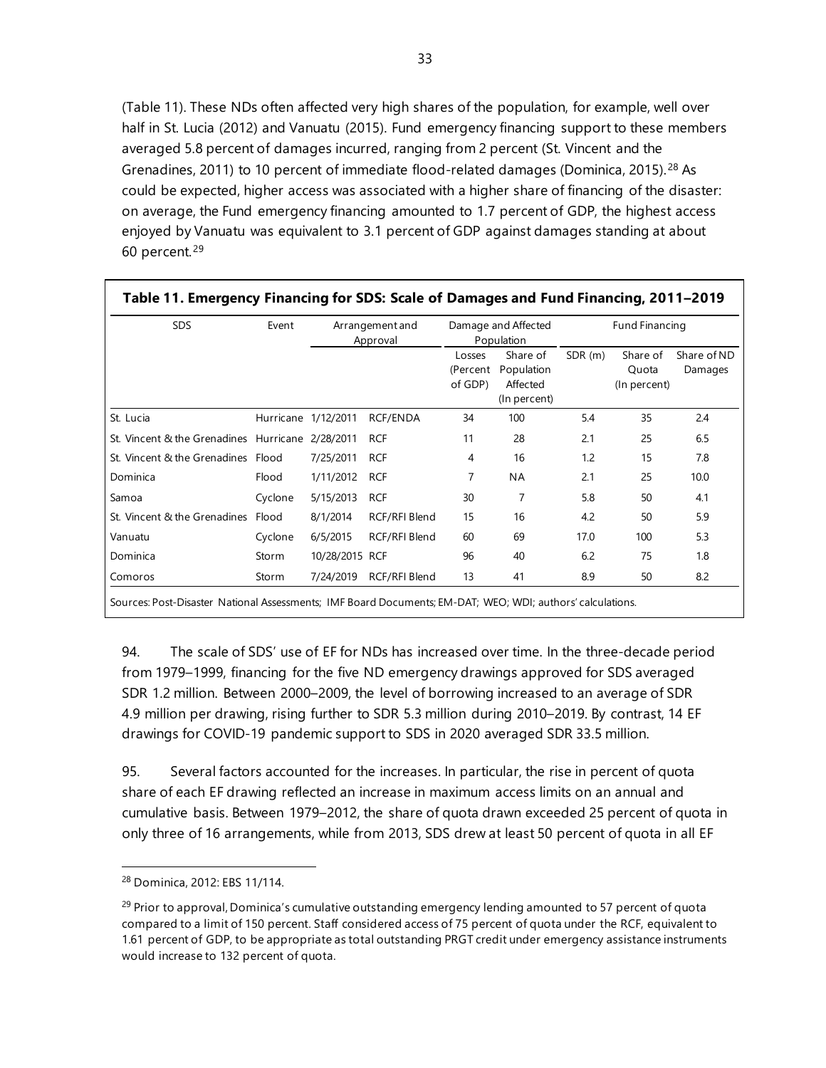(Table 11). These NDs often affected very high shares of the population, for example, well over half in St. Lucia (2012) and Vanuatu (2015). Fund emergency financing support to these members averaged 5.8 percent of damages incurred, ranging from 2 percent (St. Vincent and the Grenadines, 2011) to 10 percent of immediate flood-related damages (Dominica, 2015).[28] As could be expected, higher access was associated with a higher share of financing of the disaster: on average, the Fund emergency financing amounted to 1.7 percent of GDP, the highest access enjoyed by Vanuatu was equivalent to 3.1 percent of GDP against damages standing at about 60 percent.[29]

**Table 11. Emergency Financing for SDS: Scale of Damages and Fund Financing, 2011–2019**

| SDS | Event | Arrangement and Approval | | Damage and Affected Population | | Fund Financing | | |
|---|---|---|---|---|---|---|---|---|
| | | | | Losses (Percent of GDP) | Share of Population Affected (In percent) | SDR (m) | Share of Quota (In percent) | Share of ND Damages |
| St. Lucia | Hurricane | 1/12/2011 | RCF/ENDA | 34 | 100 | 5.4 | 35 | 2.4 |
| St. Vincent & the Grenadines | Hurricane | 2/28/2011 | RCF | 11 | 28 | 2.1 | 25 | 6.5 |
| St. Vincent & the Grenadines | Flood | 7/25/2011 | RCF | 4 | 16 | 1.2 | 15 | 7.8 |
| Dominica | Flood | 1/11/2012 | RCF | 7 | NA | 2.1 | 25 | 10.0 |
| Samoa | Cyclone | 5/15/2013 | RCF | 30 | 7 | 5.8 | 50 | 4.1 |
| St. Vincent & the Grenadines | Flood | 8/1/2014 | RCF/RFI Blend | 15 | 16 | 4.2 | 50 | 5.9 |
| Vanuatu | Cyclone | 6/5/2015 | RCF/RFI Blend | 60 | 69 | 17.0 | 100 | 5.3 |
| Dominica | Storm | 10/28/2015 | RCF | 96 | 40 | 6.2 | 75 | 1.8 |
| Comoros | Storm | 7/24/2019 | RCF/RFI Blend | 13 | 41 | 8.9 | 50 | 8.2 |

Sources: Post-Disaster National Assessments; IMF Board Documents; EM-DAT; WEO; WDI; authors' calculations.

94. The scale of SDS' use of EF for NDs has increased over time. In the three-decade period from 1979–1999, financing for the five ND emergency drawings approved for SDS averaged SDR 1.2 million. Between 2000–2009, the level of borrowing increased to an average of SDR 4.9 million per drawing, rising further to SDR 5.3 million during 2010–2019. By contrast, 14 EF drawings for COVID-19 pandemic support to SDS in 2020 averaged SDR 33.5 million.

95. Several factors accounted for the increases. In particular, the rise in percent of quota share of each EF drawing reflected an increase in maximum access limits on an annual and cumulative basis. Between 1979–2012, the share of quota drawn exceeded 25 percent of quota in only three of 16 arrangements, while from 2013, SDS drew at least 50 percent of quota in all EF

[28] Dominica, 2012: EBS 11/114.

[29] Prior to approval, Dominica's cumulative outstanding emergency lending amounted to 57 percent of quota compared to a limit of 150 percent. Staff considered access of 75 percent of quota under the RCF, equivalent to 1.61 percent of GDP, to be appropriate as total outstanding PRGT credit under emergency assistance instruments would increase to 132 percent of quota.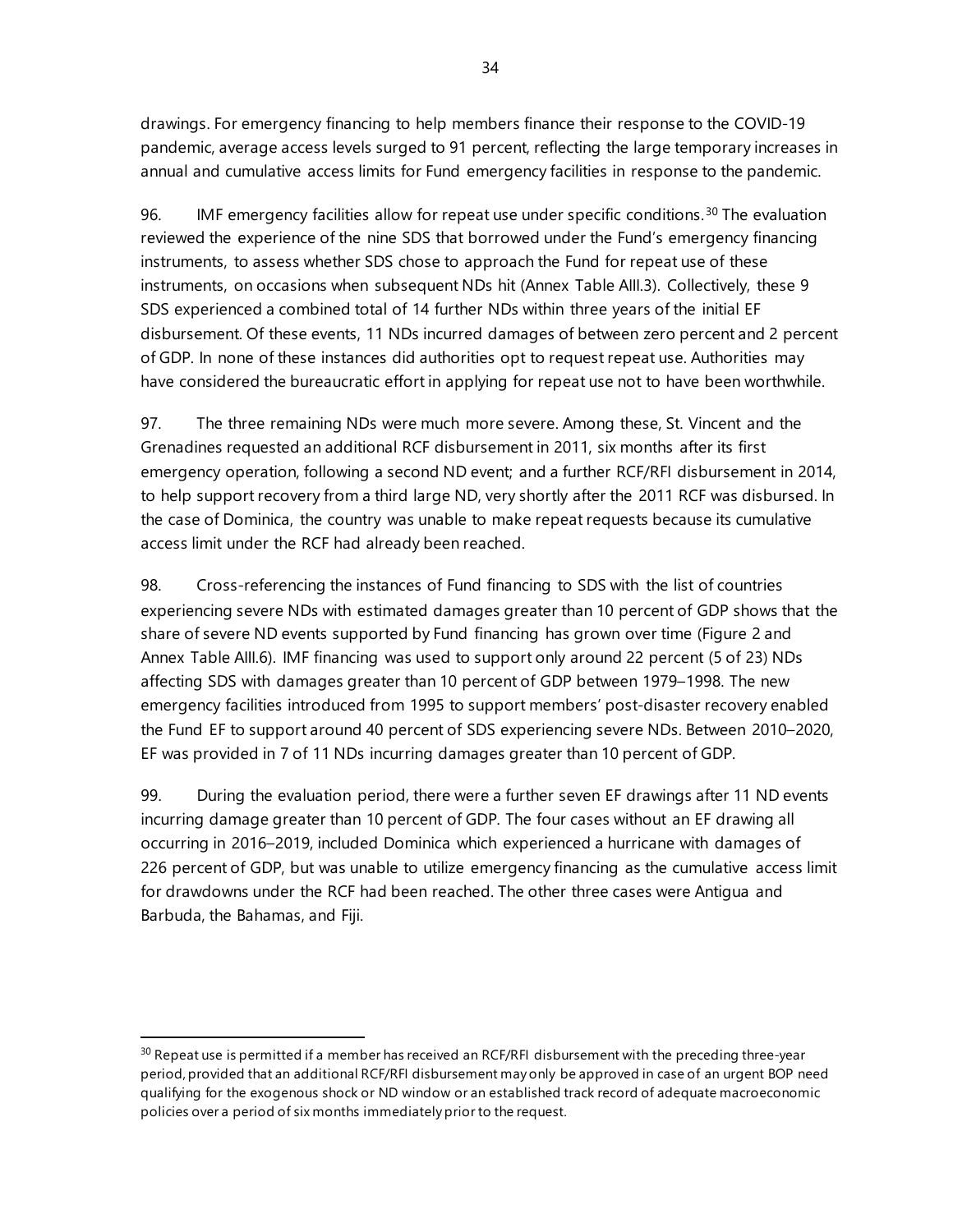drawings. For emergency financing to help members finance their response to the COVID-19 pandemic, average access levels surged to 91 percent, reflecting the large temporary increases in annual and cumulative access limits for Fund emergency facilities in response to the pandemic.

96. IMF emergency facilities allow for repeat use under specific conditions.[30] The evaluation reviewed the experience of the nine SDS that borrowed under the Fund's emergency financing instruments, to assess whether SDS chose to approach the Fund for repeat use of these instruments, on occasions when subsequent NDs hit (Annex Table AIII.3). Collectively, these 9 SDS experienced a combined total of 14 further NDs within three years of the initial EF disbursement. Of these events, 11 NDs incurred damages of between zero percent and 2 percent of GDP. In none of these instances did authorities opt to request repeat use. Authorities may have considered the bureaucratic effort in applying for repeat use not to have been worthwhile.

97. The three remaining NDs were much more severe. Among these, St. Vincent and the Grenadines requested an additional RCF disbursement in 2011, six months after its first emergency operation, following a second ND event; and a further RCF/RFI disbursement in 2014, to help support recovery from a third large ND, very shortly after the 2011 RCF was disbursed. In the case of Dominica, the country was unable to make repeat requests because its cumulative access limit under the RCF had already been reached.

98. Cross-referencing the instances of Fund financing to SDS with the list of countries experiencing severe NDs with estimated damages greater than 10 percent of GDP shows that the share of severe ND events supported by Fund financing has grown over time (Figure 2 and Annex Table AIII.6). IMF financing was used to support only around 22 percent (5 of 23) NDs affecting SDS with damages greater than 10 percent of GDP between 1979–1998. The new emergency facilities introduced from 1995 to support members' post-disaster recovery enabled the Fund EF to support around 40 percent of SDS experiencing severe NDs. Between 2010–2020, EF was provided in 7 of 11 NDs incurring damages greater than 10 percent of GDP.

99. During the evaluation period, there were a further seven EF drawings after 11 ND events incurring damage greater than 10 percent of GDP. The four cases without an EF drawing all occurring in 2016–2019, included Dominica which experienced a hurricane with damages of 226 percent of GDP, but was unable to utilize emergency financing as the cumulative access limit for drawdowns under the RCF had been reached. The other three cases were Antigua and Barbuda, the Bahamas, and Fiji.

---

[30] Repeat use is permitted if a member has received an RCF/RFI disbursement with the preceding three-year period, provided that an additional RCF/RFI disbursement may only be approved in case of an urgent BOP need qualifying for the exogenous shock or ND window or an established track record of adequate macroeconomic policies over a period of six months immediately prior to the request.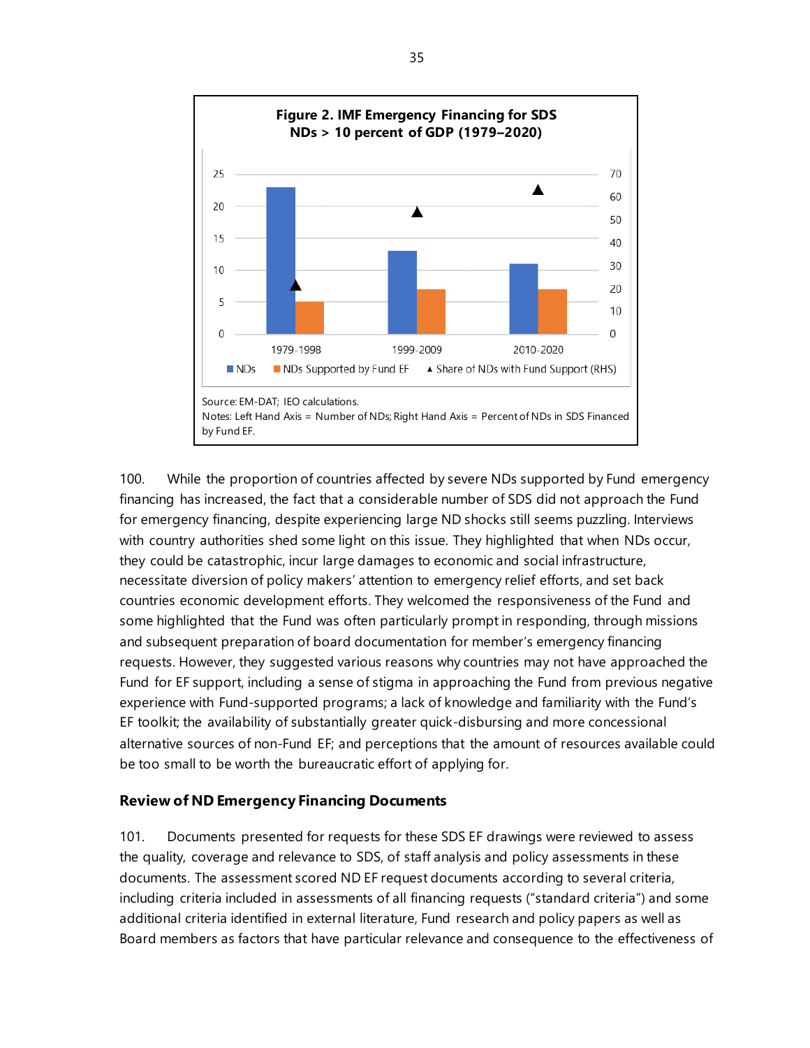**Figure 2. IMF Emergency Financing for SDS NDs > 10 percent of GDP (1979–2020)**

Source: EM-DAT; IEO calculations.
Notes: Left Hand Axis = Number of NDs; Right Hand Axis = Percent of NDs in SDS Financed by Fund EF.

100. While the proportion of countries affected by severe NDs supported by Fund emergency financing has increased, the fact that a considerable number of SDS did not approach the Fund for emergency financing, despite experiencing large ND shocks still seems puzzling. Interviews with country authorities shed some light on this issue. They highlighted that when NDs occur, they could be catastrophic, incur large damages to economic and social infrastructure, necessitate diversion of policy makers' attention to emergency relief efforts, and set back countries economic development efforts. They welcomed the responsiveness of the Fund and some highlighted that the Fund was often particularly prompt in responding, through missions and subsequent preparation of board documentation for member's emergency financing requests. However, they suggested various reasons why countries may not have approached the Fund for EF support, including a sense of stigma in approaching the Fund from previous negative experience with Fund-supported programs; a lack of knowledge and familiarity with the Fund's EF toolkit; the availability of substantially greater quick-disbursing and more concessional alternative sources of non-Fund EF; and perceptions that the amount of resources available could be too small to be worth the bureaucratic effort of applying for.

### Review of ND Emergency Financing Documents

101. Documents presented for requests for these SDS EF drawings were reviewed to assess the quality, coverage and relevance to SDS, of staff analysis and policy assessments in these documents. The assessment scored ND EF request documents according to several criteria, including criteria included in assessments of all financing requests ("standard criteria") and some additional criteria identified in external literature, Fund research and policy papers as well as Board members as factors that have particular relevance and consequence to the effectiveness of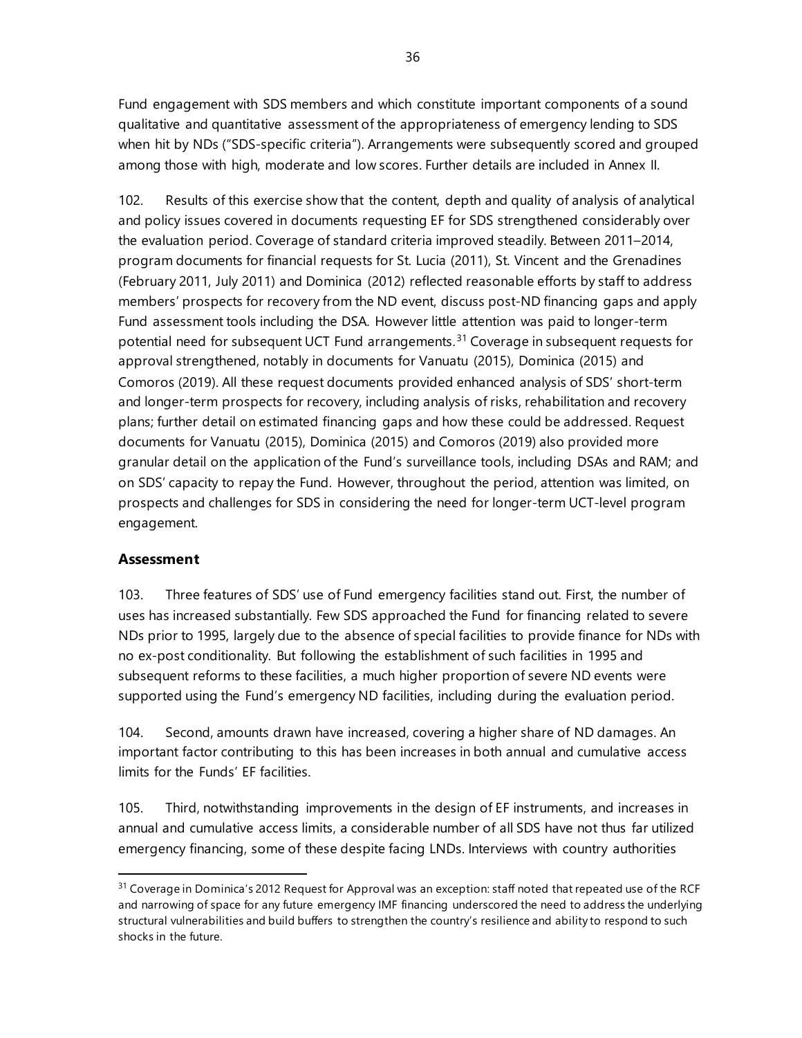Fund engagement with SDS members and which constitute important components of a sound qualitative and quantitative assessment of the appropriateness of emergency lending to SDS when hit by NDs ("SDS-specific criteria"). Arrangements were subsequently scored and grouped among those with high, moderate and low scores. Further details are included in Annex II.

102. Results of this exercise show that the content, depth and quality of analysis of analytical and policy issues covered in documents requesting EF for SDS strengthened considerably over the evaluation period. Coverage of standard criteria improved steadily. Between 2011–2014, program documents for financial requests for St. Lucia (2011), St. Vincent and the Grenadines (February 2011, July 2011) and Dominica (2012) reflected reasonable efforts by staff to address members' prospects for recovery from the ND event, discuss post-ND financing gaps and apply Fund assessment tools including the DSA. However little attention was paid to longer-term potential need for subsequent UCT Fund arrangements.[31] Coverage in subsequent requests for approval strengthened, notably in documents for Vanuatu (2015), Dominica (2015) and Comoros (2019). All these request documents provided enhanced analysis of SDS' short-term and longer-term prospects for recovery, including analysis of risks, rehabilitation and recovery plans; further detail on estimated financing gaps and how these could be addressed. Request documents for Vanuatu (2015), Dominica (2015) and Comoros (2019) also provided more granular detail on the application of the Fund's surveillance tools, including DSAs and RAM; and on SDS' capacity to repay the Fund. However, throughout the period, attention was limited, on prospects and challenges for SDS in considering the need for longer-term UCT-level program engagement.

## Assessment

103. Three features of SDS' use of Fund emergency facilities stand out. First, the number of uses has increased substantially. Few SDS approached the Fund for financing related to severe NDs prior to 1995, largely due to the absence of special facilities to provide finance for NDs with no ex-post conditionality. But following the establishment of such facilities in 1995 and subsequent reforms to these facilities, a much higher proportion of severe ND events were supported using the Fund's emergency ND facilities, including during the evaluation period.

104. Second, amounts drawn have increased, covering a higher share of ND damages. An important factor contributing to this has been increases in both annual and cumulative access limits for the Funds' EF facilities.

105. Third, notwithstanding improvements in the design of EF instruments, and increases in annual and cumulative access limits, a considerable number of all SDS have not thus far utilized emergency financing, some of these despite facing LNDs. Interviews with country authorities

---

[31] Coverage in Dominica's 2012 Request for Approval was an exception: staff noted that repeated use of the RCF and narrowing of space for any future emergency IMF financing underscored the need to address the underlying structural vulnerabilities and build buffers to strengthen the country's resilience and ability to respond to such shocks in the future.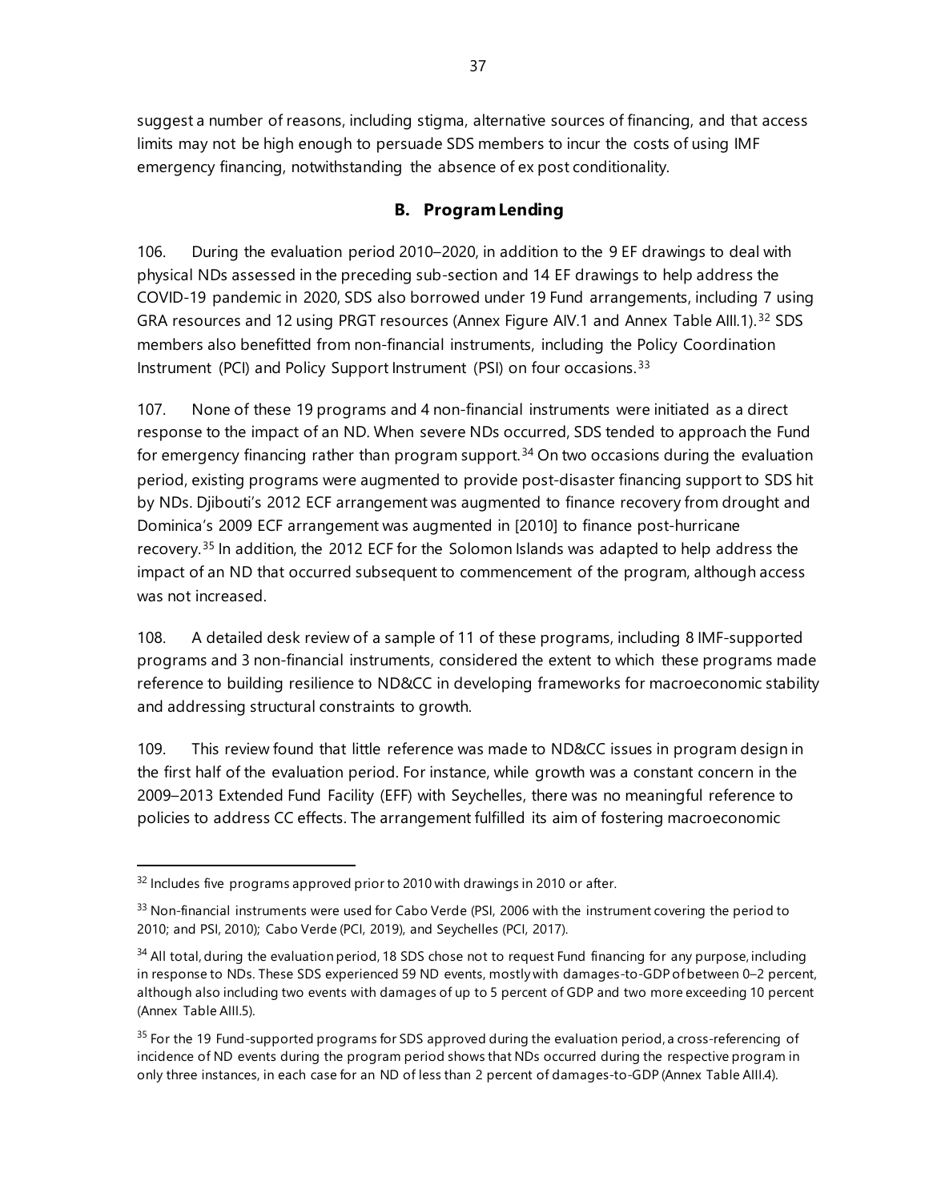suggest a number of reasons, including stigma, alternative sources of financing, and that access limits may not be high enough to persuade SDS members to incur the costs of using IMF emergency financing, notwithstanding the absence of ex post conditionality.

### B. Program Lending

106. During the evaluation period 2010–2020, in addition to the 9 EF drawings to deal with physical NDs assessed in the preceding sub-section and 14 EF drawings to help address the COVID-19 pandemic in 2020, SDS also borrowed under 19 Fund arrangements, including 7 using GRA resources and 12 using PRGT resources (Annex Figure AIV.1 and Annex Table AIII.1).[32] SDS members also benefitted from non-financial instruments, including the Policy Coordination Instrument (PCI) and Policy Support Instrument (PSI) on four occasions.[33]

107. None of these 19 programs and 4 non-financial instruments were initiated as a direct response to the impact of an ND. When severe NDs occurred, SDS tended to approach the Fund for emergency financing rather than program support.[34] On two occasions during the evaluation period, existing programs were augmented to provide post-disaster financing support to SDS hit by NDs. Djibouti's 2012 ECF arrangement was augmented to finance recovery from drought and Dominica's 2009 ECF arrangement was augmented in [2010] to finance post-hurricane recovery.[35] In addition, the 2012 ECF for the Solomon Islands was adapted to help address the impact of an ND that occurred subsequent to commencement of the program, although access was not increased.

108. A detailed desk review of a sample of 11 of these programs, including 8 IMF-supported programs and 3 non-financial instruments, considered the extent to which these programs made reference to building resilience to ND&CC in developing frameworks for macroeconomic stability and addressing structural constraints to growth.

109. This review found that little reference was made to ND&CC issues in program design in the first half of the evaluation period. For instance, while growth was a constant concern in the 2009–2013 Extended Fund Facility (EFF) with Seychelles, there was no meaningful reference to policies to address CC effects. The arrangement fulfilled its aim of fostering macroeconomic

---

[32] Includes five programs approved prior to 2010 with drawings in 2010 or after.

[33] Non-financial instruments were used for Cabo Verde (PSI, 2006 with the instrument covering the period to 2010; and PSI, 2010); Cabo Verde (PCI, 2019), and Seychelles (PCI, 2017).

[34] All total, during the evaluation period, 18 SDS chose not to request Fund financing for any purpose, including in response to NDs. These SDS experienced 59 ND events, mostly with damages-to-GDP of between 0–2 percent, although also including two events with damages of up to 5 percent of GDP and two more exceeding 10 percent (Annex Table AIII.5).

[35] For the 19 Fund-supported programs for SDS approved during the evaluation period, a cross-referencing of incidence of ND events during the program period shows that NDs occurred during the respective program in only three instances, in each case for an ND of less than 2 percent of damages-to-GDP (Annex Table AIII.4).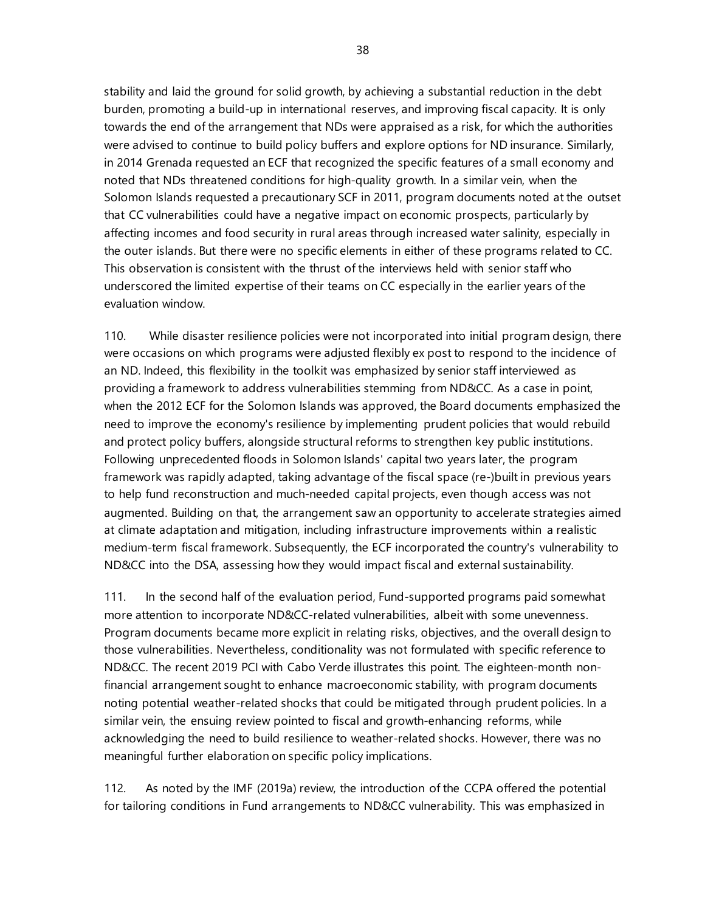stability and laid the ground for solid growth, by achieving a substantial reduction in the debt burden, promoting a build-up in international reserves, and improving fiscal capacity. It is only towards the end of the arrangement that NDs were appraised as a risk, for which the authorities were advised to continue to build policy buffers and explore options for ND insurance. Similarly, in 2014 Grenada requested an ECF that recognized the specific features of a small economy and noted that NDs threatened conditions for high-quality growth. In a similar vein, when the Solomon Islands requested a precautionary SCF in 2011, program documents noted at the outset that CC vulnerabilities could have a negative impact on economic prospects, particularly by affecting incomes and food security in rural areas through increased water salinity, especially in the outer islands. But there were no specific elements in either of these programs related to CC. This observation is consistent with the thrust of the interviews held with senior staff who underscored the limited expertise of their teams on CC especially in the earlier years of the evaluation window.

110. While disaster resilience policies were not incorporated into initial program design, there were occasions on which programs were adjusted flexibly ex post to respond to the incidence of an ND. Indeed, this flexibility in the toolkit was emphasized by senior staff interviewed as providing a framework to address vulnerabilities stemming from ND&CC. As a case in point, when the 2012 ECF for the Solomon Islands was approved, the Board documents emphasized the need to improve the economy's resilience by implementing prudent policies that would rebuild and protect policy buffers, alongside structural reforms to strengthen key public institutions. Following unprecedented floods in Solomon Islands' capital two years later, the program framework was rapidly adapted, taking advantage of the fiscal space (re-)built in previous years to help fund reconstruction and much-needed capital projects, even though access was not augmented. Building on that, the arrangement saw an opportunity to accelerate strategies aimed at climate adaptation and mitigation, including infrastructure improvements within a realistic medium-term fiscal framework. Subsequently, the ECF incorporated the country's vulnerability to ND&CC into the DSA, assessing how they would impact fiscal and external sustainability.

111. In the second half of the evaluation period, Fund-supported programs paid somewhat more attention to incorporate ND&CC-related vulnerabilities, albeit with some unevenness. Program documents became more explicit in relating risks, objectives, and the overall design to those vulnerabilities. Nevertheless, conditionality was not formulated with specific reference to ND&CC. The recent 2019 PCI with Cabo Verde illustrates this point. The eighteen-month non-financial arrangement sought to enhance macroeconomic stability, with program documents noting potential weather-related shocks that could be mitigated through prudent policies. In a similar vein, the ensuing review pointed to fiscal and growth-enhancing reforms, while acknowledging the need to build resilience to weather-related shocks. However, there was no meaningful further elaboration on specific policy implications.

112. As noted by the IMF (2019a) review, the introduction of the CCPA offered the potential for tailoring conditions in Fund arrangements to ND&CC vulnerability. This was emphasized in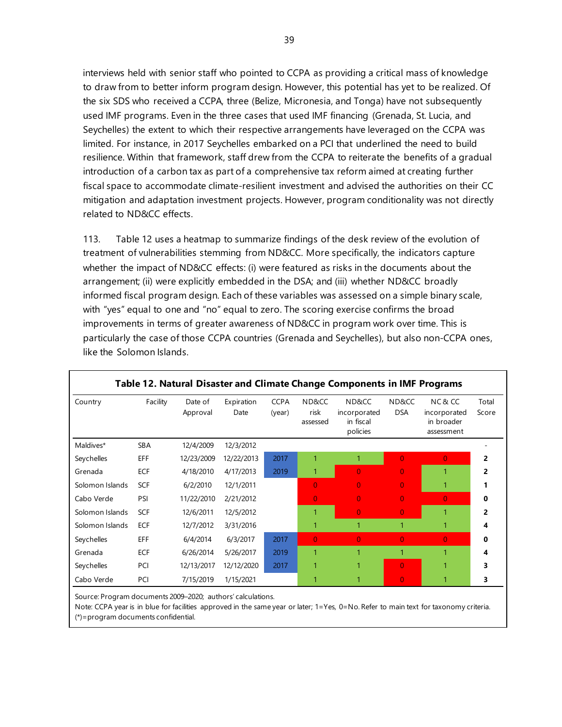interviews held with senior staff who pointed to CCPA as providing a critical mass of knowledge to draw from to better inform program design. However, this potential has yet to be realized. Of the six SDS who received a CCPA, three (Belize, Micronesia, and Tonga) have not subsequently used IMF programs. Even in the three cases that used IMF financing (Grenada, St. Lucia, and Seychelles) the extent to which their respective arrangements have leveraged on the CCPA was limited. For instance, in 2017 Seychelles embarked on a PCI that underlined the need to build resilience. Within that framework, staff drew from the CCPA to reiterate the benefits of a gradual introduction of a carbon tax as part of a comprehensive tax reform aimed at creating further fiscal space to accommodate climate-resilient investment and advised the authorities on their CC mitigation and adaptation investment projects. However, program conditionality was not directly related to ND&CC effects.

113. Table 12 uses a heatmap to summarize findings of the desk review of the evolution of treatment of vulnerabilities stemming from ND&CC. More specifically, the indicators capture whether the impact of ND&CC effects: (i) were featured as risks in the documents about the arrangement; (ii) were explicitly embedded in the DSA; and (iii) whether ND&CC broadly informed fiscal program design. Each of these variables was assessed on a simple binary scale, with "yes" equal to one and "no" equal to zero. The scoring exercise confirms the broad improvements in terms of greater awareness of ND&CC in program work over time. This is particularly the case of those CCPA countries (Grenada and Seychelles), but also non-CCPA ones, like the Solomon Islands.

**Table 12. Natural Disaster and Climate Change Components in IMF Programs**

| Country | Facility | Date of Approval | Expiration Date | CCPA (year) | ND&CC risk assessed | ND&CC incorporated in fiscal policies | ND&CC DSA | NC & CC incorporated in broader assessment | Total Score |
|---|---|---|---|---|---|---|---|---|---|
| Maldives* | SBA | 12/4/2009 | 12/3/2012 | | | | | | - |
| Seychelles | EFF | 12/23/2009 | 12/22/2013 | 2017 | 1 | 1 | 0 | 0 | **2** |
| Grenada | ECF | 4/18/2010 | 4/17/2013 | 2019 | 1 | 0 | 0 | 1 | **2** |
| Solomon Islands | SCF | 6/2/2010 | 12/1/2011 | | 0 | 0 | 0 | 1 | **1** |
| Cabo Verde | PSI | 11/22/2010 | 2/21/2012 | | 0 | 0 | 0 | 0 | **0** |
| Solomon Islands | SCF | 12/6/2011 | 12/5/2012 | | 1 | 0 | 0 | 1 | **2** |
| Solomon Islands | ECF | 12/7/2012 | 3/31/2016 | | 1 | 1 | 1 | 1 | **4** |
| Seychelles | EFF | 6/4/2014 | 6/3/2017 | 2017 | 0 | 0 | 0 | 0 | **0** |
| Grenada | ECF | 6/26/2014 | 5/26/2017 | 2019 | 1 | 1 | 1 | 1 | **4** |
| Seychelles | PCI | 12/13/2017 | 12/12/2020 | 2017 | 1 | 1 | 0 | 1 | **3** |
| Cabo Verde | PCI | 7/15/2019 | 1/15/2021 | | 1 | 1 | 0 | 1 | **3** |

Source: Program documents 2009–2020; authors' calculations.
Note: CCPA year is in blue for facilities approved in the same year or later; 1=Yes, 0=No. Refer to main text for taxonomy criteria.
(*)=program documents confidential.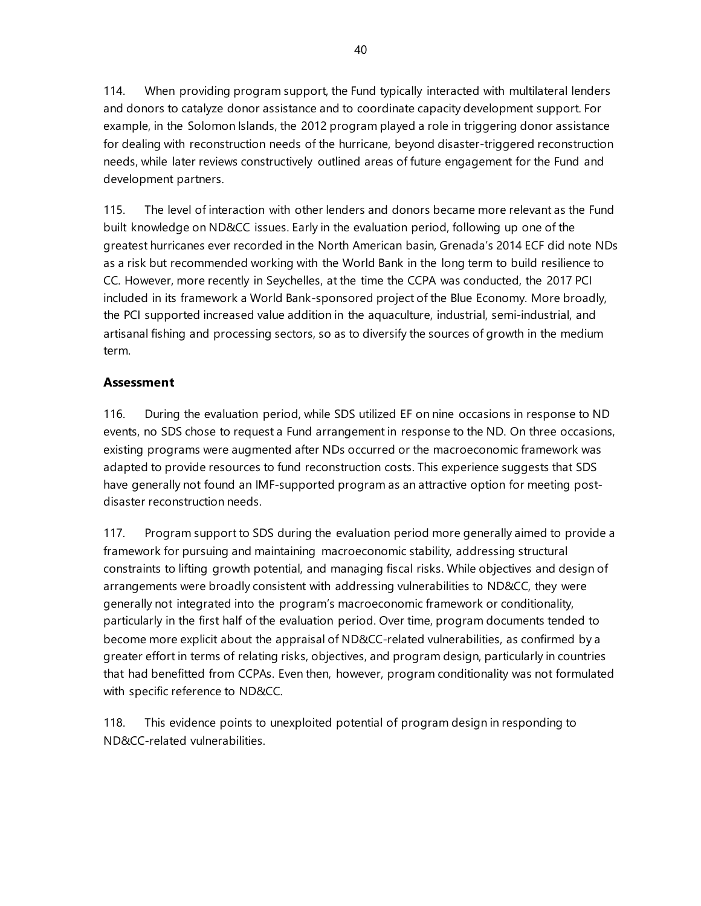114. When providing program support, the Fund typically interacted with multilateral lenders and donors to catalyze donor assistance and to coordinate capacity development support. For example, in the Solomon Islands, the 2012 program played a role in triggering donor assistance for dealing with reconstruction needs of the hurricane, beyond disaster-triggered reconstruction needs, while later reviews constructively outlined areas of future engagement for the Fund and development partners.

115. The level of interaction with other lenders and donors became more relevant as the Fund built knowledge on ND&CC issues. Early in the evaluation period, following up one of the greatest hurricanes ever recorded in the North American basin, Grenada's 2014 ECF did note NDs as a risk but recommended working with the World Bank in the long term to build resilience to CC. However, more recently in Seychelles, at the time the CCPA was conducted, the 2017 PCI included in its framework a World Bank-sponsored project of the Blue Economy. More broadly, the PCI supported increased value addition in the aquaculture, industrial, semi-industrial, and artisanal fishing and processing sectors, so as to diversify the sources of growth in the medium term.

### Assessment

116. During the evaluation period, while SDS utilized EF on nine occasions in response to ND events, no SDS chose to request a Fund arrangement in response to the ND. On three occasions, existing programs were augmented after NDs occurred or the macroeconomic framework was adapted to provide resources to fund reconstruction costs. This experience suggests that SDS have generally not found an IMF-supported program as an attractive option for meeting post-disaster reconstruction needs.

117. Program support to SDS during the evaluation period more generally aimed to provide a framework for pursuing and maintaining macroeconomic stability, addressing structural constraints to lifting growth potential, and managing fiscal risks. While objectives and design of arrangements were broadly consistent with addressing vulnerabilities to ND&CC, they were generally not integrated into the program's macroeconomic framework or conditionality, particularly in the first half of the evaluation period. Over time, program documents tended to become more explicit about the appraisal of ND&CC-related vulnerabilities, as confirmed by a greater effort in terms of relating risks, objectives, and program design, particularly in countries that had benefitted from CCPAs. Even then, however, program conditionality was not formulated with specific reference to ND&CC.

118. This evidence points to unexploited potential of program design in responding to ND&CC-related vulnerabilities.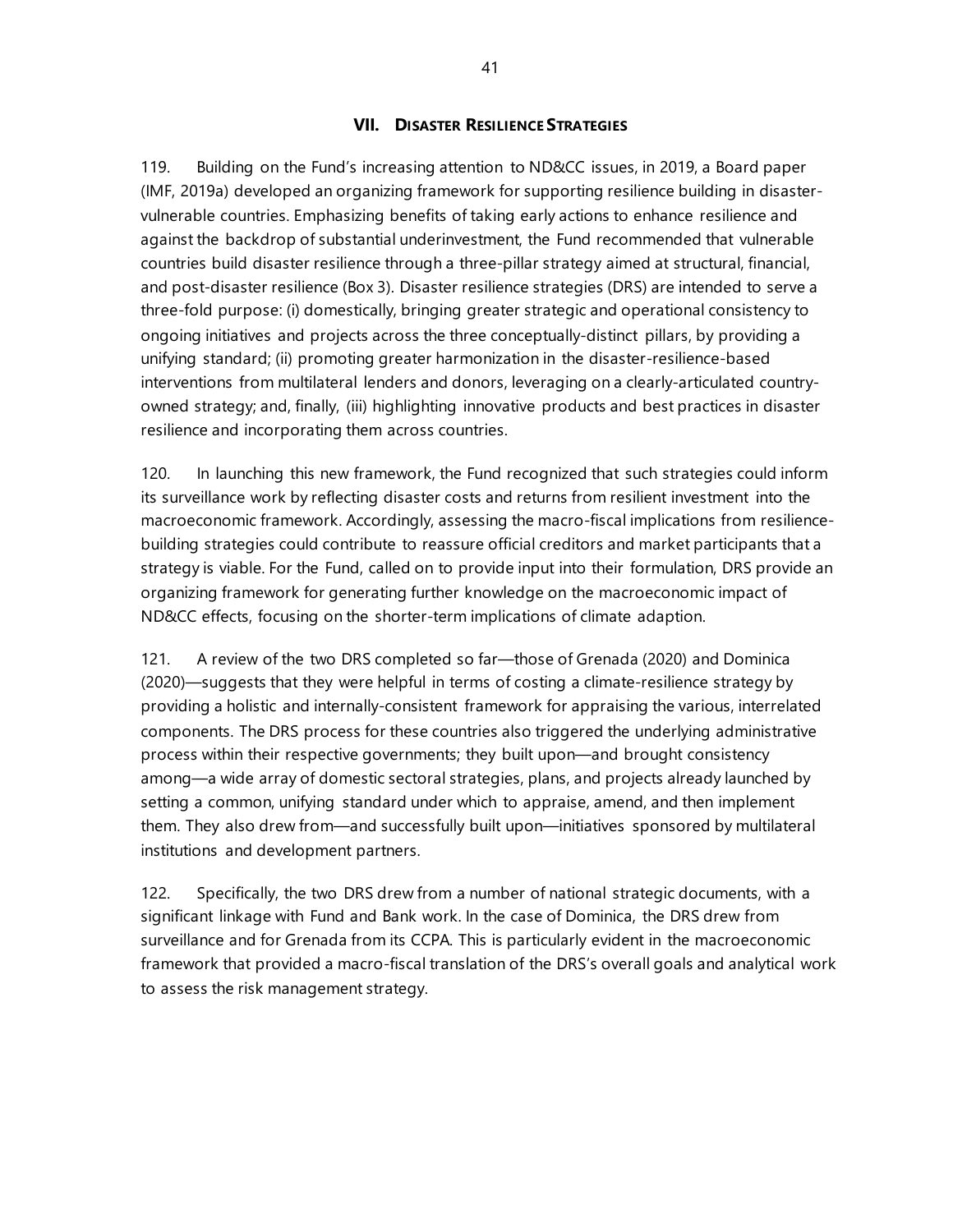## VII. DISASTER RESILIENCE STRATEGIES

119. Building on the Fund's increasing attention to ND&CC issues, in 2019, a Board paper (IMF, 2019a) developed an organizing framework for supporting resilience building in disaster-vulnerable countries. Emphasizing benefits of taking early actions to enhance resilience and against the backdrop of substantial underinvestment, the Fund recommended that vulnerable countries build disaster resilience through a three-pillar strategy aimed at structural, financial, and post-disaster resilience (Box 3). Disaster resilience strategies (DRS) are intended to serve a three-fold purpose: (i) domestically, bringing greater strategic and operational consistency to ongoing initiatives and projects across the three conceptually-distinct pillars, by providing a unifying standard; (ii) promoting greater harmonization in the disaster-resilience-based interventions from multilateral lenders and donors, leveraging on a clearly-articulated country-owned strategy; and, finally, (iii) highlighting innovative products and best practices in disaster resilience and incorporating them across countries.

120. In launching this new framework, the Fund recognized that such strategies could inform its surveillance work by reflecting disaster costs and returns from resilient investment into the macroeconomic framework. Accordingly, assessing the macro-fiscal implications from resilience-building strategies could contribute to reassure official creditors and market participants that a strategy is viable. For the Fund, called on to provide input into their formulation, DRS provide an organizing framework for generating further knowledge on the macroeconomic impact of ND&CC effects, focusing on the shorter-term implications of climate adaption.

121. A review of the two DRS completed so far—those of Grenada (2020) and Dominica (2020)—suggests that they were helpful in terms of costing a climate-resilience strategy by providing a holistic and internally-consistent framework for appraising the various, interrelated components. The DRS process for these countries also triggered the underlying administrative process within their respective governments; they built upon—and brought consistency among—a wide array of domestic sectoral strategies, plans, and projects already launched by setting a common, unifying standard under which to appraise, amend, and then implement them. They also drew from—and successfully built upon—initiatives sponsored by multilateral institutions and development partners.

122. Specifically, the two DRS drew from a number of national strategic documents, with a significant linkage with Fund and Bank work. In the case of Dominica, the DRS drew from surveillance and for Grenada from its CCPA. This is particularly evident in the macroeconomic framework that provided a macro-fiscal translation of the DRS's overall goals and analytical work to assess the risk management strategy.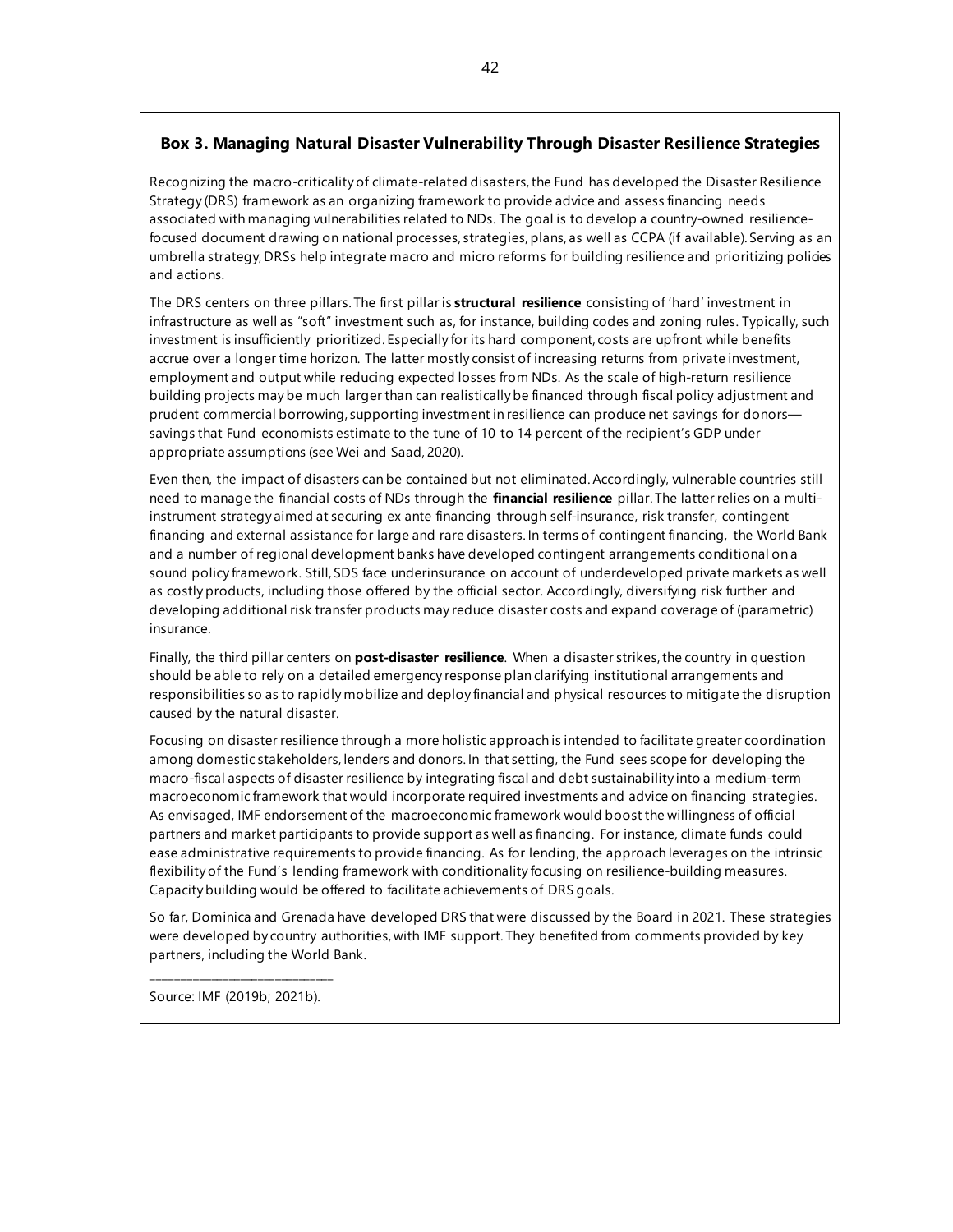## Box 3. Managing Natural Disaster Vulnerability Through Disaster Resilience Strategies

Recognizing the macro-criticality of climate-related disasters, the Fund has developed the Disaster Resilience Strategy (DRS) framework as an organizing framework to provide advice and assess financing needs associated with managing vulnerabilities related to NDs. The goal is to develop a country-owned resilience-focused document drawing on national processes, strategies, plans, as well as CCPA (if available). Serving as an umbrella strategy, DRSs help integrate macro and micro reforms for building resilience and prioritizing policies and actions.

The DRS centers on three pillars. The first pillar is **structural resilience** consisting of 'hard' investment in infrastructure as well as "soft" investment such as, for instance, building codes and zoning rules. Typically, such investment is insufficiently prioritized. Especially for its hard component, costs are upfront while benefits accrue over a longer time horizon. The latter mostly consist of increasing returns from private investment, employment and output while reducing expected losses from NDs. As the scale of high-return resilience building projects may be much larger than can realistically be financed through fiscal policy adjustment and prudent commercial borrowing, supporting investment in resilience can produce net savings for donors—savings that Fund economists estimate to the tune of 10 to 14 percent of the recipient's GDP under appropriate assumptions (see Wei and Saad, 2020).

Even then, the impact of disasters can be contained but not eliminated. Accordingly, vulnerable countries still need to manage the financial costs of NDs through the **financial resilience** pillar. The latter relies on a multi-instrument strategy aimed at securing ex ante financing through self-insurance, risk transfer, contingent financing and external assistance for large and rare disasters. In terms of contingent financing, the World Bank and a number of regional development banks have developed contingent arrangements conditional on a sound policy framework. Still, SDS face underinsurance on account of underdeveloped private markets as well as costly products, including those offered by the official sector. Accordingly, diversifying risk further and developing additional risk transfer products may reduce disaster costs and expand coverage of (parametric) insurance.

Finally, the third pillar centers on **post-disaster resilience**. When a disaster strikes, the country in question should be able to rely on a detailed emergency response plan clarifying institutional arrangements and responsibilities so as to rapidly mobilize and deploy financial and physical resources to mitigate the disruption caused by the natural disaster.

Focusing on disaster resilience through a more holistic approach is intended to facilitate greater coordination among domestic stakeholders, lenders and donors. In that setting, the Fund sees scope for developing the macro-fiscal aspects of disaster resilience by integrating fiscal and debt sustainability into a medium-term macroeconomic framework that would incorporate required investments and advice on financing strategies. As envisaged, IMF endorsement of the macroeconomic framework would boost the willingness of official partners and market participants to provide support as well as financing. For instance, climate funds could ease administrative requirements to provide financing. As for lending, the approach leverages on the intrinsic flexibility of the Fund's lending framework with conditionality focusing on resilience-building measures. Capacity building would be offered to facilitate achievements of DRS goals.

So far, Dominica and Grenada have developed DRS that were discussed by the Board in 2021. These strategies were developed by country authorities, with IMF support. They benefited from comments provided by key partners, including the World Bank.

---

Source: IMF (2019b; 2021b).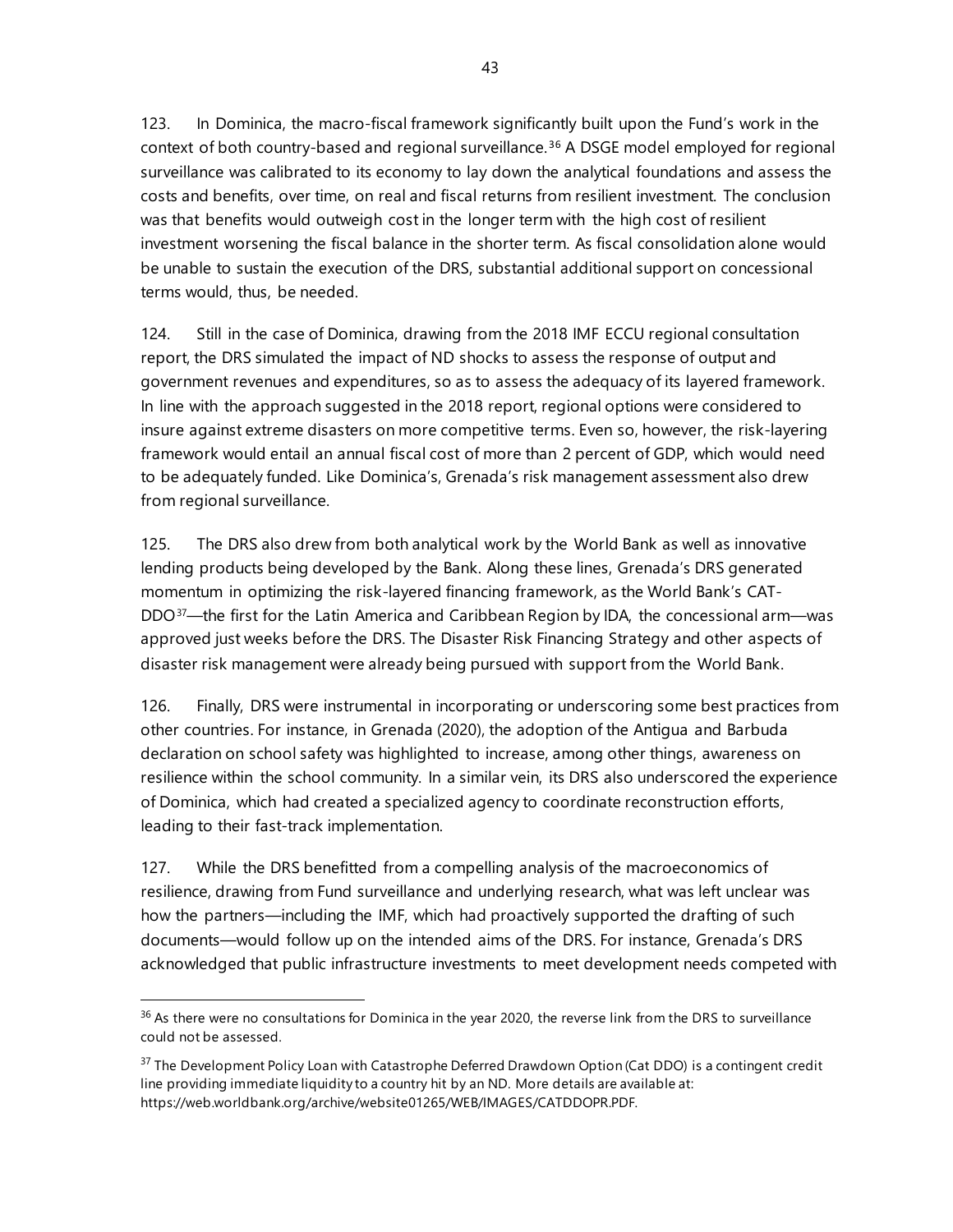123. In Dominica, the macro-fiscal framework significantly built upon the Fund's work in the context of both country-based and regional surveillance.[36] A DSGE model employed for regional surveillance was calibrated to its economy to lay down the analytical foundations and assess the costs and benefits, over time, on real and fiscal returns from resilient investment. The conclusion was that benefits would outweigh cost in the longer term with the high cost of resilient investment worsening the fiscal balance in the shorter term. As fiscal consolidation alone would be unable to sustain the execution of the DRS, substantial additional support on concessional terms would, thus, be needed.

124. Still in the case of Dominica, drawing from the 2018 IMF ECCU regional consultation report, the DRS simulated the impact of ND shocks to assess the response of output and government revenues and expenditures, so as to assess the adequacy of its layered framework. In line with the approach suggested in the 2018 report, regional options were considered to insure against extreme disasters on more competitive terms. Even so, however, the risk-layering framework would entail an annual fiscal cost of more than 2 percent of GDP, which would need to be adequately funded. Like Dominica's, Grenada's risk management assessment also drew from regional surveillance.

125. The DRS also drew from both analytical work by the World Bank as well as innovative lending products being developed by the Bank. Along these lines, Grenada's DRS generated momentum in optimizing the risk-layered financing framework, as the World Bank's CAT-DDO[37]—the first for the Latin America and Caribbean Region by IDA, the concessional arm—was approved just weeks before the DRS. The Disaster Risk Financing Strategy and other aspects of disaster risk management were already being pursued with support from the World Bank.

126. Finally, DRS were instrumental in incorporating or underscoring some best practices from other countries. For instance, in Grenada (2020), the adoption of the Antigua and Barbuda declaration on school safety was highlighted to increase, among other things, awareness on resilience within the school community. In a similar vein, its DRS also underscored the experience of Dominica, which had created a specialized agency to coordinate reconstruction efforts, leading to their fast-track implementation.

127. While the DRS benefitted from a compelling analysis of the macroeconomics of resilience, drawing from Fund surveillance and underlying research, what was left unclear was how the partners—including the IMF, which had proactively supported the drafting of such documents—would follow up on the intended aims of the DRS. For instance, Grenada's DRS acknowledged that public infrastructure investments to meet development needs competed with

---

[36] As there were no consultations for Dominica in the year 2020, the reverse link from the DRS to surveillance could not be assessed.

[37] The Development Policy Loan with Catastrophe Deferred Drawdown Option (Cat DDO) is a contingent credit line providing immediate liquidity to a country hit by an ND. More details are available at: https://web.worldbank.org/archive/website01265/WEB/IMAGES/CATDDOPR.PDF.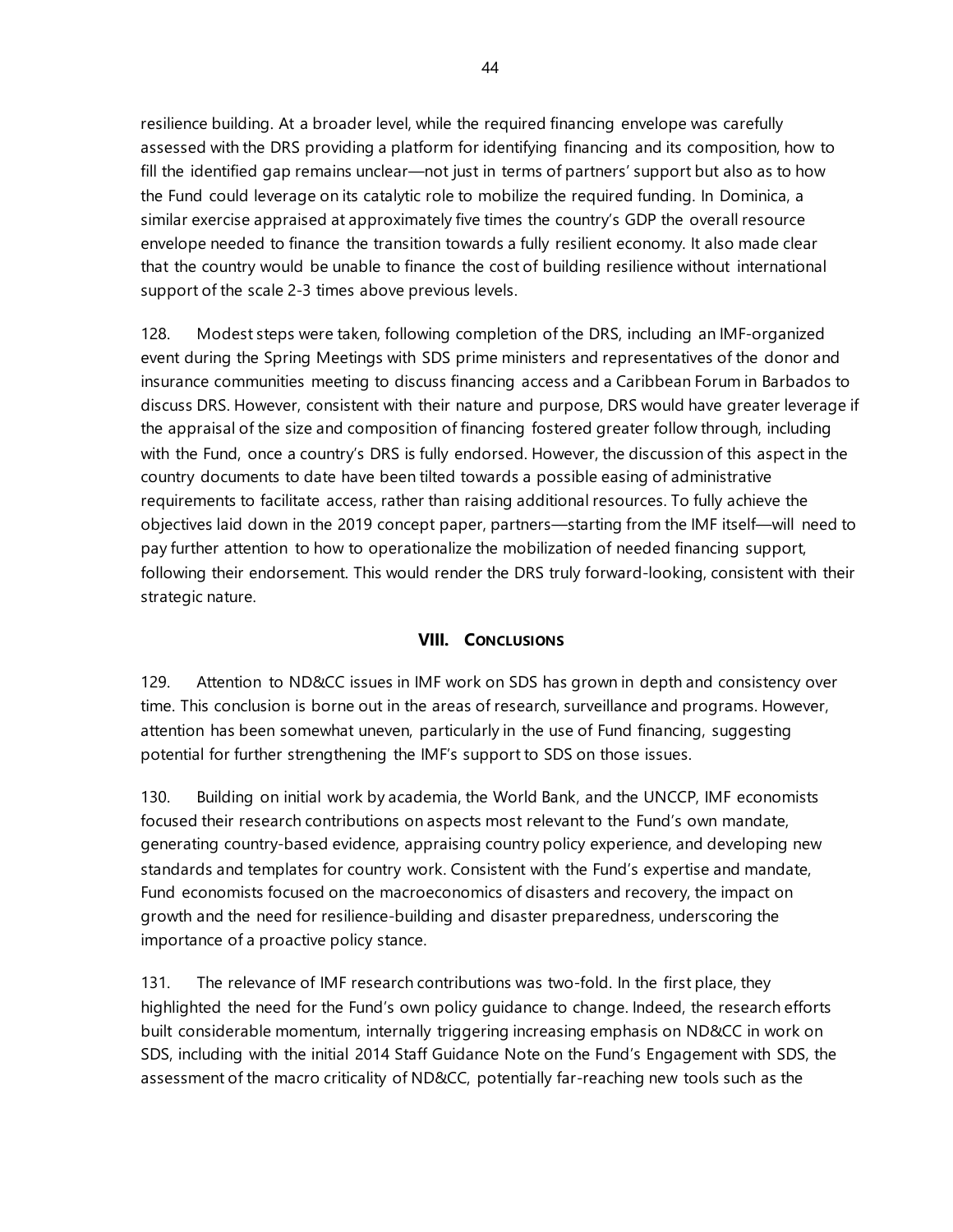resilience building. At a broader level, while the required financing envelope was carefully assessed with the DRS providing a platform for identifying financing and its composition, how to fill the identified gap remains unclear—not just in terms of partners' support but also as to how the Fund could leverage on its catalytic role to mobilize the required funding. In Dominica, a similar exercise appraised at approximately five times the country's GDP the overall resource envelope needed to finance the transition towards a fully resilient economy. It also made clear that the country would be unable to finance the cost of building resilience without international support of the scale 2-3 times above previous levels.

128. Modest steps were taken, following completion of the DRS, including an IMF-organized event during the Spring Meetings with SDS prime ministers and representatives of the donor and insurance communities meeting to discuss financing access and a Caribbean Forum in Barbados to discuss DRS. However, consistent with their nature and purpose, DRS would have greater leverage if the appraisal of the size and composition of financing fostered greater follow through, including with the Fund, once a country's DRS is fully endorsed. However, the discussion of this aspect in the country documents to date have been tilted towards a possible easing of administrative requirements to facilitate access, rather than raising additional resources. To fully achieve the objectives laid down in the 2019 concept paper, partners—starting from the IMF itself—will need to pay further attention to how to operationalize the mobilization of needed financing support, following their endorsement. This would render the DRS truly forward-looking, consistent with their strategic nature.

## VIII. CONCLUSIONS

129. Attention to ND&CC issues in IMF work on SDS has grown in depth and consistency over time. This conclusion is borne out in the areas of research, surveillance and programs. However, attention has been somewhat uneven, particularly in the use of Fund financing, suggesting potential for further strengthening the IMF's support to SDS on those issues.

130. Building on initial work by academia, the World Bank, and the UNCCP, IMF economists focused their research contributions on aspects most relevant to the Fund's own mandate, generating country-based evidence, appraising country policy experience, and developing new standards and templates for country work. Consistent with the Fund's expertise and mandate, Fund economists focused on the macroeconomics of disasters and recovery, the impact on growth and the need for resilience-building and disaster preparedness, underscoring the importance of a proactive policy stance.

131. The relevance of IMF research contributions was two-fold. In the first place, they highlighted the need for the Fund's own policy guidance to change. Indeed, the research efforts built considerable momentum, internally triggering increasing emphasis on ND&CC in work on SDS, including with the initial 2014 Staff Guidance Note on the Fund's Engagement with SDS, the assessment of the macro criticality of ND&CC, potentially far-reaching new tools such as the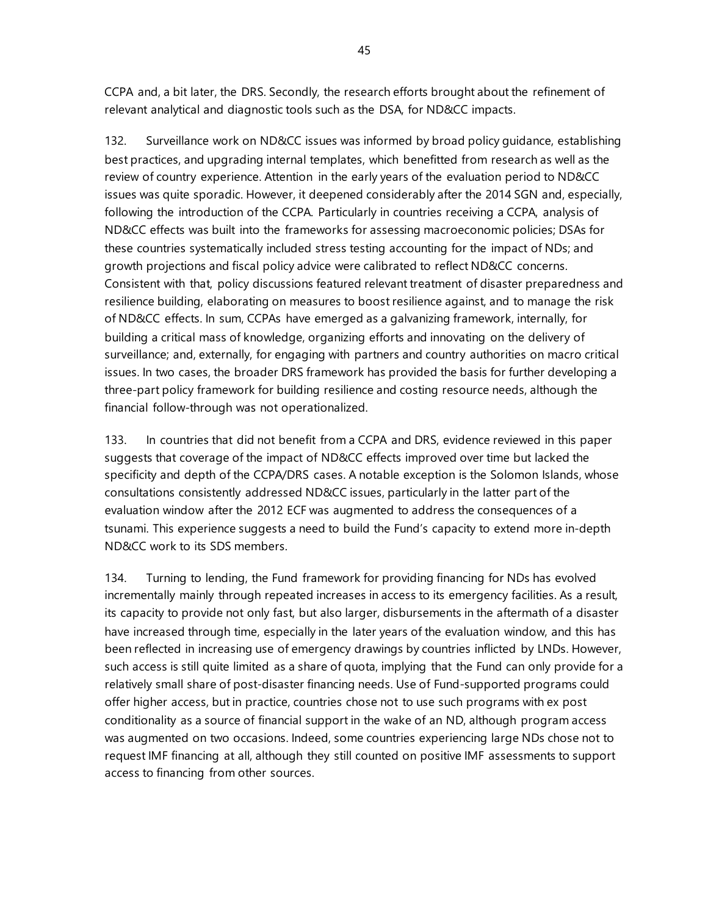CCPA and, a bit later, the DRS. Secondly, the research efforts brought about the refinement of relevant analytical and diagnostic tools such as the DSA, for ND&CC impacts.

132. Surveillance work on ND&CC issues was informed by broad policy guidance, establishing best practices, and upgrading internal templates, which benefitted from research as well as the review of country experience. Attention in the early years of the evaluation period to ND&CC issues was quite sporadic. However, it deepened considerably after the 2014 SGN and, especially, following the introduction of the CCPA. Particularly in countries receiving a CCPA, analysis of ND&CC effects was built into the frameworks for assessing macroeconomic policies; DSAs for these countries systematically included stress testing accounting for the impact of NDs; and growth projections and fiscal policy advice were calibrated to reflect ND&CC concerns. Consistent with that, policy discussions featured relevant treatment of disaster preparedness and resilience building, elaborating on measures to boost resilience against, and to manage the risk of ND&CC effects. In sum, CCPAs have emerged as a galvanizing framework, internally, for building a critical mass of knowledge, organizing efforts and innovating on the delivery of surveillance; and, externally, for engaging with partners and country authorities on macro critical issues. In two cases, the broader DRS framework has provided the basis for further developing a three-part policy framework for building resilience and costing resource needs, although the financial follow-through was not operationalized.

133. In countries that did not benefit from a CCPA and DRS, evidence reviewed in this paper suggests that coverage of the impact of ND&CC effects improved over time but lacked the specificity and depth of the CCPA/DRS cases. A notable exception is the Solomon Islands, whose consultations consistently addressed ND&CC issues, particularly in the latter part of the evaluation window after the 2012 ECF was augmented to address the consequences of a tsunami. This experience suggests a need to build the Fund's capacity to extend more in-depth ND&CC work to its SDS members.

134. Turning to lending, the Fund framework for providing financing for NDs has evolved incrementally mainly through repeated increases in access to its emergency facilities. As a result, its capacity to provide not only fast, but also larger, disbursements in the aftermath of a disaster have increased through time, especially in the later years of the evaluation window, and this has been reflected in increasing use of emergency drawings by countries inflicted by LNDs. However, such access is still quite limited as a share of quota, implying that the Fund can only provide for a relatively small share of post-disaster financing needs. Use of Fund-supported programs could offer higher access, but in practice, countries chose not to use such programs with ex post conditionality as a source of financial support in the wake of an ND, although program access was augmented on two occasions. Indeed, some countries experiencing large NDs chose not to request IMF financing at all, although they still counted on positive IMF assessments to support access to financing from other sources.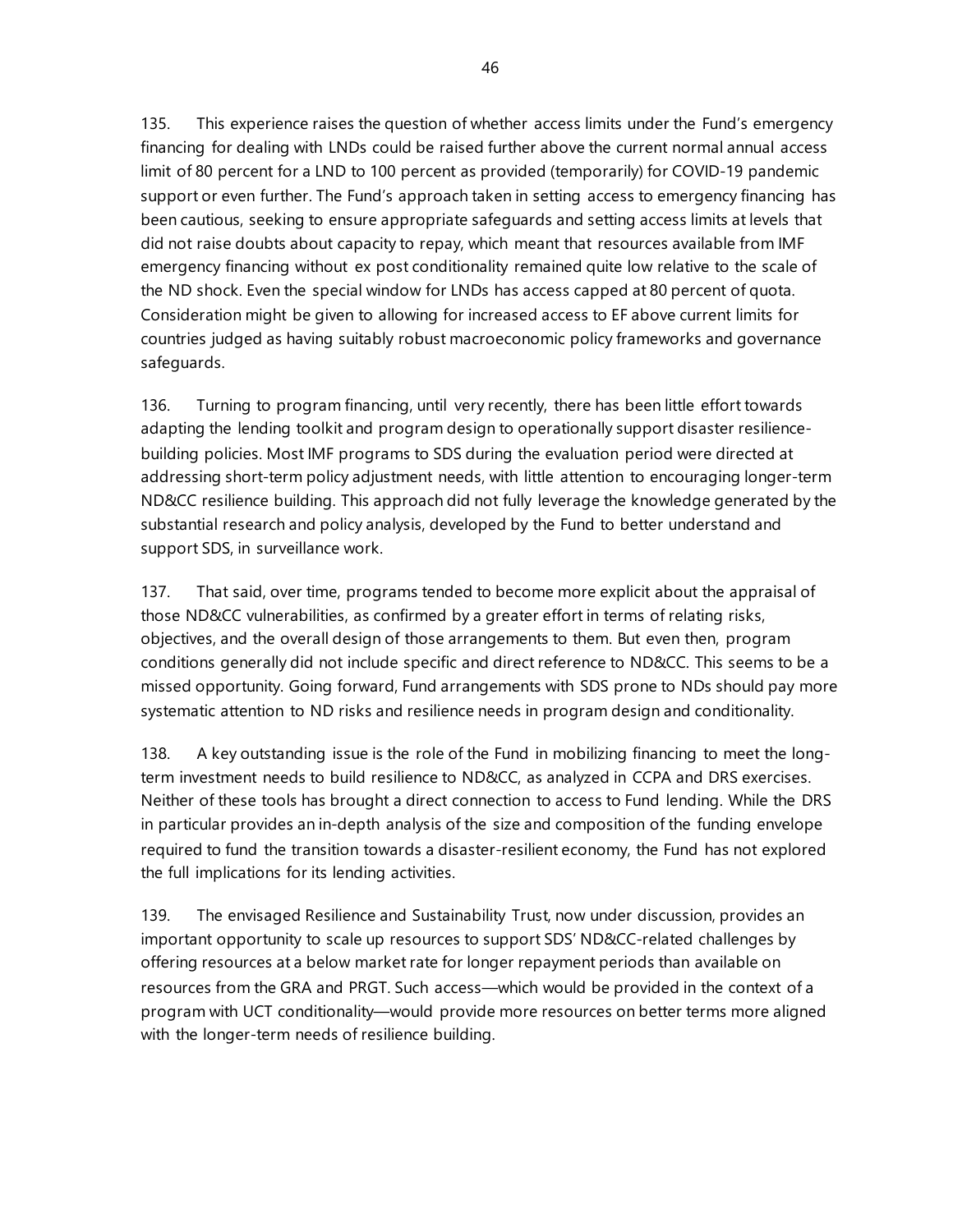135. This experience raises the question of whether access limits under the Fund's emergency financing for dealing with LNDs could be raised further above the current normal annual access limit of 80 percent for a LND to 100 percent as provided (temporarily) for COVID-19 pandemic support or even further. The Fund's approach taken in setting access to emergency financing has been cautious, seeking to ensure appropriate safeguards and setting access limits at levels that did not raise doubts about capacity to repay, which meant that resources available from IMF emergency financing without ex post conditionality remained quite low relative to the scale of the ND shock. Even the special window for LNDs has access capped at 80 percent of quota. Consideration might be given to allowing for increased access to EF above current limits for countries judged as having suitably robust macroeconomic policy frameworks and governance safeguards.

136. Turning to program financing, until very recently, there has been little effort towards adapting the lending toolkit and program design to operationally support disaster resilience-building policies. Most IMF programs to SDS during the evaluation period were directed at addressing short-term policy adjustment needs, with little attention to encouraging longer-term ND&CC resilience building. This approach did not fully leverage the knowledge generated by the substantial research and policy analysis, developed by the Fund to better understand and support SDS, in surveillance work.

137. That said, over time, programs tended to become more explicit about the appraisal of those ND&CC vulnerabilities, as confirmed by a greater effort in terms of relating risks, objectives, and the overall design of those arrangements to them. But even then, program conditions generally did not include specific and direct reference to ND&CC. This seems to be a missed opportunity. Going forward, Fund arrangements with SDS prone to NDs should pay more systematic attention to ND risks and resilience needs in program design and conditionality.

138. A key outstanding issue is the role of the Fund in mobilizing financing to meet the long-term investment needs to build resilience to ND&CC, as analyzed in CCPA and DRS exercises. Neither of these tools has brought a direct connection to access to Fund lending. While the DRS in particular provides an in-depth analysis of the size and composition of the funding envelope required to fund the transition towards a disaster-resilient economy, the Fund has not explored the full implications for its lending activities.

139. The envisaged Resilience and Sustainability Trust, now under discussion, provides an important opportunity to scale up resources to support SDS' ND&CC-related challenges by offering resources at a below market rate for longer repayment periods than available on resources from the GRA and PRGT. Such access—which would be provided in the context of a program with UCT conditionality—would provide more resources on better terms more aligned with the longer-term needs of resilience building.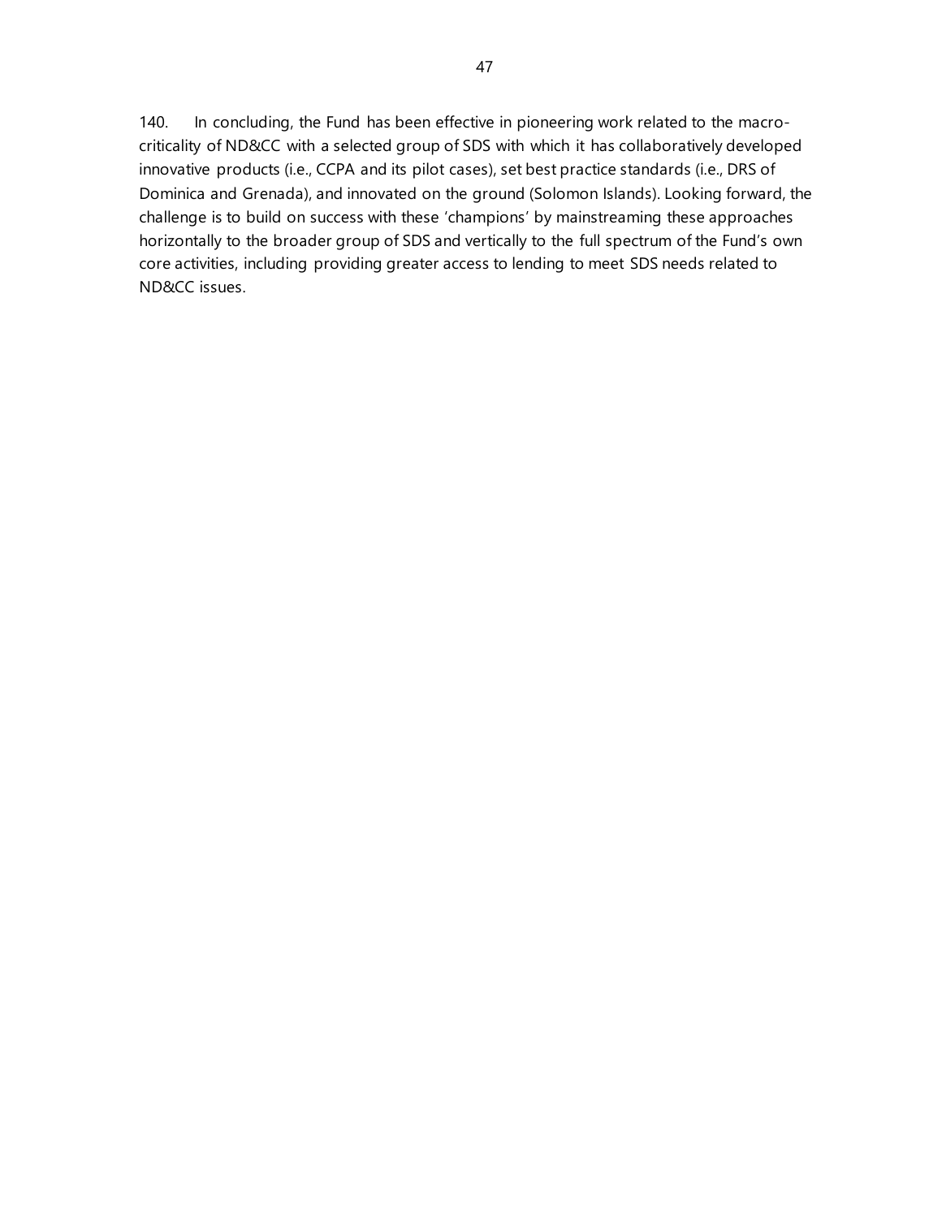140. In concluding, the Fund has been effective in pioneering work related to the macro-criticality of ND&CC with a selected group of SDS with which it has collaboratively developed innovative products (i.e., CCPA and its pilot cases), set best practice standards (i.e., DRS of Dominica and Grenada), and innovated on the ground (Solomon Islands). Looking forward, the challenge is to build on success with these 'champions' by mainstreaming these approaches horizontally to the broader group of SDS and vertically to the full spectrum of the Fund's own core activities, including providing greater access to lending to meet SDS needs related to ND&CC issues.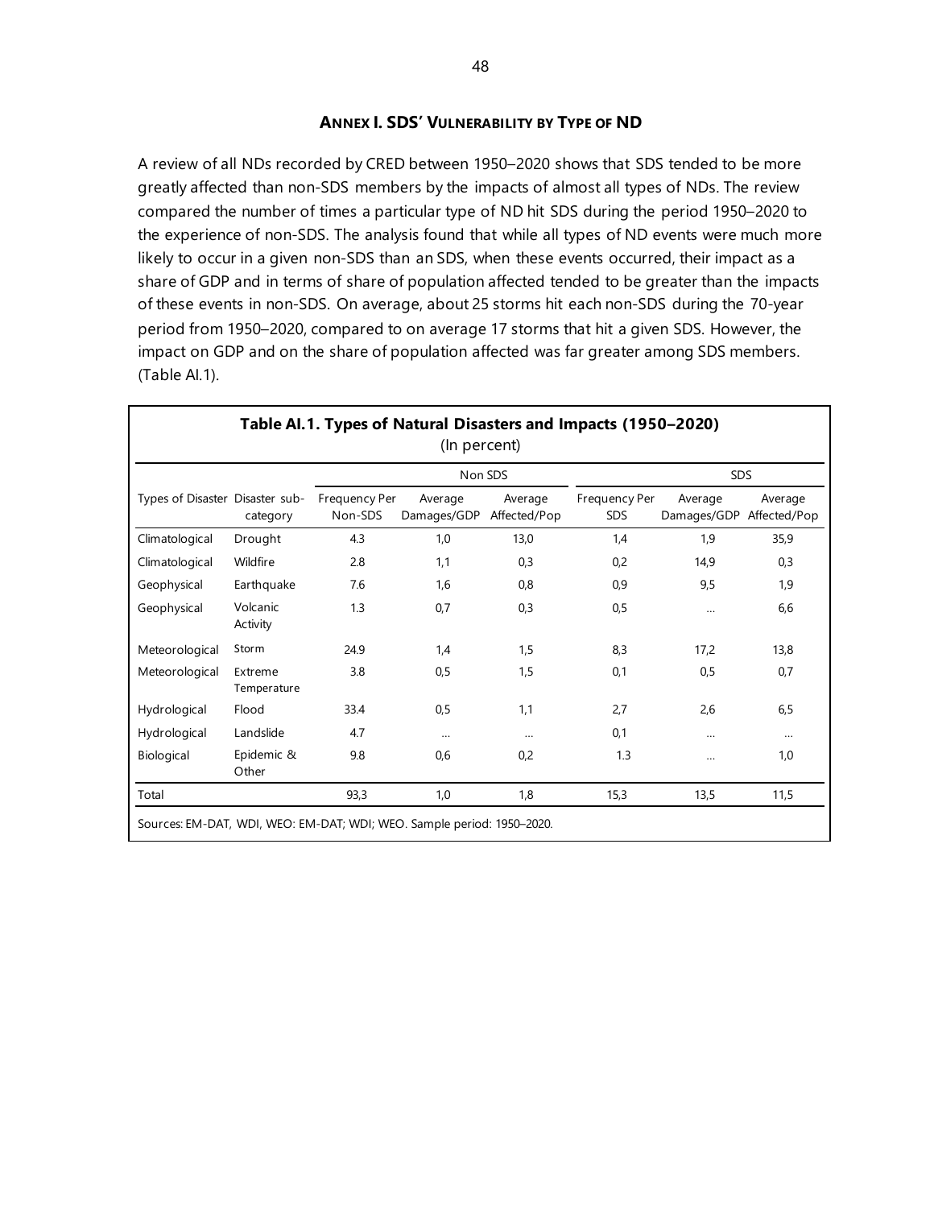## ANNEX I. SDS' VULNERABILITY BY TYPE OF ND

A review of all NDs recorded by CRED between 1950–2020 shows that SDS tended to be more greatly affected than non-SDS members by the impacts of almost all types of NDs. The review compared the number of times a particular type of ND hit SDS during the period 1950–2020 to the experience of non-SDS. The analysis found that while all types of ND events were much more likely to occur in a given non-SDS than an SDS, when these events occurred, their impact as a share of GDP and in terms of share of population affected tended to be greater than the impacts of these events in non-SDS. On average, about 25 storms hit each non-SDS during the 70-year period from 1950–2020, compared to on average 17 storms that hit a given SDS. However, the impact on GDP and on the share of population affected was far greater among SDS members. (Table AI.1).

**Table AI.1. Types of Natural Disasters and Impacts (1950–2020)**
(In percent)

| | | Non SDS | | | SDS | | |
|---|---|---|---|---|---|---|---|
| Types of Disaster | Disaster sub-category | Frequency Per Non-SDS | Average Damages/GDP | Average Affected/Pop | Frequency Per SDS | Average Damages/GDP | Average Affected/Pop |
| Climatological | Drought | 4.3 | 1,0 | 13,0 | 1,4 | 1,9 | 35,9 |
| Climatological | Wildfire | 2.8 | 1,1 | 0,3 | 0,2 | 14,9 | 0,3 |
| Geophysical | Earthquake | 7.6 | 1,6 | 0,8 | 0,9 | 9,5 | 1,9 |
| Geophysical | Volcanic Activity | 1.3 | 0,7 | 0,3 | 0,5 | … | 6,6 |
| Meteorological | Storm | 24.9 | 1,4 | 1,5 | 8,3 | 17,2 | 13,8 |
| Meteorological | Extreme Temperature | 3.8 | 0,5 | 1,5 | 0,1 | 0,5 | 0,7 |
| Hydrological | Flood | 33.4 | 0,5 | 1,1 | 2,7 | 2,6 | 6,5 |
| Hydrological | Landslide | 4.7 | … | … | 0,1 | … | … |
| Biological | Epidemic & Other | 9.8 | 0,6 | 0,2 | 1.3 | … | 1,0 |
| Total | | 93,3 | 1,0 | 1,8 | 15,3 | 13,5 | 11,5 |

Sources: EM-DAT, WDI, WEO: EM-DAT; WDI; WEO. Sample period: 1950–2020.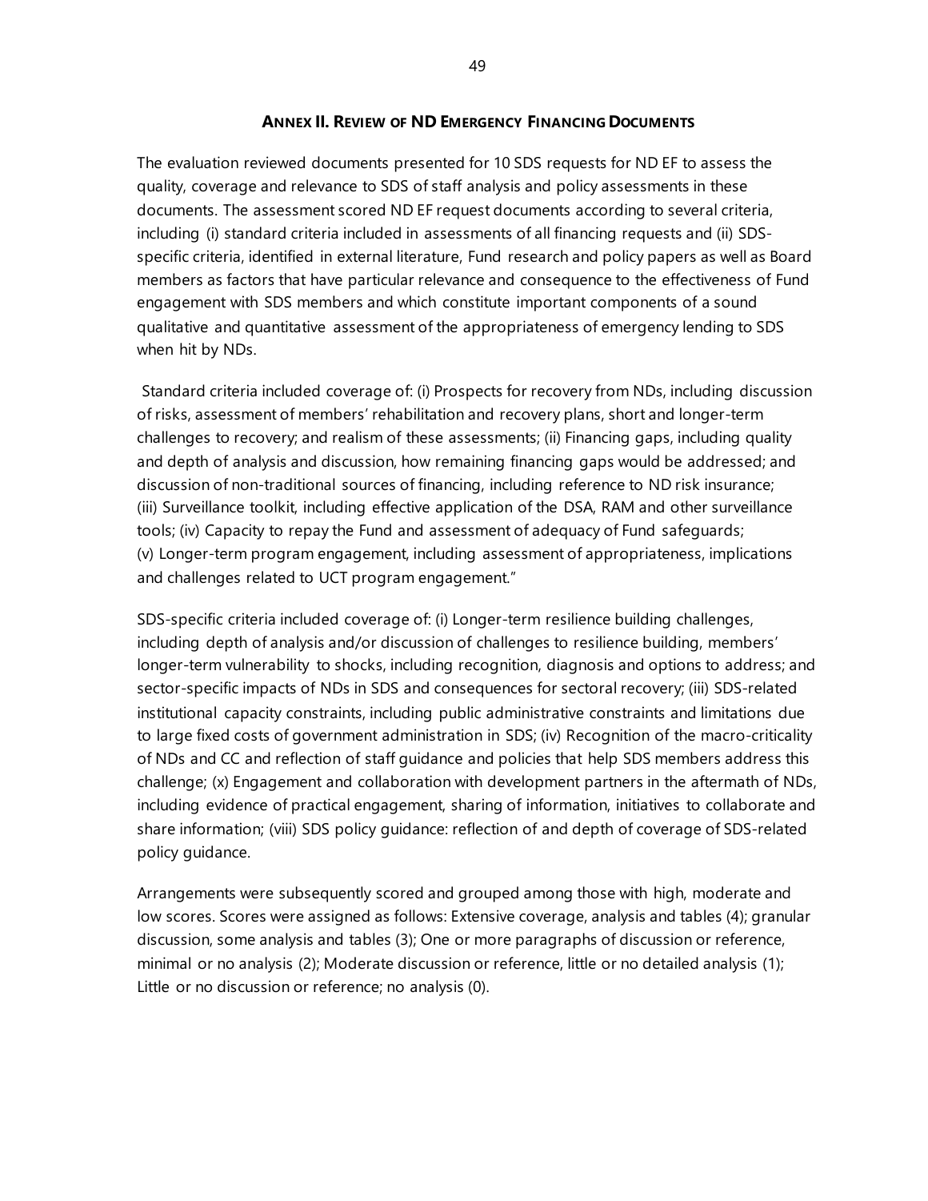## Annex II. Review of ND Emergency Financing Documents

The evaluation reviewed documents presented for 10 SDS requests for ND EF to assess the quality, coverage and relevance to SDS of staff analysis and policy assessments in these documents. The assessment scored ND EF request documents according to several criteria, including (i) standard criteria included in assessments of all financing requests and (ii) SDS-specific criteria, identified in external literature, Fund research and policy papers as well as Board members as factors that have particular relevance and consequence to the effectiveness of Fund engagement with SDS members and which constitute important components of a sound qualitative and quantitative assessment of the appropriateness of emergency lending to SDS when hit by NDs.

Standard criteria included coverage of: (i) Prospects for recovery from NDs, including discussion of risks, assessment of members' rehabilitation and recovery plans, short and longer-term challenges to recovery; and realism of these assessments; (ii) Financing gaps, including quality and depth of analysis and discussion, how remaining financing gaps would be addressed; and discussion of non-traditional sources of financing, including reference to ND risk insurance; (iii) Surveillance toolkit, including effective application of the DSA, RAM and other surveillance tools; (iv) Capacity to repay the Fund and assessment of adequacy of Fund safeguards; (v) Longer-term program engagement, including assessment of appropriateness, implications and challenges related to UCT program engagement."

SDS-specific criteria included coverage of: (i) Longer-term resilience building challenges, including depth of analysis and/or discussion of challenges to resilience building, members' longer-term vulnerability to shocks, including recognition, diagnosis and options to address; and sector-specific impacts of NDs in SDS and consequences for sectoral recovery; (iii) SDS-related institutional capacity constraints, including public administrative constraints and limitations due to large fixed costs of government administration in SDS; (iv) Recognition of the macro-criticality of NDs and CC and reflection of staff guidance and policies that help SDS members address this challenge; (x) Engagement and collaboration with development partners in the aftermath of NDs, including evidence of practical engagement, sharing of information, initiatives to collaborate and share information; (viii) SDS policy guidance: reflection of and depth of coverage of SDS-related policy guidance.

Arrangements were subsequently scored and grouped among those with high, moderate and low scores. Scores were assigned as follows: Extensive coverage, analysis and tables (4); granular discussion, some analysis and tables (3); One or more paragraphs of discussion or reference, minimal or no analysis (2); Moderate discussion or reference, little or no detailed analysis (1); Little or no discussion or reference; no analysis (0).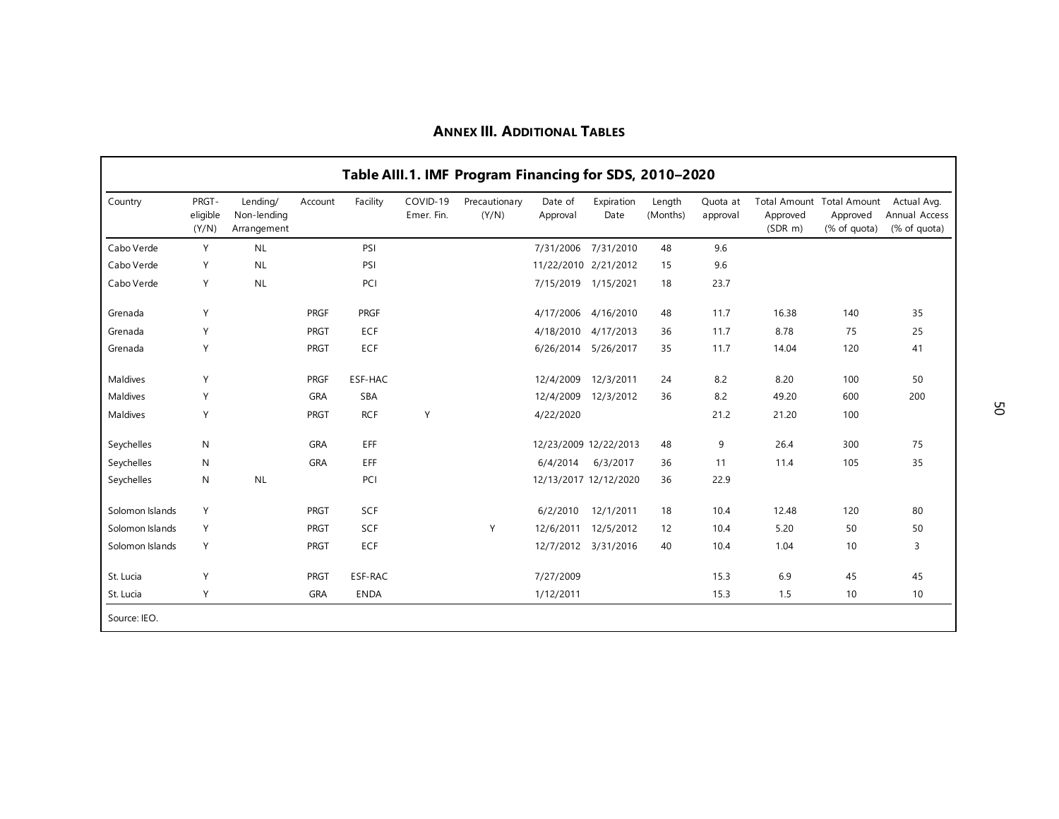## Annex III. Additional Tables

**Table AIII.1. IMF Program Financing for SDS, 2010–2020**

| Country | PRGT-eligible (Y/N) | Lending/ Non-lending Arrangement | Account | Facility | COVID-19 Emer. Fin. | Precautionary (Y/N) | Date of Approval | Expiration Date | Length (Months) | Quota at approval | Total Amount Approved (SDR m) | Total Amount Approved (% of quota) | Actual Avg. Annual Access (% of quota) |
|---|---|---|---|---|---|---|---|---|---|---|---|---|---|
| Cabo Verde | Y | NL | | PSI | | | 7/31/2006 | 7/31/2010 | 48 | 9.6 | | | |
| Cabo Verde | Y | NL | | PSI | | | 11/22/2010 | 2/21/2012 | 15 | 9.6 | | | |
| Cabo Verde | Y | NL | | PCI | | | 7/15/2019 | 1/15/2021 | 18 | 23.7 | | | |
| Grenada | Y | | PRGF | PRGF | | | 4/17/2006 | 4/16/2010 | 48 | 11.7 | 16.38 | 140 | 35 |
| Grenada | Y | | PRGT | ECF | | | 4/18/2010 | 4/17/2013 | 36 | 11.7 | 8.78 | 75 | 25 |
| Grenada | Y | | PRGT | ECF | | | 6/26/2014 | 5/26/2017 | 35 | 11.7 | 14.04 | 120 | 41 |
| Maldives | Y | | PRGF | ESF-HAC | | | 12/4/2009 | 12/3/2011 | 24 | 8.2 | 8.20 | 100 | 50 |
| Maldives | Y | | GRA | SBA | | | 12/4/2009 | 12/3/2012 | 36 | 8.2 | 49.20 | 600 | 200 |
| Maldives | Y | | PRGT | RCF | Y | | 4/22/2020 | | | 21.2 | 21.20 | 100 | |
| Seychelles | N | | GRA | EFF | | | 12/23/2009 | 12/22/2013 | 48 | 9 | 26.4 | 300 | 75 |
| Seychelles | N | | GRA | EFF | | | 6/4/2014 | 6/3/2017 | 36 | 11 | 11.4 | 105 | 35 |
| Seychelles | N | NL | | PCI | | | 12/13/2017 | 12/12/2020 | 36 | 22.9 | | | |
| Solomon Islands | Y | | PRGT | SCF | | | 6/2/2010 | 12/1/2011 | 18 | 10.4 | 12.48 | 120 | 80 |
| Solomon Islands | Y | | PRGT | SCF | | Y | 12/6/2011 | 12/5/2012 | 12 | 10.4 | 5.20 | 50 | 50 |
| Solomon Islands | Y | | PRGT | ECF | | | 12/7/2012 | 3/31/2016 | 40 | 10.4 | 1.04 | 10 | 3 |
| St. Lucia | Y | | PRGT | ESF-RAC | | | 7/27/2009 | | | 15.3 | 6.9 | 45 | 45 |
| St. Lucia | Y | | GRA | ENDA | | | 1/12/2011 | | | 15.3 | 1.5 | 10 | 10 |

Source: IEO.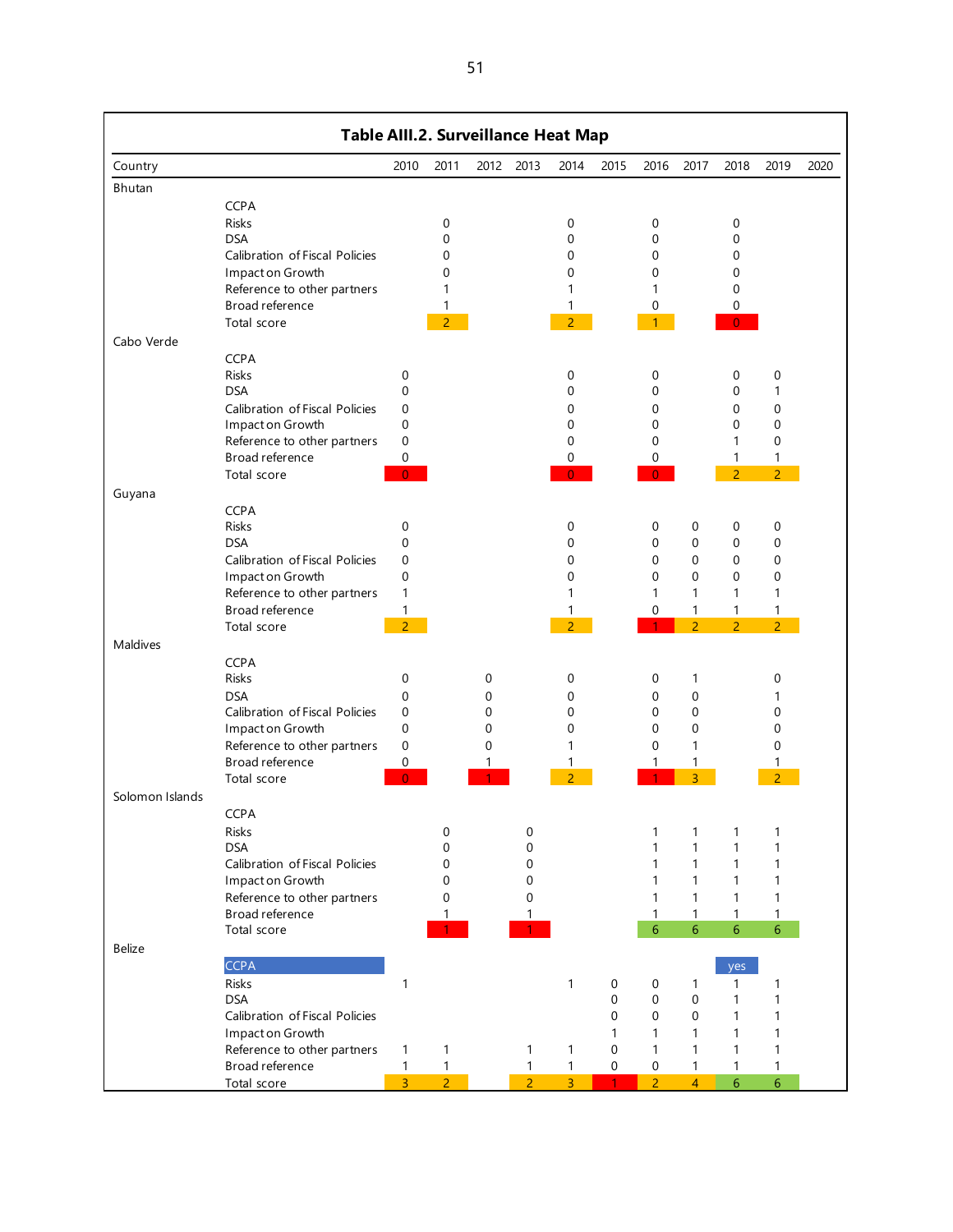**Table AIII.2. Surveillance Heat Map**

| Country | | 2010 | 2011 | 2012 | 2013 | 2014 | 2015 | 2016 | 2017 | 2018 | 2019 | 2020 |
|---|---|---|---|---|---|---|---|---|---|---|---|---|
| Bhutan | | | | | | | | | | | | |
| | CCPA | | | | | | | | | | | |
| | Risks | | 0 | | | 0 | | 0 | | 0 | | |
| | DSA | | 0 | | | 0 | | 0 | | 0 | | |
| | Calibration of Fiscal Policies | | 0 | | | 0 | | 0 | | 0 | | |
| | Impact on Growth | | 0 | | | 0 | | 0 | | 0 | | |
| | Reference to other partners | | 1 | | | 1 | | 1 | | 0 | | |
| | Broad reference | | 1 | | | 1 | | 0 | | 0 | | |
| | Total score | | 2 | | | 2 | | 1 | | 0 | | |
| Cabo Verde | | | | | | | | | | | | |
| | CCPA | | | | | | | | | | | |
| | Risks | 0 | | | | 0 | | 0 | | 0 | 0 | |
| | DSA | 0 | | | | 0 | | 0 | | 0 | 1 | |
| | Calibration of Fiscal Policies | 0 | | | | 0 | | 0 | | 0 | 0 | |
| | Impact on Growth | 0 | | | | 0 | | 0 | | 0 | 0 | |
| | Reference to other partners | 0 | | | | 0 | | 0 | | 1 | 0 | |
| | Broad reference | 0 | | | | 0 | | 0 | | 1 | 1 | |
| | Total score | 0 | | | | 0 | | 0 | | 2 | 2 | |
| Guyana | | | | | | | | | | | | |
| | CCPA | | | | | | | | | | | |
| | Risks | 0 | | | | 0 | | 0 | 0 | 0 | 0 | |
| | DSA | 0 | | | | 0 | | 0 | 0 | 0 | 0 | |
| | Calibration of Fiscal Policies | 0 | | | | 0 | | 0 | 0 | 0 | 0 | |
| | Impact on Growth | 0 | | | | 0 | | 0 | 0 | 0 | 0 | |
| | Reference to other partners | 1 | | | | 1 | | 1 | 1 | 1 | 1 | |
| | Broad reference | 1 | | | | 1 | | 0 | 1 | 1 | 1 | |
| | Total score | 2 | | | | 2 | | 1 | 2 | 2 | 2 | |
| Maldives | | | | | | | | | | | | |
| | CCPA | | | | | | | | | | | |
| | Risks | 0 | | 0 | | 0 | | 0 | 1 | | 0 | |
| | DSA | 0 | | 0 | | 0 | | 0 | 0 | | 1 | |
| | Calibration of Fiscal Policies | 0 | | 0 | | 0 | | 0 | 0 | | 0 | |
| | Impact on Growth | 0 | | 0 | | 0 | | 0 | 0 | | 0 | |
| | Reference to other partners | 0 | | 0 | | 1 | | 0 | 1 | | 0 | |
| | Broad reference | 0 | | 1 | | 1 | | 1 | 1 | | 1 | |
| | Total score | 0 | | 1 | | 2 | | 1 | 3 | | 2 | |
| Solomon Islands | | | | | | | | | | | | |
| | CCPA | | | | | | | | | | | |
| | Risks | | 0 | | 0 | | | 1 | 1 | 1 | 1 | |
| | DSA | | 0 | | 0 | | | 1 | 1 | 1 | 1 | |
| | Calibration of Fiscal Policies | | 0 | | 0 | | | 1 | 1 | 1 | 1 | |
| | Impact on Growth | | 0 | | 0 | | | 1 | 1 | 1 | 1 | |
| | Reference to other partners | | 0 | | 0 | | | 1 | 1 | 1 | 1 | |
| | Broad reference | | 1 | | 1 | | | 1 | 1 | 1 | 1 | |
| | Total score | | 1 | | 1 | | | 6 | 6 | 6 | 6 | |
| Belize | | | | | | | | | | | | |
| | CCPA | | | | | | | | | yes | | |
| | Risks | 1 | | | | 1 | 0 | 0 | 1 | 1 | 1 | |
| | DSA | | | | | | 0 | 0 | 0 | 1 | 1 | |
| | Calibration of Fiscal Policies | | | | | | 0 | 0 | 0 | 1 | 1 | |
| | Impact on Growth | | | | | | 1 | 1 | 1 | 1 | 1 | |
| | Reference to other partners | 1 | 1 | | 1 | 1 | 0 | 1 | 1 | 1 | 1 | |
| | Broad reference | 1 | 1 | | 1 | 1 | 0 | 0 | 1 | 1 | 1 | |
| | Total score | 3 | 2 | | 2 | 3 | 1 | 2 | 4 | 6 | 6 | |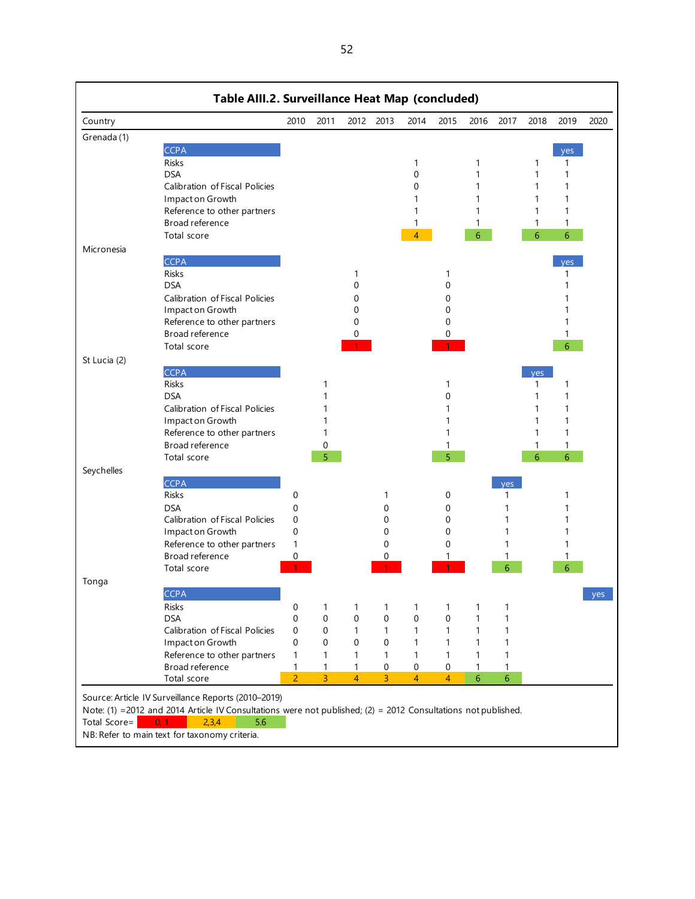**Table AIII.2. Surveillance Heat Map (concluded)**

| Country | | 2010 | 2011 | 2012 | 2013 | 2014 | 2015 | 2016 | 2017 | 2018 | 2019 | 2020 |
|---|---|---|---|---|---|---|---|---|---|---|---|---|
| Grenada (1) | | | | | | | | | | | | |
| | CCPA | | | | | | | | | | yes | |
| | Risks | | | | | 1 | | 1 | | 1 | 1 | |
| | DSA | | | | | 0 | | 1 | | 1 | 1 | |
| | Calibration of Fiscal Policies | | | | | 0 | | 1 | | 1 | 1 | |
| | Impact on Growth | | | | | 1 | | 1 | | 1 | 1 | |
| | Reference to other partners | | | | | 1 | | 1 | | 1 | 1 | |
| | Broad reference | | | | | 1 | | 1 | | 1 | 1 | |
| | Total score | | | | | 4 | | 6 | | 6 | 6 | |
| Micronesia | | | | | | | | | | | | |
| | CCPA | | | | | | | | | | yes | |
| | Risks | | | 1 | | | 1 | | | | 1 | |
| | DSA | | | 0 | | | 0 | | | | 1 | |
| | Calibration of Fiscal Policies | | | 0 | | | 0 | | | | 1 | |
| | Impact on Growth | | | 0 | | | 0 | | | | 1 | |
| | Reference to other partners | | | 0 | | | 0 | | | | 1 | |
| | Broad reference | | | 0 | | | 0 | | | | 1 | |
| | Total score | | | 1 | | | 1 | | | | 6 | |
| St Lucia (2) | | | | | | | | | | | | |
| | CCPA | | | | | | | | | yes | | |
| | Risks | | 1 | | | | 1 | | | 1 | 1 | |
| | DSA | | 1 | | | | 0 | | | 1 | 1 | |
| | Calibration of Fiscal Policies | | 1 | | | | 1 | | | 1 | 1 | |
| | Impact on Growth | | 1 | | | | 1 | | | 1 | 1 | |
| | Reference to other partners | | 1 | | | | 1 | | | 1 | 1 | |
| | Broad reference | | 0 | | | | 1 | | | 1 | 1 | |
| | Total score | | 5 | | | | 5 | | | 6 | 6 | |
| Seychelles | | | | | | | | | | | | |
| | CCPA | | | | | | | | yes | | | |
| | Risks | 0 | | | 1 | | 0 | | 1 | | 1 | |
| | DSA | 0 | | | 0 | | 0 | | 1 | | 1 | |
| | Calibration of Fiscal Policies | 0 | | | 0 | | 0 | | 1 | | 1 | |
| | Impact on Growth | 0 | | | 0 | | 0 | | 1 | | 1 | |
| | Reference to other partners | 1 | | | 0 | | 0 | | 1 | | 1 | |
| | Broad reference | 0 | | | 0 | | 1 | | 1 | | 1 | |
| | Total score | 1 | | | 1 | | 1 | | 6 | | 6 | |
| Tonga | | | | | | | | | | | | |
| | CCPA | | | | | | | | | | | yes |
| | Risks | 0 | 1 | 1 | 1 | 1 | 1 | 1 | 1 | | | |
| | DSA | 0 | 0 | 0 | 0 | 0 | 0 | 1 | 1 | | | |
| | Calibration of Fiscal Policies | 0 | 0 | 1 | 1 | 1 | 1 | 1 | 1 | | | |
| | Impact on Growth | 0 | 0 | 0 | 0 | 1 | 1 | 1 | 1 | | | |
| | Reference to other partners | 1 | 1 | 1 | 1 | 1 | 1 | 1 | 1 | | | |
| | Broad reference | 1 | 1 | 1 | 0 | 0 | 0 | 1 | 1 | | | |
| | Total score | 2 | 3 | 4 | 3 | 4 | 4 | 6 | 6 | | | |

Source: Article IV Surveillance Reports (2010–2019)

Note: (1) =2012 and 2014 Article IV Consultations were not published; (2) = 2012 Consultations not published.

Total Score= 0, 1 | 2,3,4 | 5.6

NB: Refer to main text for taxonomy criteria.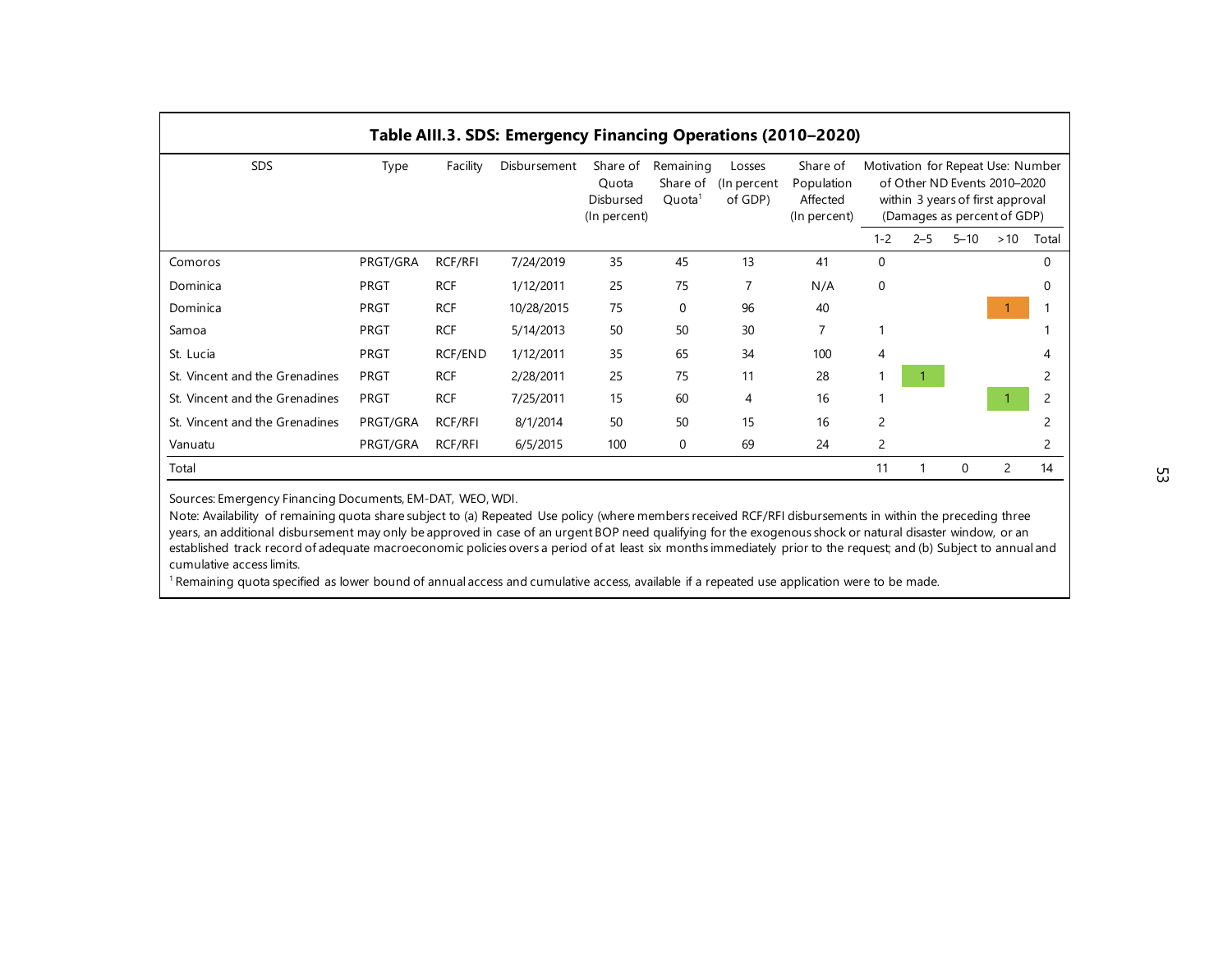**Table AIII.3. SDS: Emergency Financing Operations (2010–2020)**

| SDS | Type | Facility | Disbursement | Share of Quota Disbursed (In percent) | Remaining Share of Quota[1] | Losses (In percent of GDP) | Share of Population Affected (In percent) | Motivation for Repeat Use: Number of Other ND Events 2010–2020 within 3 years of first approval (Damages as percent of GDP) | | | | |
|---|---|---|---|---|---|---|---|---|---|---|---|---|
| | | | | | | | | 1-2 | 2–5 | 5–10 | >10 | Total |
| Comoros | PRGT/GRA | RCF/RFI | 7/24/2019 | 35 | 45 | 13 | 41 | 0 | | | | 0 |
| Dominica | PRGT | RCF | 1/12/2011 | 25 | 75 | 7 | N/A | 0 | | | | 0 |
| Dominica | PRGT | RCF | 10/28/2015 | 75 | 0 | 96 | 40 | | | | 1 | 1 |
| Samoa | PRGT | RCF | 5/14/2013 | 50 | 50 | 30 | 7 | 1 | | | | 1 |
| St. Lucia | PRGT | RCF/END | 1/12/2011 | 35 | 65 | 34 | 100 | 4 | | | | 4 |
| St. Vincent and the Grenadines | PRGT | RCF | 2/28/2011 | 25 | 75 | 11 | 28 | 1 | 1 | | | 2 |
| St. Vincent and the Grenadines | PRGT | RCF | 7/25/2011 | 15 | 60 | 4 | 16 | 1 | | | 1 | 2 |
| St. Vincent and the Grenadines | PRGT/GRA | RCF/RFI | 8/1/2014 | 50 | 50 | 15 | 16 | 2 | | | | 2 |
| Vanuatu | PRGT/GRA | RCF/RFI | 6/5/2015 | 100 | 0 | 69 | 24 | 2 | | | | 2 |
| Total | | | | | | | | 11 | 1 | 0 | 2 | 14 |

Sources: Emergency Financing Documents, EM-DAT, WEO, WDI.

Note: Availability of remaining quota share subject to (a) Repeated Use policy (where members received RCF/RFI disbursements in within the preceding three years, an additional disbursement may only be approved in case of an urgent BOP need qualifying for the exogenous shock or natural disaster window, or an established track record of adequate macroeconomic policies overs a period of at least six months immediately prior to the request; and (b) Subject to annual and cumulative access limits.

[1] Remaining quota specified as lower bound of annual access and cumulative access, available if a repeated use application were to be made.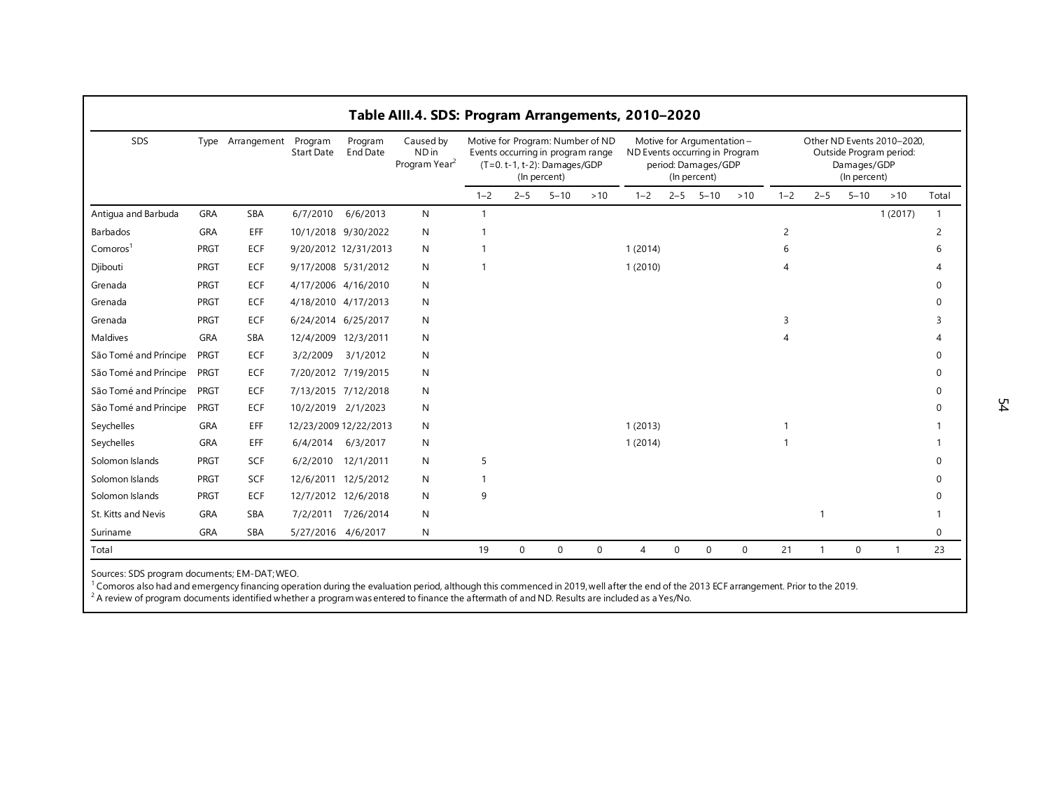**Table AIII.4. SDS: Program Arrangements, 2010–2020**

| SDS | Type | Arrangement | Program Start Date | Program End Date | Caused by ND in Program Year[2] | Motive for Program: Number of ND Events occurring in program range (T=0. t-1, t-2): Damages/GDP (In percent) | | | | Motive for Argumentation – ND Events occurring in Program period: Damages/GDP (In percent) | | | | Other ND Events 2010–2020, Outside Program period: Damages/GDP (In percent) | | | | |
|---|---|---|---|---|---|---|---|---|---|---|---|---|---|---|---|---|---|---|
| | | | | | | 1–2 | 2–5 | 5–10 | >10 | 1–2 | 2–5 | 5–10 | >10 | 1–2 | 2–5 | 5–10 | >10 | Total |
| Antigua and Barbuda | GRA | SBA | 6/7/2010 | 6/6/2013 | N | 1 | | | | | | | | | | | 1 (2017) | 1 |
| Barbados | GRA | EFF | 10/1/2018 | 9/30/2022 | N | 1 | | | | | | | | 2 | | | | 2 |
| Comoros[1] | PRGT | ECF | 9/20/2012 | 12/31/2013 | N | 1 | | | | 1 (2014) | | | | 6 | | | | 6 |
| Djibouti | PRGT | ECF | 9/17/2008 | 5/31/2012 | N | 1 | | | | 1 (2010) | | | | 4 | | | | 4 |
| Grenada | PRGT | ECF | 4/17/2006 | 4/16/2010 | N | | | | | | | | | | | | | 0 |
| Grenada | PRGT | ECF | 4/18/2010 | 4/17/2013 | N | | | | | | | | | | | | | 0 |
| Grenada | PRGT | ECF | 6/24/2014 | 6/25/2017 | N | | | | | | | | | 3 | | | | 3 |
| Maldives | GRA | SBA | 12/4/2009 | 12/3/2011 | N | | | | | | | | | 4 | | | | 4 |
| São Tomé and Príncipe | PRGT | ECF | 3/2/2009 | 3/1/2012 | N | | | | | | | | | | | | | 0 |
| São Tomé and Príncipe | PRGT | ECF | 7/20/2012 | 7/19/2015 | N | | | | | | | | | | | | | 0 |
| São Tomé and Príncipe | PRGT | ECF | 7/13/2015 | 7/12/2018 | N | | | | | | | | | | | | | 0 |
| São Tomé and Príncipe | PRGT | ECF | 10/2/2019 | 2/1/2023 | N | | | | | | | | | | | | | 0 |
| Seychelles | GRA | EFF | 12/23/2009 | 12/22/2013 | N | | | | | 1 (2013) | | | | 1 | | | | 1 |
| Seychelles | GRA | EFF | 6/4/2014 | 6/3/2017 | N | | | | | 1 (2014) | | | | 1 | | | | 1 |
| Solomon Islands | PRGT | SCF | 6/2/2010 | 12/1/2011 | N | 5 | | | | | | | | | | | | 0 |
| Solomon Islands | PRGT | SCF | 12/6/2011 | 12/5/2012 | N | 1 | | | | | | | | | | | | 0 |
| Solomon Islands | PRGT | ECF | 12/7/2012 | 12/6/2018 | N | 9 | | | | | | | | | | | | 0 |
| St. Kitts and Nevis | GRA | SBA | 7/2/2011 | 7/26/2014 | N | | | | | | | | | | 1 | | | 1 |
| Suriname | GRA | SBA | 5/27/2016 | 4/6/2017 | N | | | | | | | | | | | | | 0 |
| Total | | | | | | 19 | 0 | 0 | 0 | 4 | 0 | 0 | 0 | 21 | 1 | 0 | 1 | 23 |

Sources: SDS program documents; EM-DAT; WEO.

[1] Comoros also had and emergency financing operation during the evaluation period, although this commenced in 2019, well after the end of the 2013 ECF arrangement. Prior to the 2019.

[2] A review of program documents identified whether a program was entered to finance the aftermath of and ND. Results are included as a Yes/No.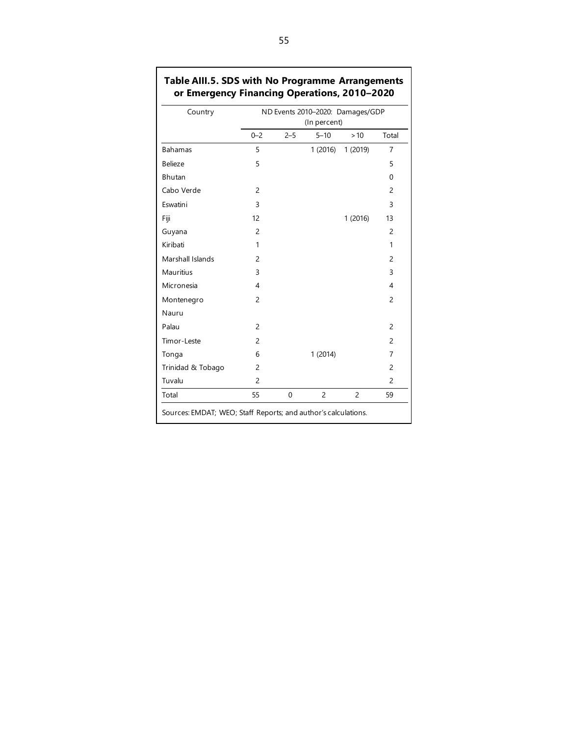### Table AIII.5. SDS with No Programme Arrangements or Emergency Financing Operations, 2010–2020

| Country | ND Events 2010–2020: Damages/GDP (In percent) | | | | |
|---|---|---|---|---|---|
| | 0–2 | 2–5 | 5–10 | > 10 | Total |
| Bahamas | 5 | | 1 (2016) | 1 (2019) | 7 |
| Belieze | 5 | | | | 5 |
| Bhutan | | | | | 0 |
| Cabo Verde | 2 | | | | 2 |
| Eswatini | 3 | | | | 3 |
| Fiji | 12 | | | 1 (2016) | 13 |
| Guyana | 2 | | | | 2 |
| Kiribati | 1 | | | | 1 |
| Marshall Islands | 2 | | | | 2 |
| Mauritius | 3 | | | | 3 |
| Micronesia | 4 | | | | 4 |
| Montenegro | 2 | | | | 2 |
| Nauru | | | | | |
| Palau | 2 | | | | 2 |
| Timor-Leste | 2 | | | | 2 |
| Tonga | 6 | | 1 (2014) | | 7 |
| Trinidad & Tobago | 2 | | | | 2 |
| Tuvalu | 2 | | | | 2 |
| Total | 55 | 0 | 2 | 2 | 59 |

Sources: EMDAT; WEO; Staff Reports; and author's calculations.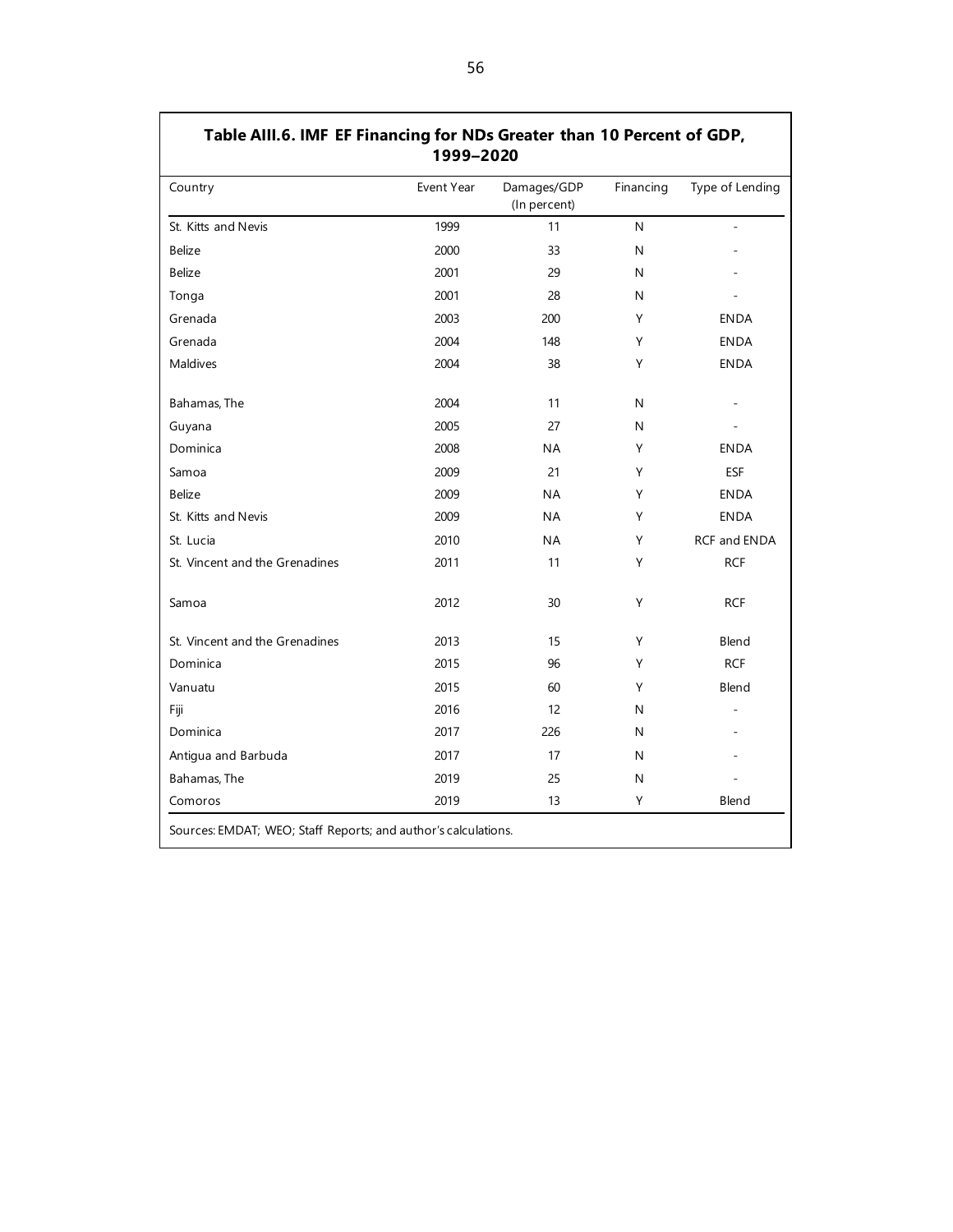**Table AIII.6. IMF EF Financing for NDs Greater than 10 Percent of GDP, 1999–2020**

| Country | Event Year | Damages/GDP (In percent) | Financing | Type of Lending |
|---|---|---|---|---|
| St. Kitts and Nevis | 1999 | 11 | N | - |
| Belize | 2000 | 33 | N | - |
| Belize | 2001 | 29 | N | - |
| Tonga | 2001 | 28 | N | - |
| Grenada | 2003 | 200 | Y | ENDA |
| Grenada | 2004 | 148 | Y | ENDA |
| Maldives | 2004 | 38 | Y | ENDA |
| Bahamas, The | 2004 | 11 | N | - |
| Guyana | 2005 | 27 | N | - |
| Dominica | 2008 | NA | Y | ENDA |
| Samoa | 2009 | 21 | Y | ESF |
| Belize | 2009 | NA | Y | ENDA |
| St. Kitts and Nevis | 2009 | NA | Y | ENDA |
| St. Lucia | 2010 | NA | Y | RCF and ENDA |
| St. Vincent and the Grenadines | 2011 | 11 | Y | RCF |
| Samoa | 2012 | 30 | Y | RCF |
| St. Vincent and the Grenadines | 2013 | 15 | Y | Blend |
| Dominica | 2015 | 96 | Y | RCF |
| Vanuatu | 2015 | 60 | Y | Blend |
| Fiji | 2016 | 12 | N | - |
| Dominica | 2017 | 226 | N | - |
| Antigua and Barbuda | 2017 | 17 | N | - |
| Bahamas, The | 2019 | 25 | N | - |
| Comoros | 2019 | 13 | Y | Blend |

Sources: EMDAT; WEO; Staff Reports; and author's calculations.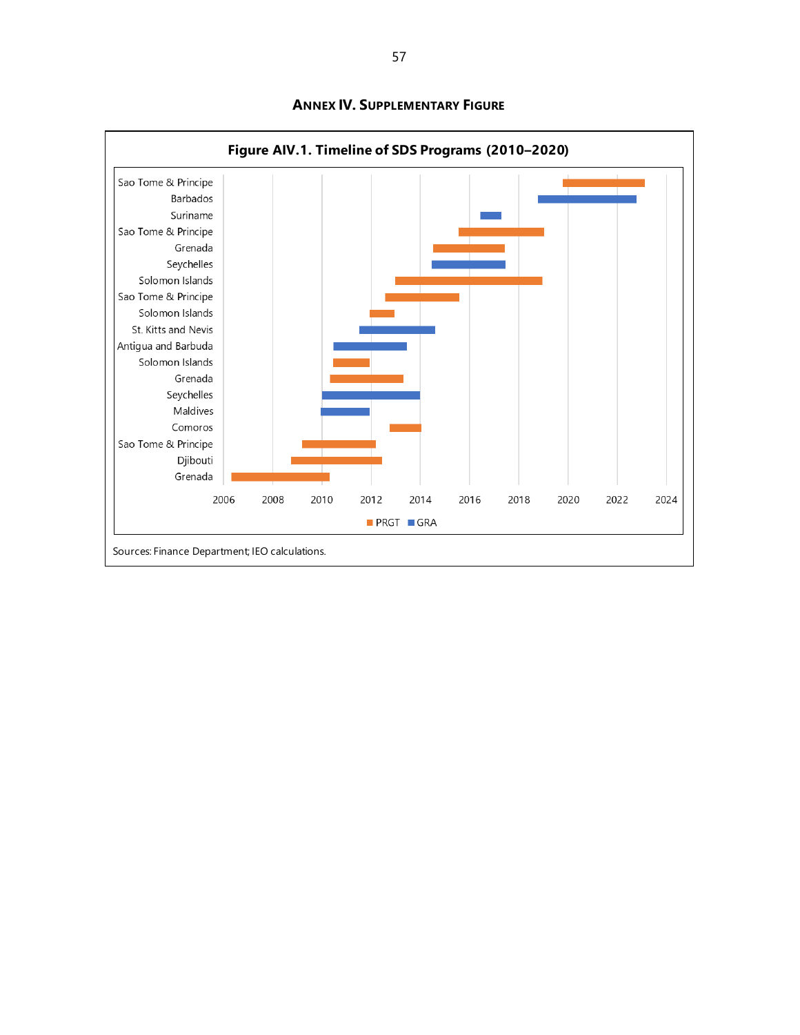# Annex IV. Supplementary Figure

**Figure AIV.1. Timeline of SDS Programs (2010–2020)**

Sao Tome & Principe
Barbados
Suriname
Sao Tome & Principe
Grenada
Seychelles
Solomon Islands
Sao Tome & Principe
Solomon Islands
St. Kitts and Nevis
Antigua and Barbuda
Solomon Islands
Grenada
Seychelles
Maldives
Comoros
Sao Tome & Principe
Djibouti
Grenada

2006 2008 2010 2012 2014 2016 2018 2020 2022 2024

PRGT GRA

Sources: Finance Department; IEO calculations.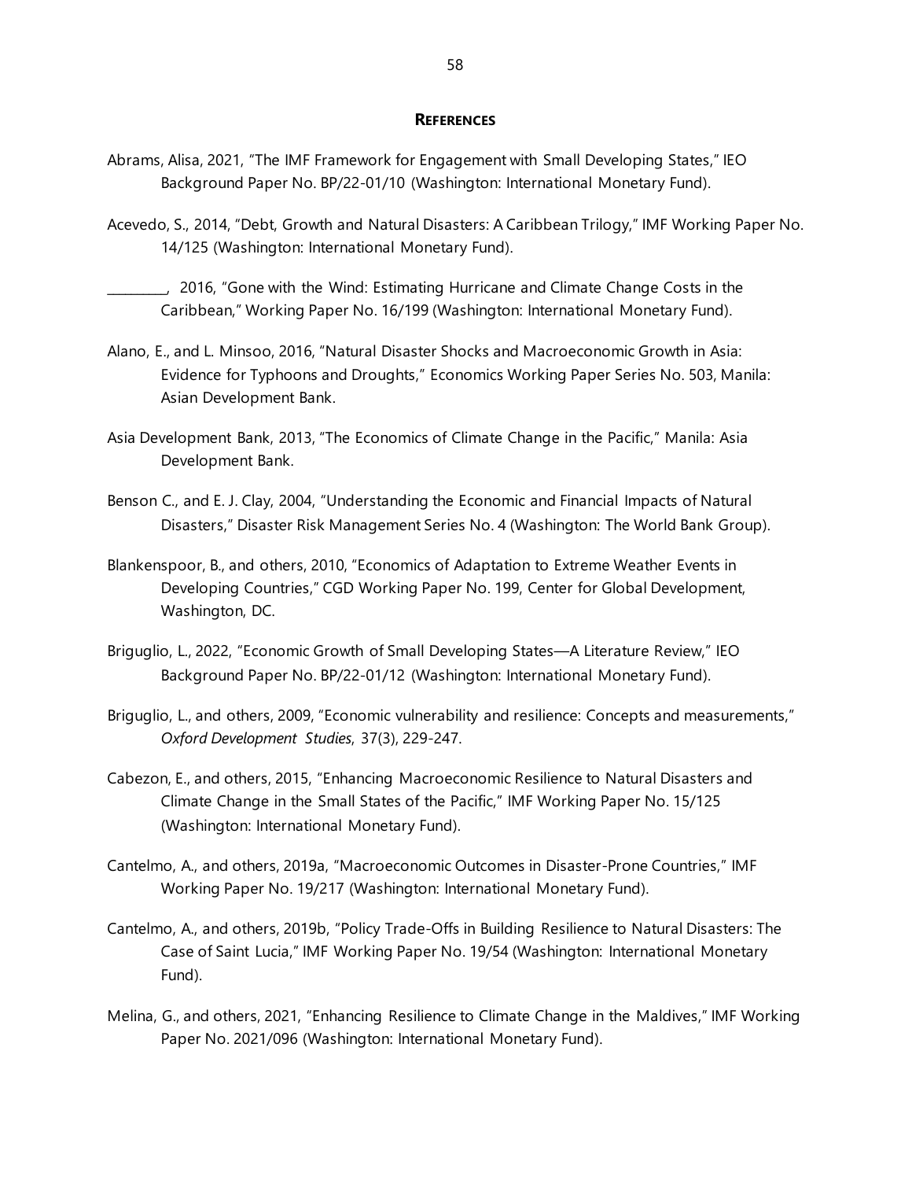## REFERENCES

Abrams, Alisa, 2021, "The IMF Framework for Engagement with Small Developing States," IEO Background Paper No. BP/22-01/10 (Washington: International Monetary Fund).

Acevedo, S., 2014, "Debt, Growth and Natural Disasters: A Caribbean Trilogy," IMF Working Paper No. 14/125 (Washington: International Monetary Fund).

________, 2016, "Gone with the Wind: Estimating Hurricane and Climate Change Costs in the Caribbean," Working Paper No. 16/199 (Washington: International Monetary Fund).

Alano, E., and L. Minsoo, 2016, "Natural Disaster Shocks and Macroeconomic Growth in Asia: Evidence for Typhoons and Droughts," Economics Working Paper Series No. 503, Manila: Asian Development Bank.

Asia Development Bank, 2013, "The Economics of Climate Change in the Pacific," Manila: Asia Development Bank.

Benson C., and E. J. Clay, 2004, "Understanding the Economic and Financial Impacts of Natural Disasters," Disaster Risk Management Series No. 4 (Washington: The World Bank Group).

Blankenspoor, B., and others, 2010, "Economics of Adaptation to Extreme Weather Events in Developing Countries," CGD Working Paper No. 199, Center for Global Development, Washington, DC.

Briguglio, L., 2022, "Economic Growth of Small Developing States—A Literature Review," IEO Background Paper No. BP/22-01/12 (Washington: International Monetary Fund).

Briguglio, L., and others, 2009, "Economic vulnerability and resilience: Concepts and measurements," *Oxford Development Studies*, 37(3), 229-247.

Cabezon, E., and others, 2015, "Enhancing Macroeconomic Resilience to Natural Disasters and Climate Change in the Small States of the Pacific," IMF Working Paper No. 15/125 (Washington: International Monetary Fund).

Cantelmo, A., and others, 2019a, "Macroeconomic Outcomes in Disaster-Prone Countries," IMF Working Paper No. 19/217 (Washington: International Monetary Fund).

Cantelmo, A., and others, 2019b, "Policy Trade-Offs in Building Resilience to Natural Disasters: The Case of Saint Lucia," IMF Working Paper No. 19/54 (Washington: International Monetary Fund).

Melina, G., and others, 2021, "Enhancing Resilience to Climate Change in the Maldives," IMF Working Paper No. 2021/096 (Washington: International Monetary Fund).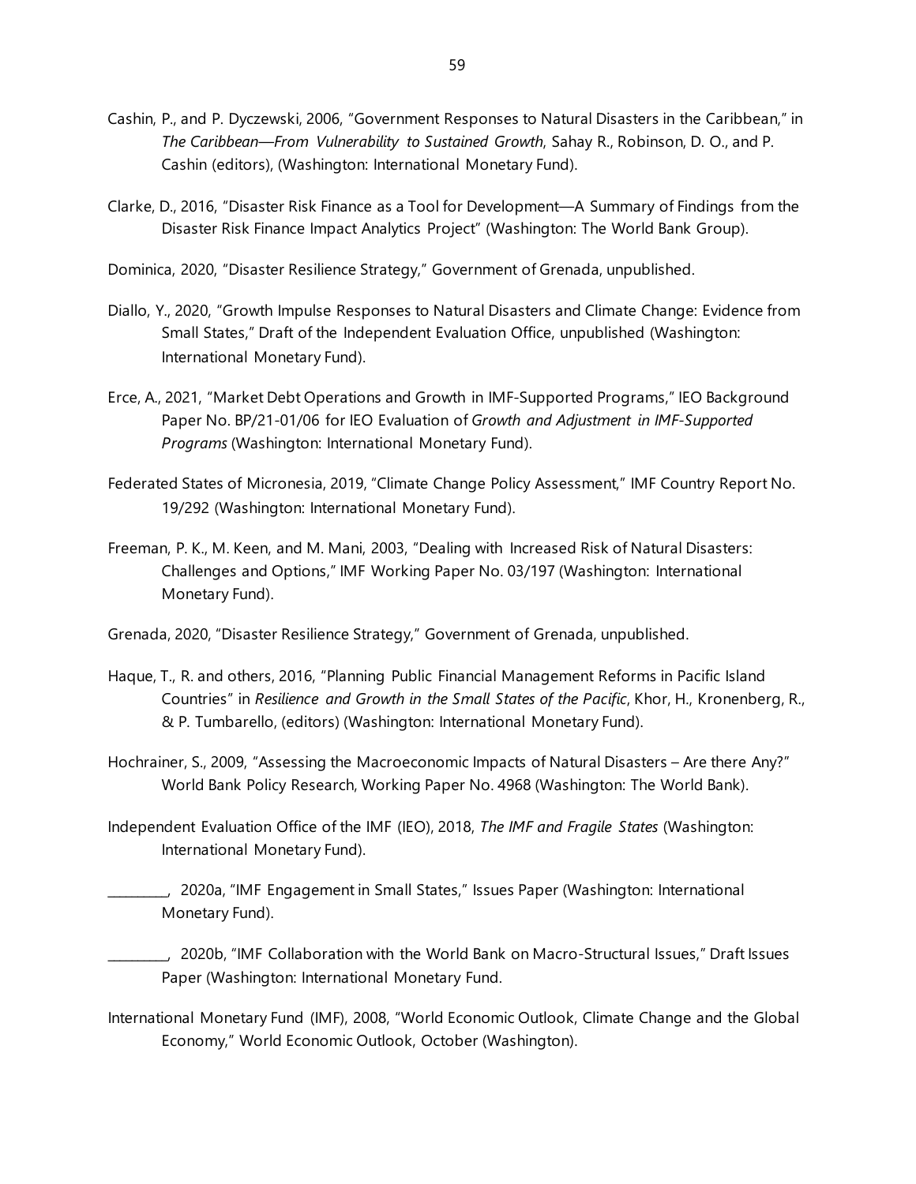Cashin, P., and P. Dyczewski, 2006, "Government Responses to Natural Disasters in the Caribbean," in *The Caribbean—From Vulnerability to Sustained Growth*, Sahay R., Robinson, D. O., and P. Cashin (editors), (Washington: International Monetary Fund).

Clarke, D., 2016, "Disaster Risk Finance as a Tool for Development—A Summary of Findings from the Disaster Risk Finance Impact Analytics Project" (Washington: The World Bank Group).

Dominica, 2020, "Disaster Resilience Strategy," Government of Grenada, unpublished.

Diallo, Y., 2020, "Growth Impulse Responses to Natural Disasters and Climate Change: Evidence from Small States," Draft of the Independent Evaluation Office, unpublished (Washington: International Monetary Fund).

Erce, A., 2021, "Market Debt Operations and Growth in IMF-Supported Programs," IEO Background Paper No. BP/21-01/06 for IEO Evaluation of *Growth and Adjustment in IMF-Supported Programs* (Washington: International Monetary Fund).

Federated States of Micronesia, 2019, "Climate Change Policy Assessment," IMF Country Report No. 19/292 (Washington: International Monetary Fund).

Freeman, P. K., M. Keen, and M. Mani, 2003, "Dealing with Increased Risk of Natural Disasters: Challenges and Options," IMF Working Paper No. 03/197 (Washington: International Monetary Fund).

Grenada, 2020, "Disaster Resilience Strategy," Government of Grenada, unpublished.

Haque, T., R. and others, 2016, "Planning Public Financial Management Reforms in Pacific Island Countries" in *Resilience and Growth in the Small States of the Pacific*, Khor, H., Kronenberg, R., & P. Tumbarello, (editors) (Washington: International Monetary Fund).

Hochrainer, S., 2009, "Assessing the Macroeconomic Impacts of Natural Disasters – Are there Any?" World Bank Policy Research, Working Paper No. 4968 (Washington: The World Bank).

Independent Evaluation Office of the IMF (IEO), 2018, *The IMF and Fragile States* (Washington: International Monetary Fund).

________, 2020a, "IMF Engagement in Small States," Issues Paper (Washington: International Monetary Fund).

________, 2020b, "IMF Collaboration with the World Bank on Macro-Structural Issues," Draft Issues Paper (Washington: International Monetary Fund.

International Monetary Fund (IMF), 2008, "World Economic Outlook, Climate Change and the Global Economy," World Economic Outlook, October (Washington).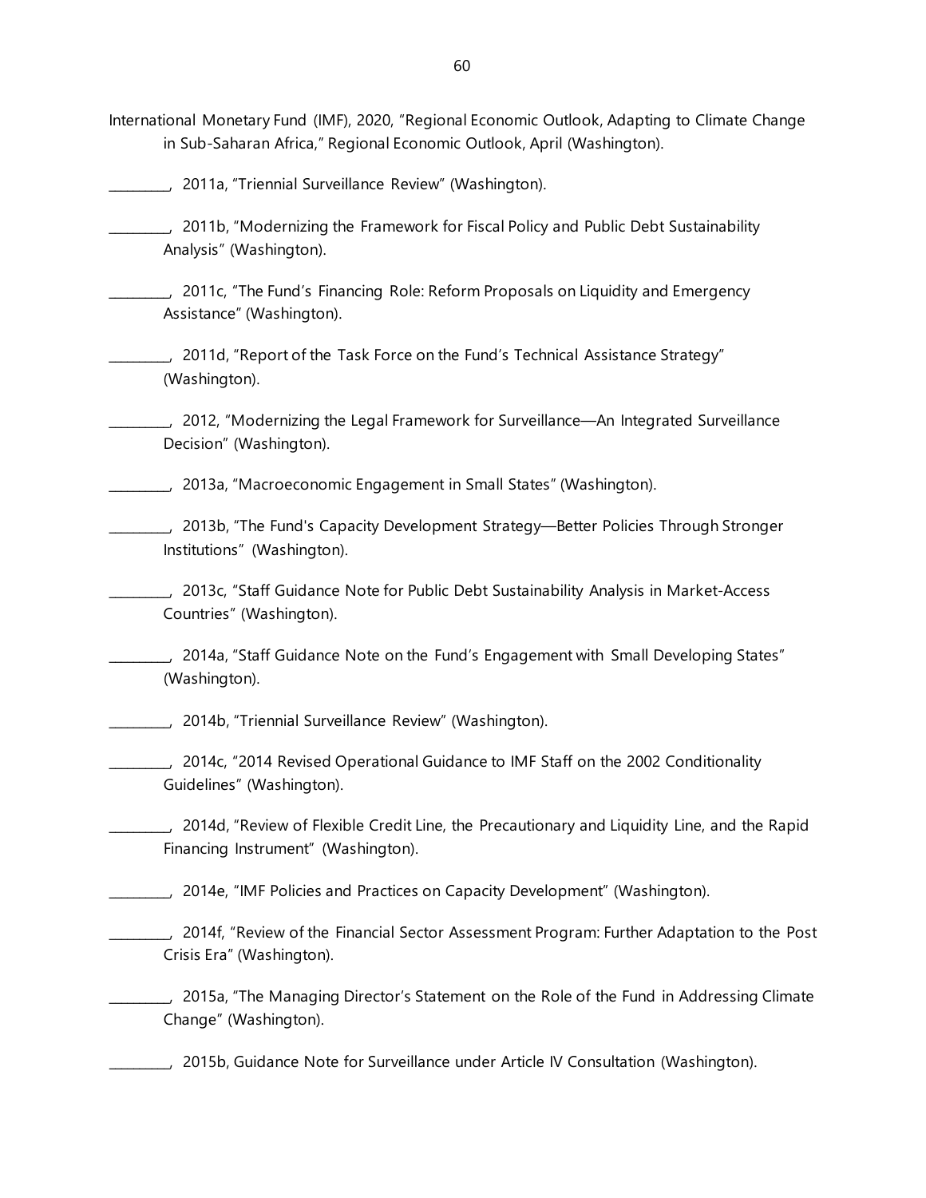International Monetary Fund (IMF), 2020, "Regional Economic Outlook, Adapting to Climate Change in Sub-Saharan Africa," Regional Economic Outlook, April (Washington).

_________, 2011a, "Triennial Surveillance Review" (Washington).

_________, 2011b, "Modernizing the Framework for Fiscal Policy and Public Debt Sustainability Analysis" (Washington).

_________, 2011c, "The Fund's Financing Role: Reform Proposals on Liquidity and Emergency Assistance" (Washington).

_________, 2011d, "Report of the Task Force on the Fund's Technical Assistance Strategy" (Washington).

_________, 2012, "Modernizing the Legal Framework for Surveillance—An Integrated Surveillance Decision" (Washington).

_________, 2013a, "Macroeconomic Engagement in Small States" (Washington).

_________, 2013b, "The Fund's Capacity Development Strategy—Better Policies Through Stronger Institutions" (Washington).

_________, 2013c, "Staff Guidance Note for Public Debt Sustainability Analysis in Market-Access Countries" (Washington).

_________, 2014a, "Staff Guidance Note on the Fund's Engagement with Small Developing States" (Washington).

_________, 2014b, "Triennial Surveillance Review" (Washington).

_________, 2014c, "2014 Revised Operational Guidance to IMF Staff on the 2002 Conditionality Guidelines" (Washington).

_________, 2014d, "Review of Flexible Credit Line, the Precautionary and Liquidity Line, and the Rapid Financing Instrument" (Washington).

_________, 2014e, "IMF Policies and Practices on Capacity Development" (Washington).

_________, 2014f, "Review of the Financial Sector Assessment Program: Further Adaptation to the Post Crisis Era" (Washington).

_________, 2015a, "The Managing Director's Statement on the Role of the Fund in Addressing Climate Change" (Washington).

_________, 2015b, Guidance Note for Surveillance under Article IV Consultation (Washington).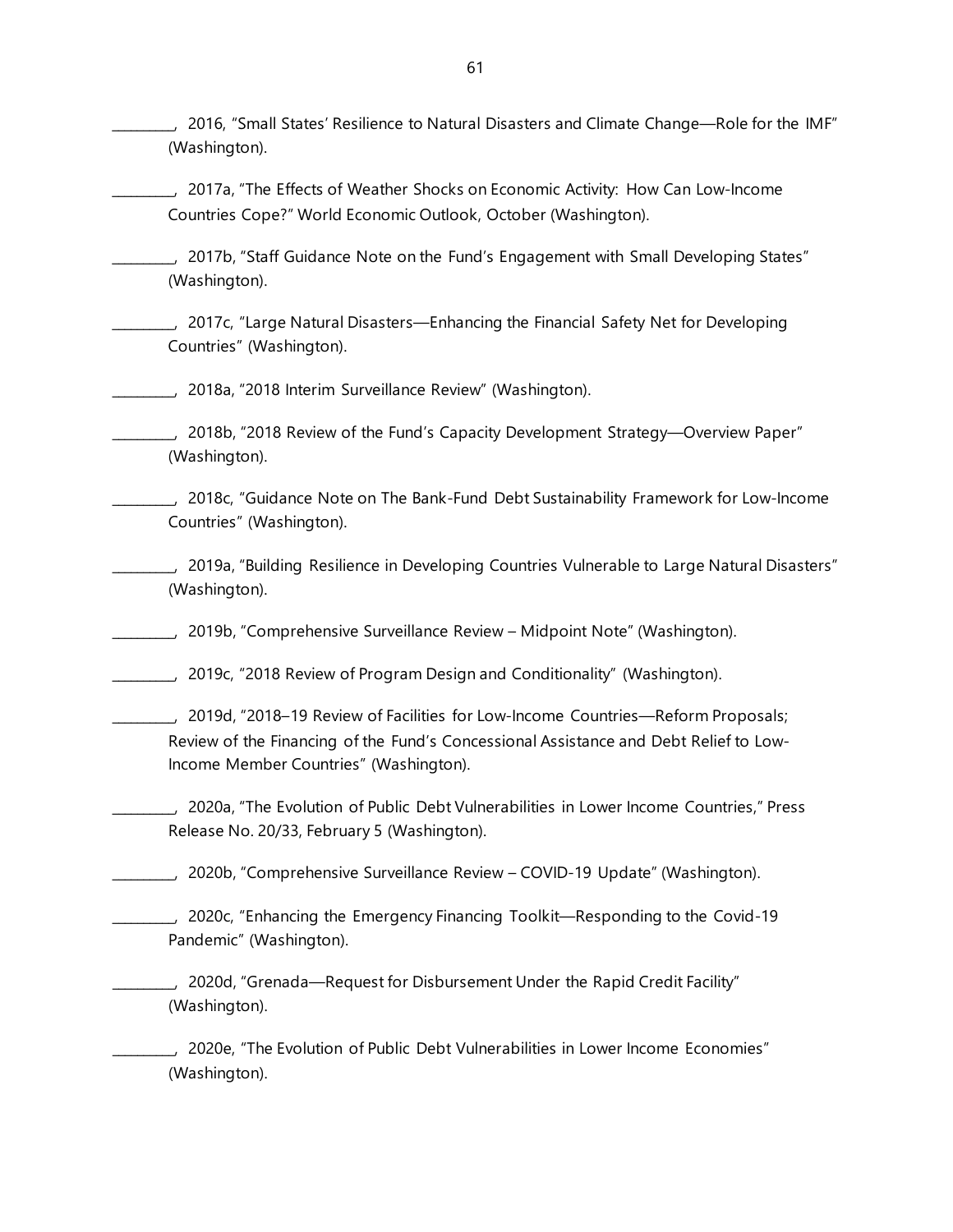_________, 2016, "Small States' Resilience to Natural Disasters and Climate Change—Role for the IMF" (Washington).

_________, 2017a, "The Effects of Weather Shocks on Economic Activity: How Can Low-Income Countries Cope?" World Economic Outlook, October (Washington).

_________, 2017b, "Staff Guidance Note on the Fund's Engagement with Small Developing States" (Washington).

_________, 2017c, "Large Natural Disasters—Enhancing the Financial Safety Net for Developing Countries" (Washington).

_________, 2018a, "2018 Interim Surveillance Review" (Washington).

_________, 2018b, "2018 Review of the Fund's Capacity Development Strategy—Overview Paper" (Washington).

_________, 2018c, "Guidance Note on The Bank-Fund Debt Sustainability Framework for Low-Income Countries" (Washington).

_________, 2019a, "Building Resilience in Developing Countries Vulnerable to Large Natural Disasters" (Washington).

_________, 2019b, "Comprehensive Surveillance Review – Midpoint Note" (Washington).

_________, 2019c, "2018 Review of Program Design and Conditionality" (Washington).

_________, 2019d, "2018–19 Review of Facilities for Low-Income Countries—Reform Proposals; Review of the Financing of the Fund's Concessional Assistance and Debt Relief to Low-Income Member Countries" (Washington).

_________, 2020a, "The Evolution of Public Debt Vulnerabilities in Lower Income Countries," Press Release No. 20/33, February 5 (Washington).

_________, 2020b, "Comprehensive Surveillance Review – COVID-19 Update" (Washington).

_________, 2020c, "Enhancing the Emergency Financing Toolkit—Responding to the Covid-19 Pandemic" (Washington).

_________, 2020d, "Grenada—Request for Disbursement Under the Rapid Credit Facility" (Washington).

_________, 2020e, "The Evolution of Public Debt Vulnerabilities in Lower Income Economies" (Washington).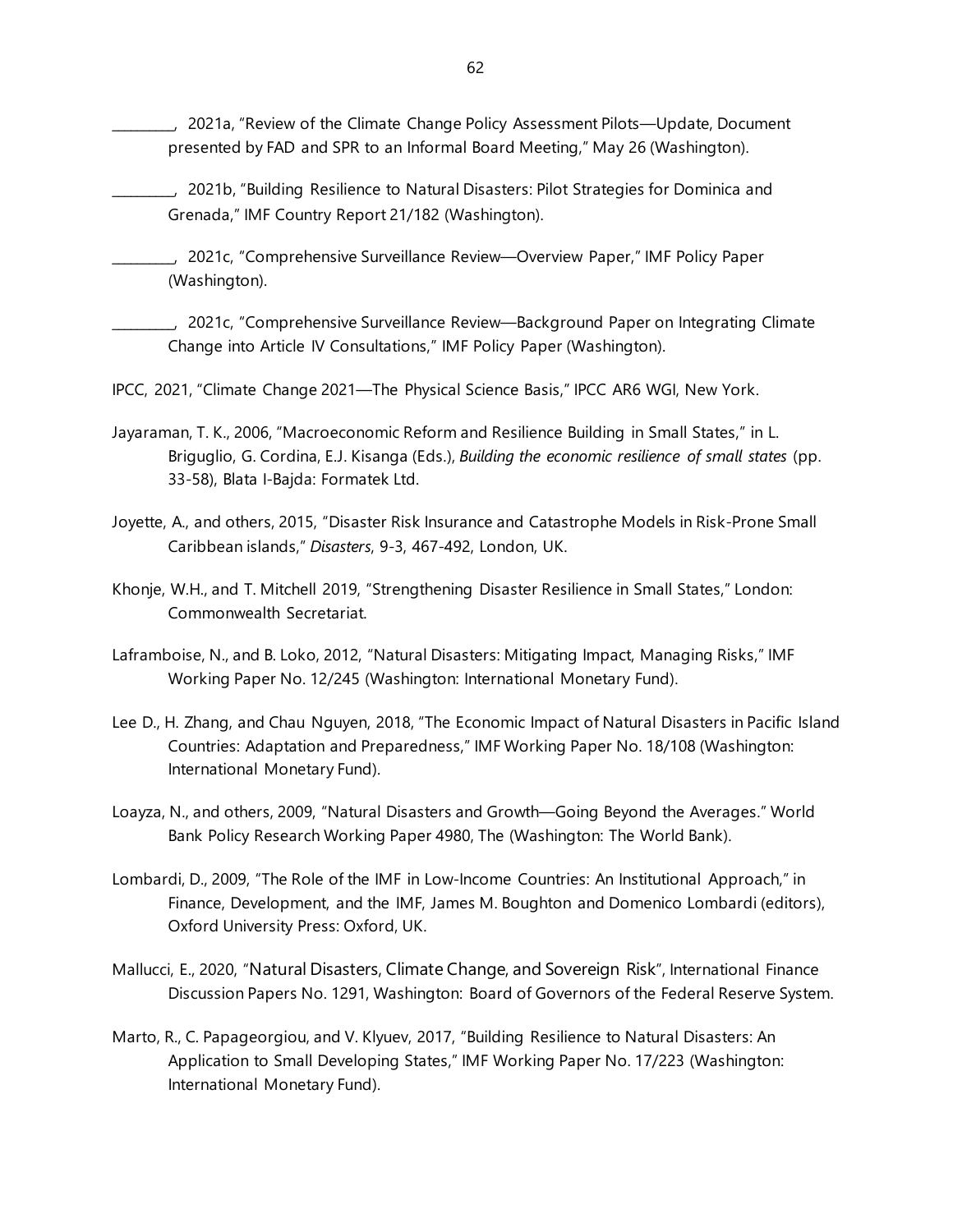________, 2021a, "Review of the Climate Change Policy Assessment Pilots—Update, Document presented by FAD and SPR to an Informal Board Meeting," May 26 (Washington).

________, 2021b, "Building Resilience to Natural Disasters: Pilot Strategies for Dominica and Grenada," IMF Country Report 21/182 (Washington).

________, 2021c, "Comprehensive Surveillance Review—Overview Paper," IMF Policy Paper (Washington).

________, 2021c, "Comprehensive Surveillance Review—Background Paper on Integrating Climate Change into Article IV Consultations," IMF Policy Paper (Washington).

IPCC, 2021, "Climate Change 2021—The Physical Science Basis," IPCC AR6 WGI, New York.

Jayaraman, T. K., 2006, "Macroeconomic Reform and Resilience Building in Small States," in L. Briguglio, G. Cordina, E.J. Kisanga (Eds.), *Building the economic resilience of small states* (pp. 33-58), Blata I-Bajda: Formatek Ltd.

Joyette, A., and others, 2015, "Disaster Risk Insurance and Catastrophe Models in Risk-Prone Small Caribbean islands," *Disasters*, 9-3, 467-492, London, UK.

Khonje, W.H., and T. Mitchell 2019, "Strengthening Disaster Resilience in Small States," London: Commonwealth Secretariat.

Laframboise, N., and B. Loko, 2012, "Natural Disasters: Mitigating Impact, Managing Risks," IMF Working Paper No. 12/245 (Washington: International Monetary Fund).

Lee D., H. Zhang, and Chau Nguyen, 2018, "The Economic Impact of Natural Disasters in Pacific Island Countries: Adaptation and Preparedness," IMF Working Paper No. 18/108 (Washington: International Monetary Fund).

Loayza, N., and others, 2009, "Natural Disasters and Growth—Going Beyond the Averages." World Bank Policy Research Working Paper 4980, The (Washington: The World Bank).

Lombardi, D., 2009, "The Role of the IMF in Low-Income Countries: An Institutional Approach," in Finance, Development, and the IMF, James M. Boughton and Domenico Lombardi (editors), Oxford University Press: Oxford, UK.

Mallucci, E., 2020, "Natural Disasters, Climate Change, and Sovereign Risk", International Finance Discussion Papers No. 1291, Washington: Board of Governors of the Federal Reserve System.

Marto, R., C. Papageorgiou, and V. Klyuev, 2017, "Building Resilience to Natural Disasters: An Application to Small Developing States," IMF Working Paper No. 17/223 (Washington: International Monetary Fund).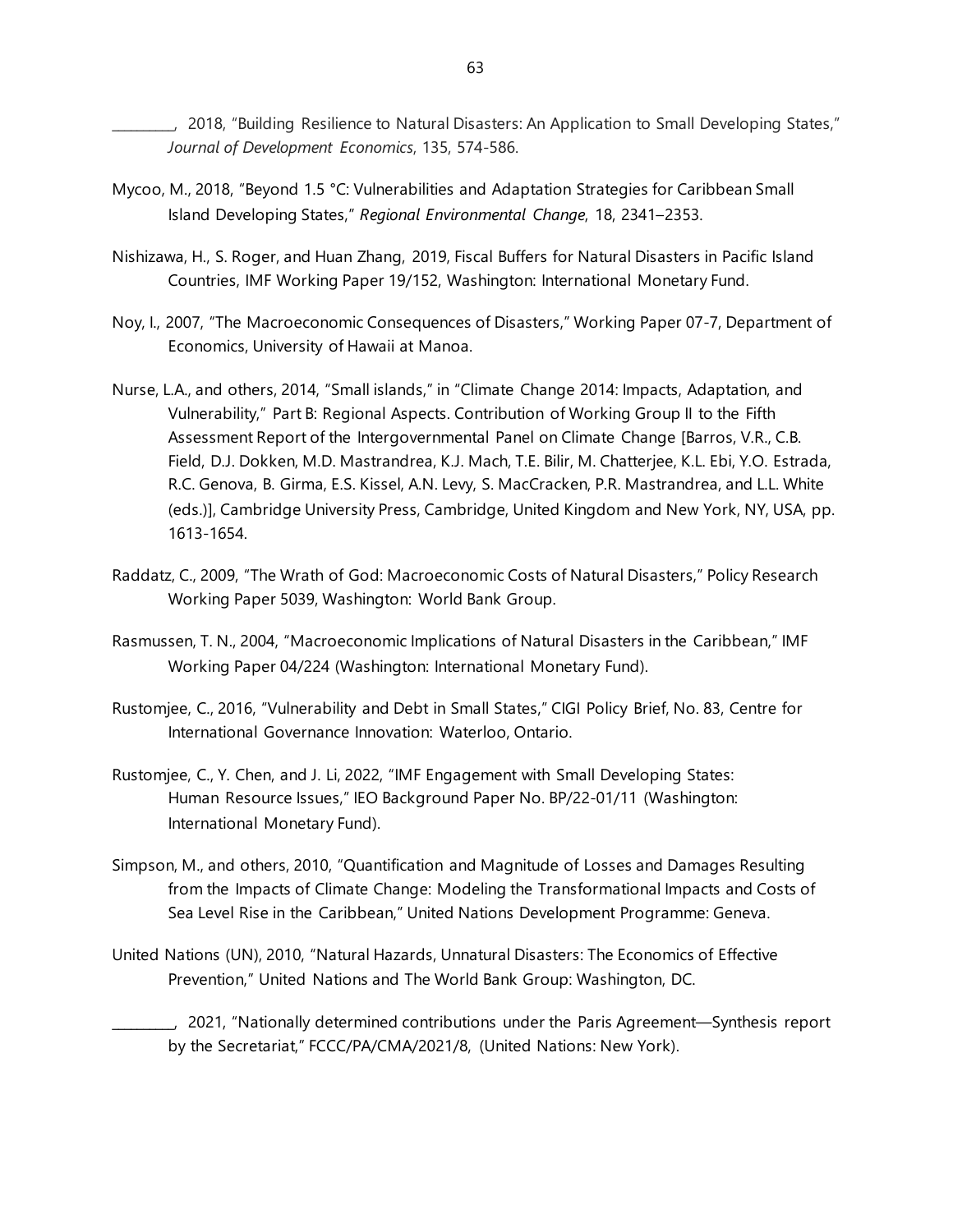________, 2018, "Building Resilience to Natural Disasters: An Application to Small Developing States," *Journal of Development Economics*, 135, 574-586.

Mycoo, M., 2018, "Beyond 1.5 °C: Vulnerabilities and Adaptation Strategies for Caribbean Small Island Developing States," *Regional Environmental Change*, 18, 2341–2353.

Nishizawa, H., S. Roger, and Huan Zhang, 2019, Fiscal Buffers for Natural Disasters in Pacific Island Countries, IMF Working Paper 19/152, Washington: International Monetary Fund.

Noy, I., 2007, "The Macroeconomic Consequences of Disasters," Working Paper 07-7, Department of Economics, University of Hawaii at Manoa.

Nurse, L.A., and others, 2014, "Small islands," in "Climate Change 2014: Impacts, Adaptation, and Vulnerability," Part B: Regional Aspects. Contribution of Working Group II to the Fifth Assessment Report of the Intergovernmental Panel on Climate Change [Barros, V.R., C.B. Field, D.J. Dokken, M.D. Mastrandrea, K.J. Mach, T.E. Bilir, M. Chatterjee, K.L. Ebi, Y.O. Estrada, R.C. Genova, B. Girma, E.S. Kissel, A.N. Levy, S. MacCracken, P.R. Mastrandrea, and L.L. White (eds.)], Cambridge University Press, Cambridge, United Kingdom and New York, NY, USA, pp. 1613-1654.

Raddatz, C., 2009, "The Wrath of God: Macroeconomic Costs of Natural Disasters," Policy Research Working Paper 5039, Washington: World Bank Group.

Rasmussen, T. N., 2004, "Macroeconomic Implications of Natural Disasters in the Caribbean," IMF Working Paper 04/224 (Washington: International Monetary Fund).

Rustomjee, C., 2016, "Vulnerability and Debt in Small States," CIGI Policy Brief, No. 83, Centre for International Governance Innovation: Waterloo, Ontario.

Rustomjee, C., Y. Chen, and J. Li, 2022, "IMF Engagement with Small Developing States: Human Resource Issues," IEO Background Paper No. BP/22-01/11 (Washington: International Monetary Fund).

Simpson, M., and others, 2010, "Quantification and Magnitude of Losses and Damages Resulting from the Impacts of Climate Change: Modeling the Transformational Impacts and Costs of Sea Level Rise in the Caribbean," United Nations Development Programme: Geneva.

United Nations (UN), 2010, "Natural Hazards, Unnatural Disasters: The Economics of Effective Prevention," United Nations and The World Bank Group: Washington, DC.

________, 2021, "Nationally determined contributions under the Paris Agreement—Synthesis report by the Secretariat," FCCC/PA/CMA/2021/8, (United Nations: New York).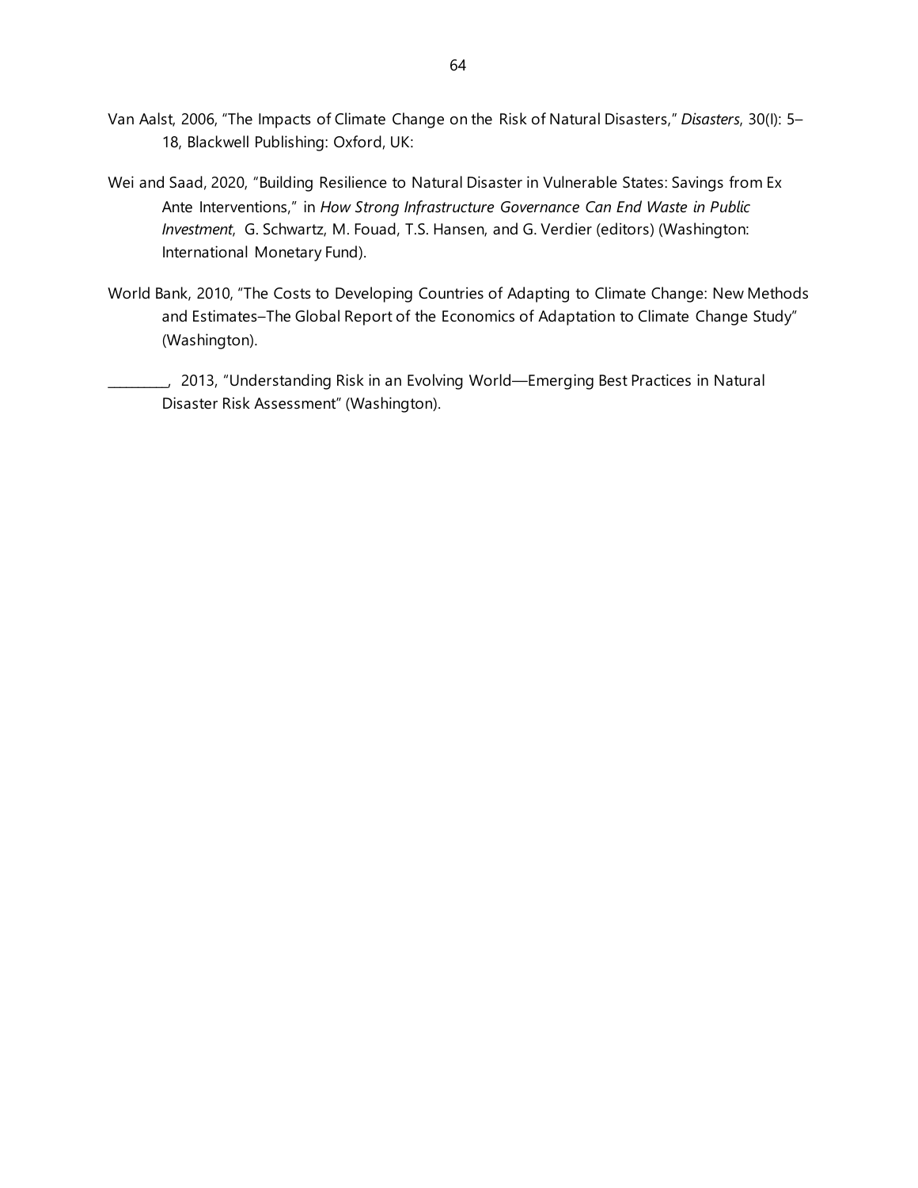Van Aalst, 2006, "The Impacts of Climate Change on the Risk of Natural Disasters," *Disasters*, 30(I): 5–18, Blackwell Publishing: Oxford, UK:

Wei and Saad, 2020, "Building Resilience to Natural Disaster in Vulnerable States: Savings from Ex Ante Interventions," in *How Strong Infrastructure Governance Can End Waste in Public Investment*, G. Schwartz, M. Fouad, T.S. Hansen, and G. Verdier (editors) (Washington: International Monetary Fund).

World Bank, 2010, "The Costs to Developing Countries of Adapting to Climate Change: New Methods and Estimates–The Global Report of the Economics of Adaptation to Climate Change Study" (Washington).

________, 2013, "Understanding Risk in an Evolving World—Emerging Best Practices in Natural Disaster Risk Assessment" (Washington).